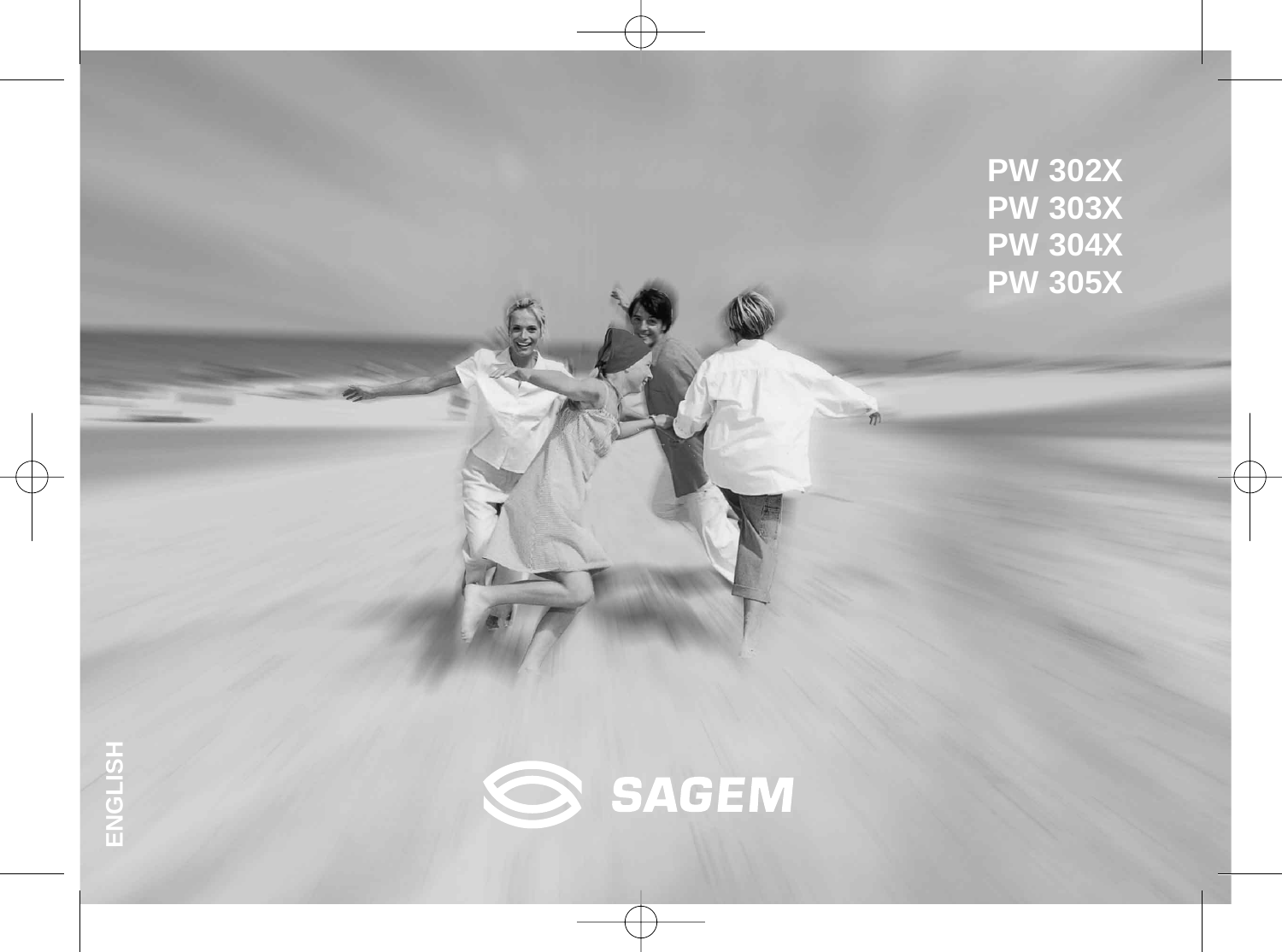PW 302X
PW 303X
PW 304X
PW 305X

ENGLISH

SAGEM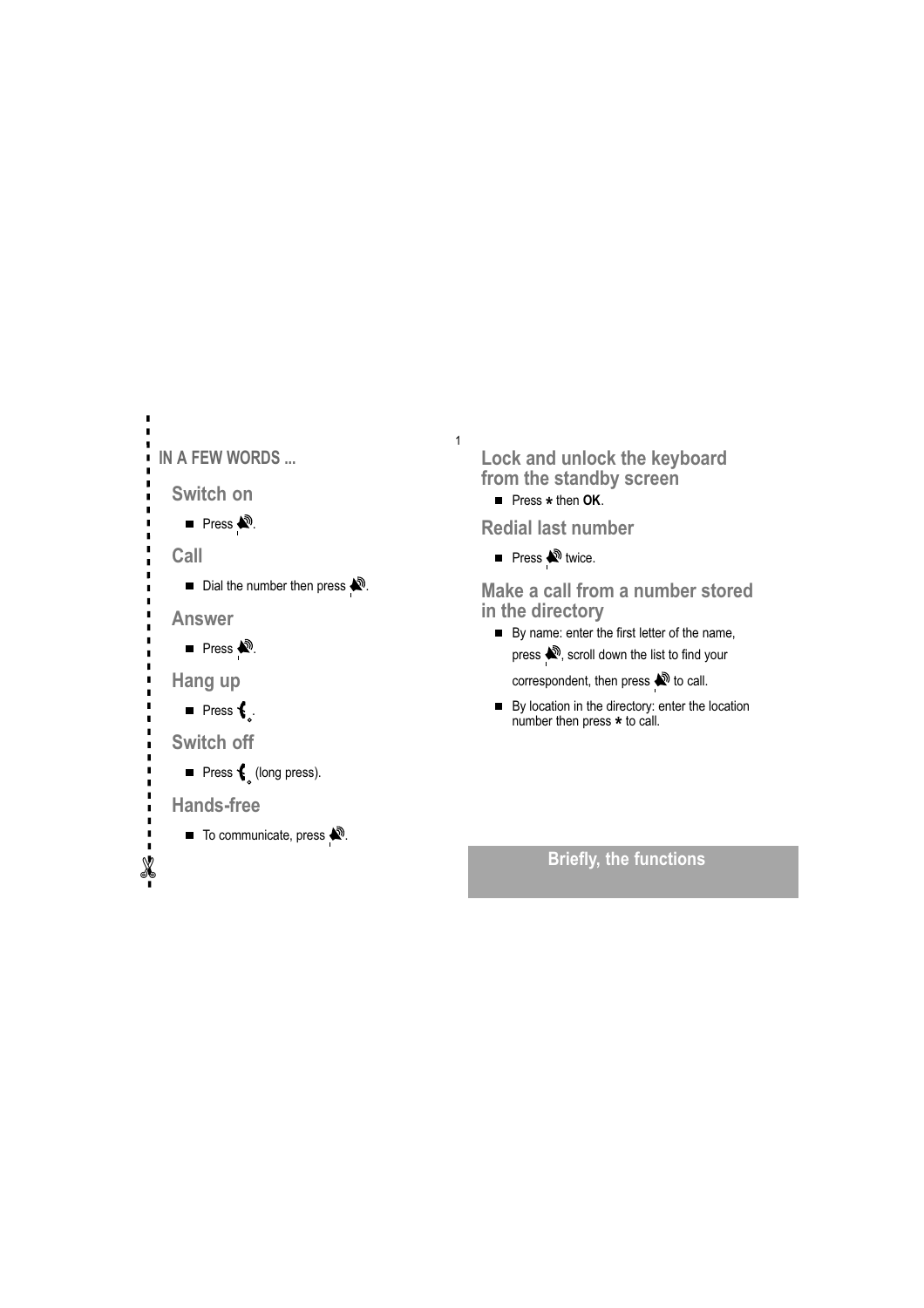# IN A FEW WORDS ...

## Switch on

- Press 🔊.

## Call

- Dial the number then press 🔊.

## Answer

- Press 🔊.

## Hang up

- Press 📞.

## Switch off

- Press 📞 (long press).

## Hands-free

- To communicate, press 🔊.

## Lock and unlock the keyboard from the standby screen

- Press * then **OK**.

## Redial last number

- Press 🔊 twice.

## Make a call from a number stored in the directory

- By name: enter the first letter of the name, press 🔊, scroll down the list to find your correspondent, then press 🔊 to call.
- By location in the directory: enter the location number then press * to call.

**Briefly, the functions**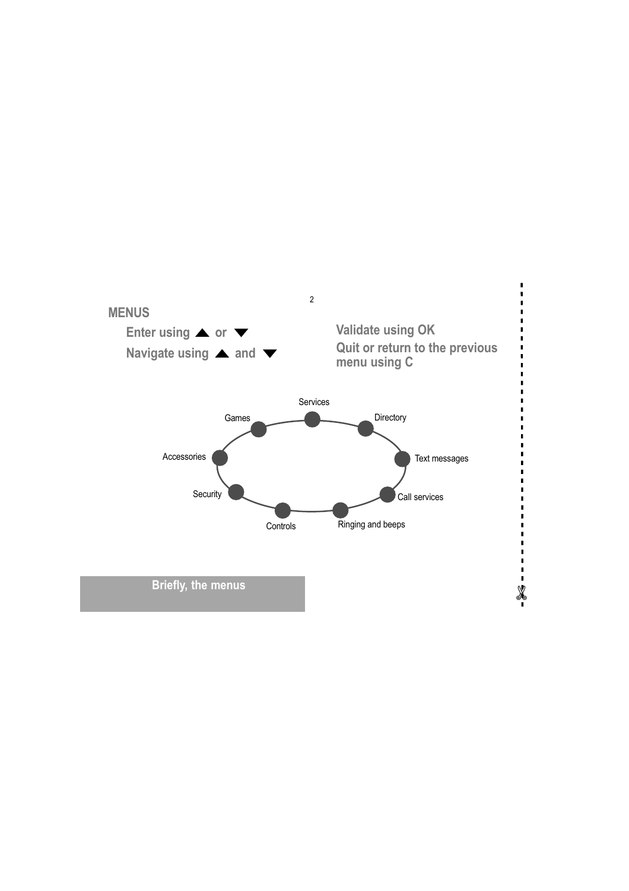## MENUS

Enter using ▲ or ▼

Navigate using ▲ and ▼

Validate using OK

Quit or return to the previous menu using C

Services

Directory

Text messages

Call services

Ringing and beeps

Controls

Security

Accessories

Games

**Briefly, the menus**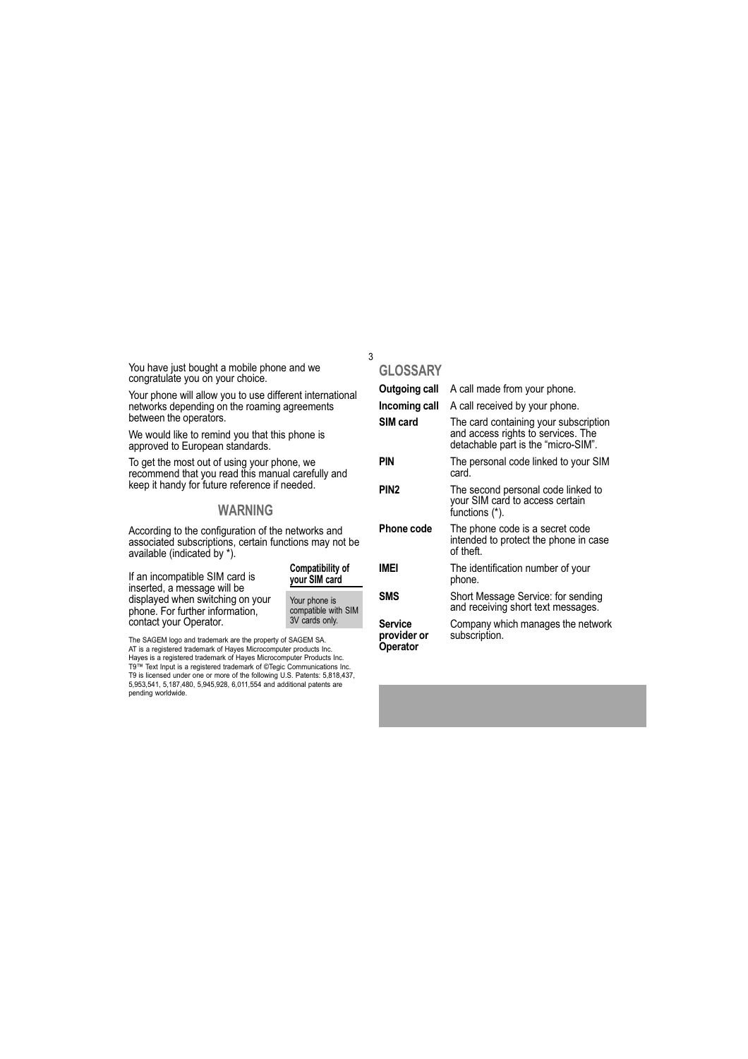You have just bought a mobile phone and we congratulate you on your choice.

Your phone will allow you to use different international networks depending on the roaming agreements between the operators.

We would like to remind you that this phone is approved to European standards.

To get the most out of using your phone, we recommend that you read this manual carefully and keep it handy for future reference if needed.

## WARNING

According to the configuration of the networks and associated subscriptions, certain functions may not be available (indicated by *).

If an incompatible SIM card is inserted, a message will be displayed when switching on your phone. For further information, contact your Operator.

**Compatibility of your SIM card**

Your phone is compatible with SIM 3V cards only.

The SAGEM logo and trademark are the property of SAGEM SA.
AT is a registered trademark of Hayes Microcomputer products Inc.
Hayes is a registered trademark of Hayes Microcomputer Products Inc.
T9™ Text Input is a registered trademark of ©Tegic Communications Inc.
T9 is licensed under one or more of the following U.S. Patents: 5,818,437, 5,953,541, 5,187,480, 5,945,928, 6,011,554 and additional patents are pending worldwide.

## GLOSSARY

| | |
|---|---|
| **Outgoing call** | A call made from your phone. |
| **Incoming call** | A call received by your phone. |
| **SIM card** | The card containing your subscription and access rights to services. The detachable part is the “micro-SIM”. |
| **PIN** | The personal code linked to your SIM card. |
| **PIN2** | The second personal code linked to your SIM card to access certain functions (*). |
| **Phone code** | The phone code is a secret code intended to protect the phone in case of theft. |
| **IMEI** | The identification number of your phone. |
| **SMS** | Short Message Service: for sending and receiving short text messages. |
| **Service provider or Operator** | Company which manages the network subscription. |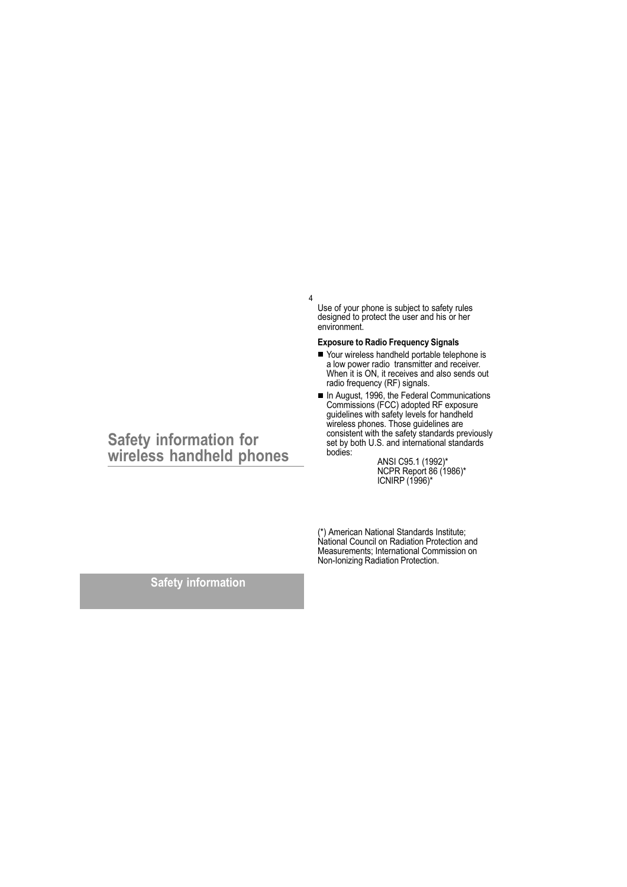# Safety information for wireless handheld phones

Use of your phone is subject to safety rules designed to protect the user and his or her environment.

**Exposure to Radio Frequency Signals**

- Your wireless handheld portable telephone is a low power radio transmitter and receiver. When it is ON, it receives and also sends out radio frequency (RF) signals.
- In August, 1996, the Federal Communications Commissions (FCC) adopted RF exposure guidelines with safety levels for handheld wireless phones. Those guidelines are consistent with the safety standards previously set by both U.S. and international standards bodies:

  ANSI C95.1 (1992)*
  NCPR Report 86 (1986)*
  ICNIRP (1996)*

(*) American National Standards Institute; National Council on Radiation Protection and Measurements; International Commission on Non-Ionizing Radiation Protection.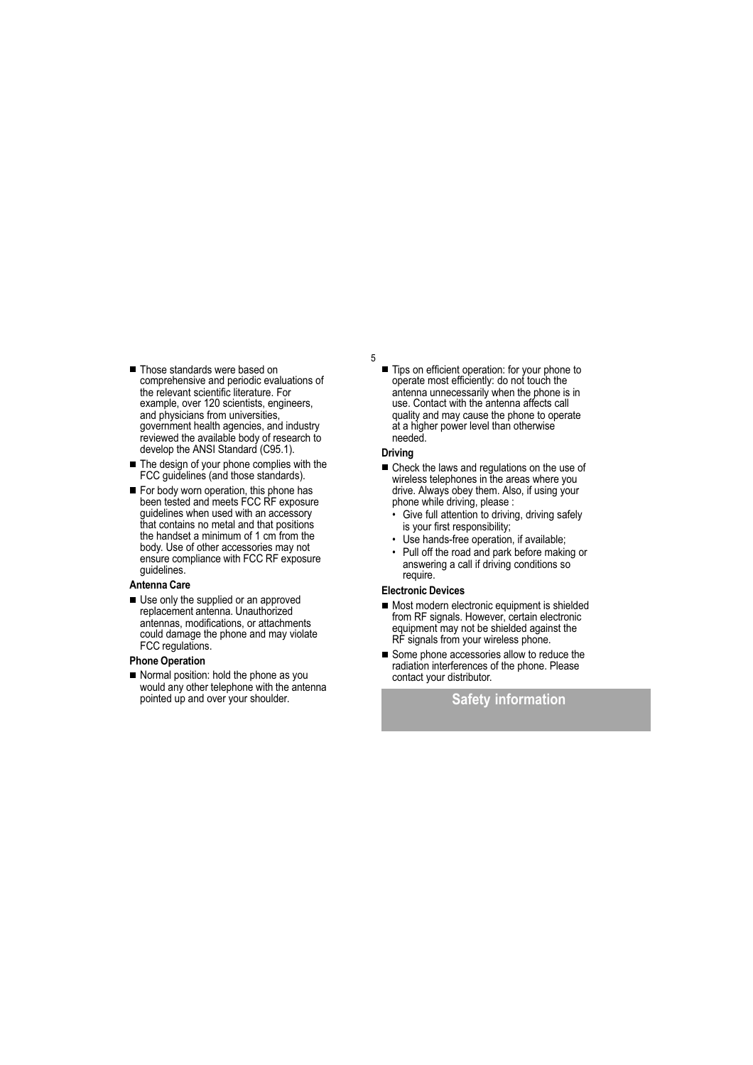- Those standards were based on comprehensive and periodic evaluations of the relevant scientific literature. For example, over 120 scientists, engineers, and physicians from universities, government health agencies, and industry reviewed the available body of research to develop the ANSI Standard (C95.1).
- The design of your phone complies with the FCC guidelines (and those standards).
- For body worn operation, this phone has been tested and meets FCC RF exposure guidelines when used with an accessory that contains no metal and that positions the handset a minimum of 1 cm from the body. Use of other accessories may not ensure compliance with FCC RF exposure guidelines.

**Antenna Care**

- Use only the supplied or an approved replacement antenna. Unauthorized antennas, modifications, or attachments could damage the phone and may violate FCC regulations.

**Phone Operation**

- Normal position: hold the phone as you would any other telephone with the antenna pointed up and over your shoulder.
- Tips on efficient operation: for your phone to operate most efficiently: do not touch the antenna unnecessarily when the phone is in use. Contact with the antenna affects call quality and may cause the phone to operate at a higher power level than otherwise needed.

**Driving**

- Check the laws and regulations on the use of wireless telephones in the areas where you drive. Always obey them. Also, if using your phone while driving, please :
  - Give full attention to driving, driving safely is your first responsibility;
  - Use hands-free operation, if available;
  - Pull off the road and park before making or answering a call if driving conditions so require.

**Electronic Devices**

- Most modern electronic equipment is shielded from RF signals. However, certain electronic equipment may not be shielded against the RF signals from your wireless phone.
- Some phone accessories allow to reduce the radiation interferences of the phone. Please contact your distributor.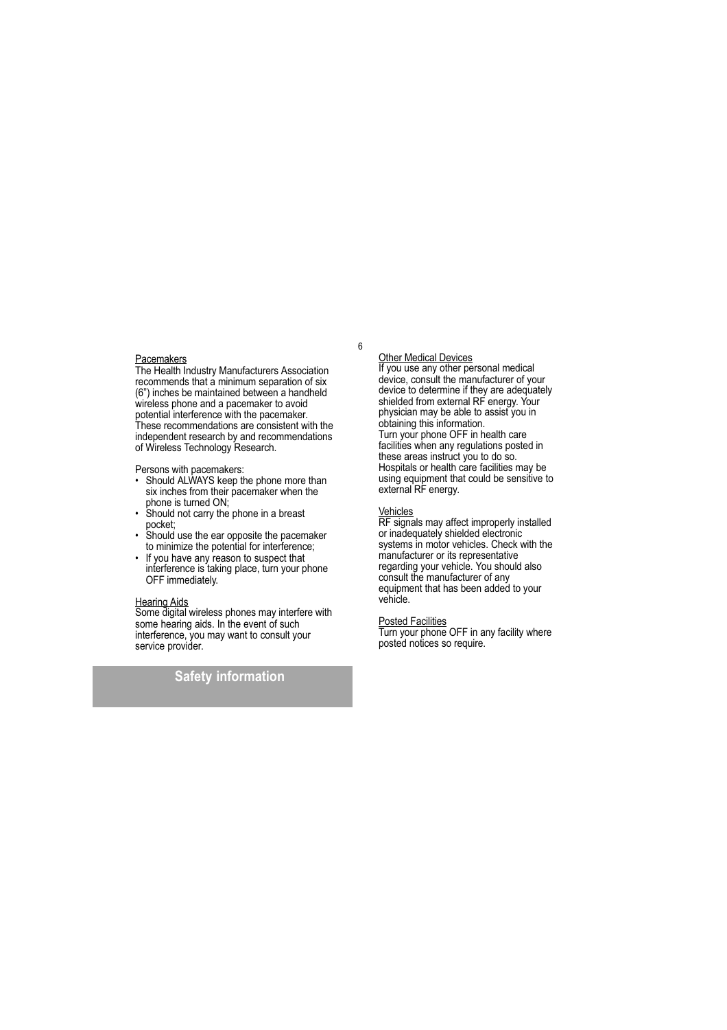Pacemakers

The Health Industry Manufacturers Association recommends that a minimum separation of six (6”) inches be maintained between a handheld wireless phone and a pacemaker to avoid potential interference with the pacemaker. These recommendations are consistent with the independent research by and recommendations of Wireless Technology Research.

Persons with pacemakers:

- Should ALWAYS keep the phone more than six inches from their pacemaker when the phone is turned ON;
- Should not carry the phone in a breast pocket;
- Should use the ear opposite the pacemaker to minimize the potential for interference;
- If you have any reason to suspect that interference is taking place, turn your phone OFF immediately.

Hearing Aids

Some digital wireless phones may interfere with some hearing aids. In the event of such interference, you may want to consult your service provider.

## Safety information

Other Medical Devices

If you use any other personal medical device, consult the manufacturer of your device to determine if they are adequately shielded from external RF energy. Your physician may be able to assist you in obtaining this information.
Turn your phone OFF in health care facilities when any regulations posted in these areas instruct you to do so. Hospitals or health care facilities may be using equipment that could be sensitive to external RF energy.

Vehicles

RF signals may affect improperly installed or inadequately shielded electronic systems in motor vehicles. Check with the manufacturer or its representative regarding your vehicle. You should also consult the manufacturer of any equipment that has been added to your vehicle.

Posted Facilities

Turn your phone OFF in any facility where posted notices so require.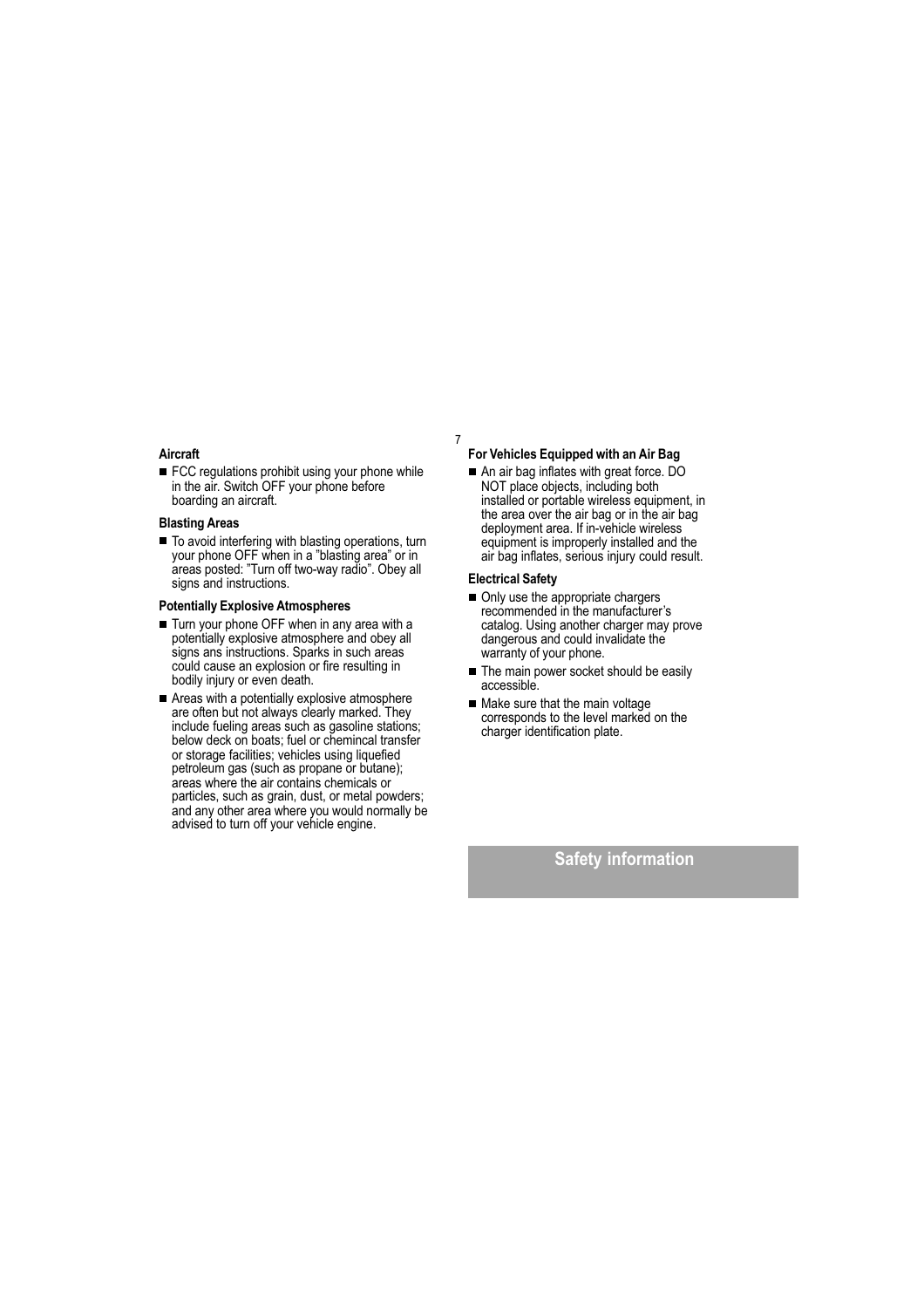### Aircraft

- FCC regulations prohibit using your phone while in the air. Switch OFF your phone before boarding an aircraft.

### Blasting Areas

- To avoid interfering with blasting operations, turn your phone OFF when in a "blasting area" or in areas posted: "Turn off two-way radio". Obey all signs and instructions.

### Potentially Explosive Atmospheres

- Turn your phone OFF when in any area with a potentially explosive atmosphere and obey all signs ans instructions. Sparks in such areas could cause an explosion or fire resulting in bodily injury or even death.
- Areas with a potentially explosive atmosphere are often but not always clearly marked. They include fueling areas such as gasoline stations; below deck on boats; fuel or chemincal transfer or storage facilities; vehicles using liquefied petroleum gas (such as propane or butane); areas where the air contains chemicals or particles, such as grain, dust, or metal powders; and any other area where you would normally be advised to turn off your vehicle engine.

### For Vehicles Equipped with an Air Bag

- An air bag inflates with great force. DO NOT place objects, including both installed or portable wireless equipment, in the area over the air bag or in the air bag deployment area. If in-vehicle wireless equipment is improperly installed and the air bag inflates, serious injury could result.

### Electrical Safety

- Only use the appropriate chargers recommended in the manufacturer's catalog. Using another charger may prove dangerous and could invalidate the warranty of your phone.
- The main power socket should be easily accessible.
- Make sure that the main voltage corresponds to the level marked on the charger identification plate.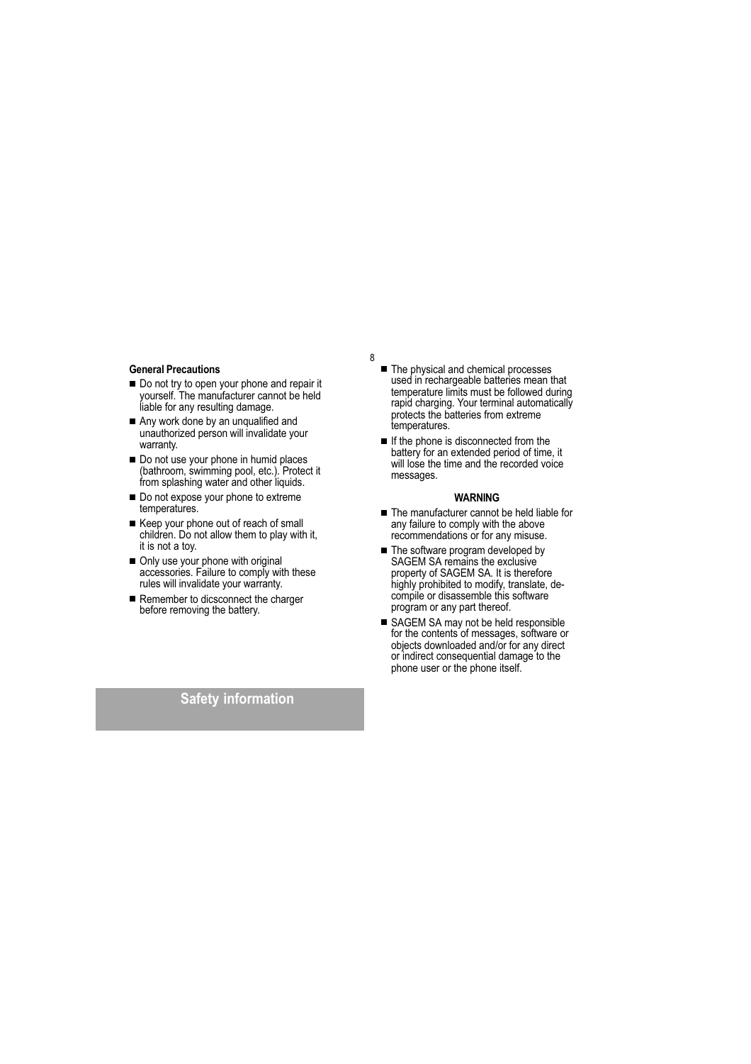## Safety information

### General Precautions

- Do not try to open your phone and repair it yourself. The manufacturer cannot be held liable for any resulting damage.
- Any work done by an unqualified and unauthorized person will invalidate your warranty.
- Do not use your phone in humid places (bathroom, swimming pool, etc.). Protect it from splashing water and other liquids.
- Do not expose your phone to extreme temperatures.
- Keep your phone out of reach of small children. Do not allow them to play with it, it is not a toy.
- Only use your phone with original accessories. Failure to comply with these rules will invalidate your warranty.
- Remember to dicsconnect the charger before removing the battery.
- The physical and chemical processes used in rechargeable batteries mean that temperature limits must be followed during rapid charging. Your terminal automatically protects the batteries from extreme temperatures.
- If the phone is disconnected from the battery for an extended period of time, it will lose the time and the recorded voice messages.

**WARNING**

- The manufacturer cannot be held liable for any failure to comply with the above recommendations or for any misuse.
- The software program developed by SAGEM SA remains the exclusive property of SAGEM SA. It is therefore highly prohibited to modify, translate, de-compile or disassemble this software program or any part thereof.
- SAGEM SA may not be held responsible for the contents of messages, software or objects downloaded and/or for any direct or indirect consequential damage to the phone user or the phone itself.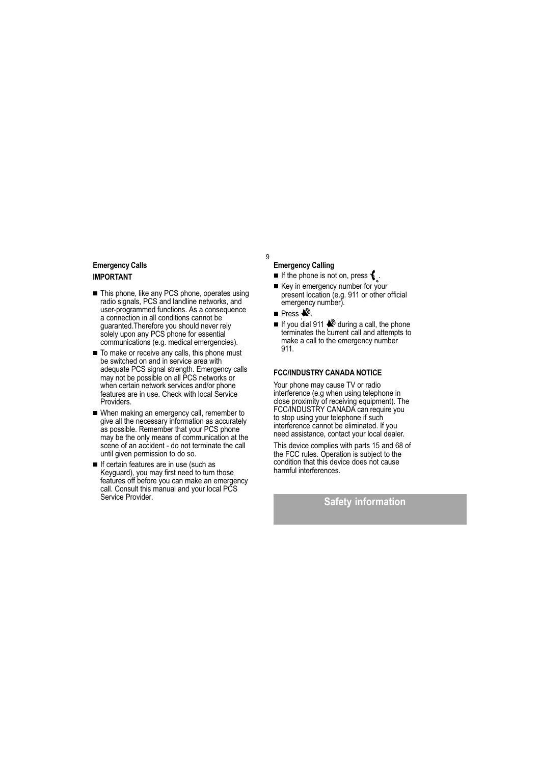## Emergency Calls

**IMPORTANT**

- This phone, like any PCS phone, operates using radio signals, PCS and landline networks, and user-programmed functions. As a consequence a connection in all conditions cannot be guaranted.Therefore you should never rely solely upon any PCS phone for essential communications (e.g. medical emergencies).
- To make or receive any calls, this phone must be switched on and in service area with adequate PCS signal strength. Emergency calls may not be possible on all PCS networks or when certain network services and/or phone features are in use. Check with local Service Providers.
- When making an emergency call, remember to give all the necessary information as accurately as possible. Remember that your PCS phone may be the only means of communication at the scene of an accident - do not terminate the call until given permission to do so.
- If certain features are in use (such as Keyguard), you may first need to turn those features off before you can make an emergency call. Consult this manual and your local PCS Service Provider.

### Emergency Calling

- If the phone is not on, press .
- Key in emergency number for your present location (e.g. 911 or other official emergency number).
- Press .
- If you dial 911  during a call, the phone terminates the current call and attempts to make a call to the emergency number 911.

## FCC/INDUSTRY CANADA NOTICE

Your phone may cause TV or radio interference (e.g when using telephone in close proximity of receiving equipment). The FCC/INDUSTRY CANADA can require you to stop using your telephone if such interference cannot be eliminated. If you need assistance, contact your local dealer.

This device complies with parts 15 and 68 of the FCC rules. Operation is subject to the condition that this device does not cause harmful interferences.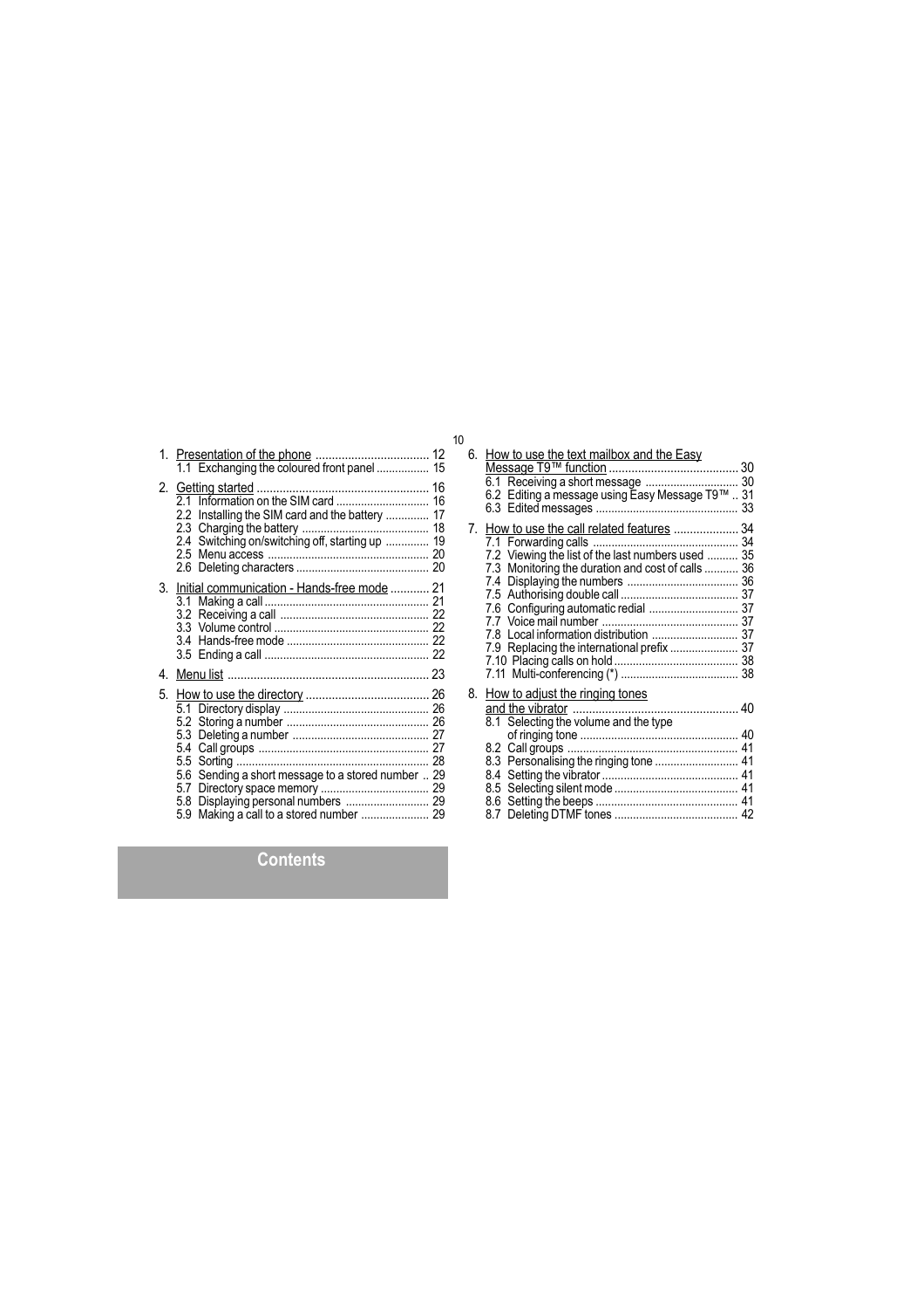# Contents

1. Presentation of the phone .................................. 12
   - 1.1 Exchanging the coloured front panel ................. 15
2. Getting started .................................................... 16
   - 2.1 Information on the SIM card ............................. 16
   - 2.2 Installing the SIM card and the battery .............. 17
   - 2.3 Charging the battery ........................................ 18
   - 2.4 Switching on/switching off, starting up .............. 19
   - 2.5 Menu access ................................................... 20
   - 2.6 Deleting characters .......................................... 20
3. Initial communication - Hands-free mode ............ 21
   - 3.1 Making a call .................................................... 21
   - 3.2 Receiving a call ................................................ 22
   - 3.3 Volume control .................................................. 22
   - 3.4 Hands-free mode ............................................... 22
   - 3.5 Ending a call ..................................................... 22
4. Menu list ............................................................ 23
5. How to use the directory ..................................... 26
   - 5.1 Directory display ............................................... 26
   - 5.2 Storing a number ............................................... 26
   - 5.3 Deleting a number ............................................. 27
   - 5.4 Call groups ....................................................... 27
   - 5.5 Sorting .............................................................. 28
   - 5.6 Sending a short message to a stored number .. 29
   - 5.7 Directory space memory .................................... 29
   - 5.8 Displaying personal numbers ........................... 29
   - 5.9 Making a call to a stored number ...................... 29
6. How to use the text mailbox and the Easy Message T9™ function ........................................ 30
   - 6.1 Receiving a short message .............................. 30
   - 6.2 Editing a message using Easy Message T9™ .. 31
   - 6.3 Edited messages .............................................. 33
7. How to use the call related features .................... 34
   - 7.1 Forwarding calls ............................................... 34
   - 7.2 Viewing the list of the last numbers used .......... 35
   - 7.3 Monitoring the duration and cost of calls ........... 36
   - 7.4 Displaying the numbers .................................... 36
   - 7.5 Authorising double call ...................................... 37
   - 7.6 Configuring automatic redial ............................. 37
   - 7.7 Voice mail number ............................................ 37
   - 7.8 Local information distribution ............................ 37
   - 7.9 Replacing the international prefix ...................... 37
   - 7.10 Placing calls on hold ........................................ 38
   - 7.11 Multi-conferencing (*) ...................................... 38
8. How to adjust the ringing tones and the vibrator ................................................... 40
   - 8.1 Selecting the volume and the type of ringing tone .................................................. 40
   - 8.2 Call groups ....................................................... 41
   - 8.3 Personalising the ringing tone ........................... 41
   - 8.4 Setting the vibrator ............................................ 41
   - 8.5 Selecting silent mode ........................................ 41
   - 8.6 Setting the beeps .............................................. 41
   - 8.7 Deleting DTMF tones ........................................ 42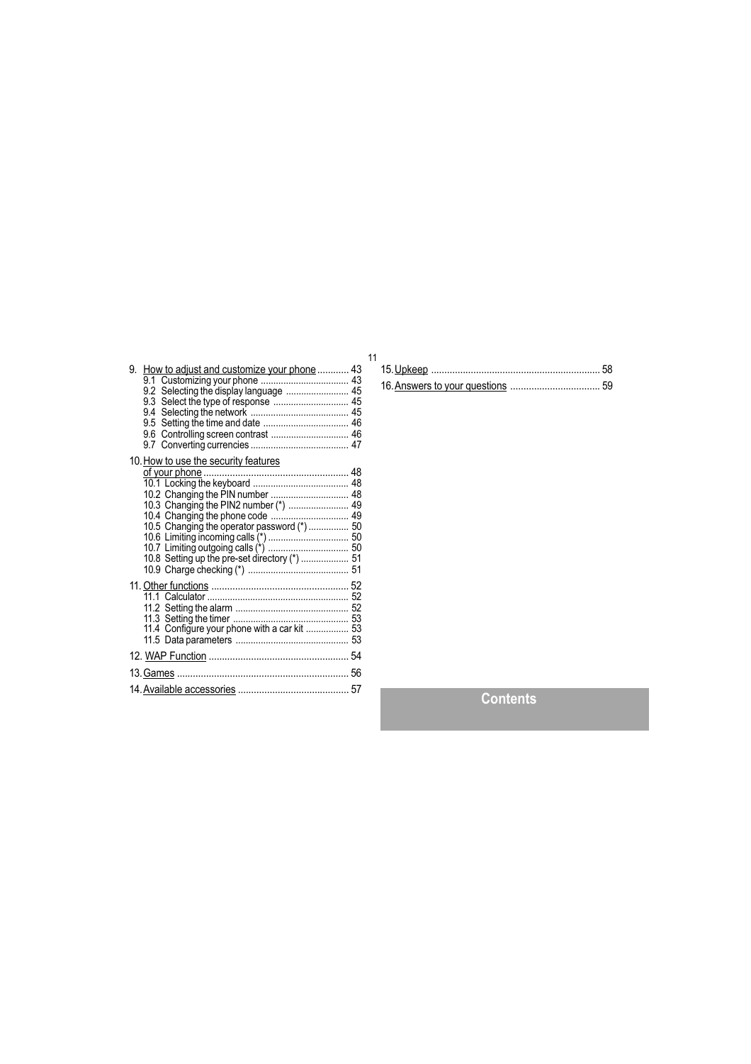9. How to adjust and customize your phone ............ 43
   - 9.1 Customizing your phone .................................. 43
   - 9.2 Selecting the display language ......................... 45
   - 9.3 Select the type of response .............................. 45
   - 9.4 Selecting the network ...................................... 45
   - 9.5 Setting the time and date .................................. 46
   - 9.6 Controlling screen contrast ............................... 46
   - 9.7 Converting currencies ...................................... 47

10. How to use the security features of your phone ....................................................... 48
   - 10.1 Locking the keyboard ...................................... 48
   - 10.2 Changing the PIN number ............................... 48
   - 10.3 Changing the PIN2 number (*) ........................ 49
   - 10.4 Changing the phone code ............................... 49
   - 10.5 Changing the operator password (*) ................ 50
   - 10.6 Limiting incoming calls (*) ................................ 50
   - 10.7 Limiting outgoing calls (*) ................................ 50
   - 10.8 Setting up the pre-set directory (*) ................... 51
   - 10.9 Charge checking (*) ........................................ 51

11. Other functions .................................................... 52
   - 11.1 Calculator ........................................................ 52
   - 11.2 Setting the alarm ............................................. 52
   - 11.3 Setting the timer .............................................. 53
   - 11.4 Configure your phone with a car kit ................. 53
   - 11.5 Data parameters ............................................. 53

12. WAP Function ..................................................... 54

13. Games ................................................................. 56

14. Available accessories .......................................... 57

15. Upkeep ................................................................ 58

16. Answers to your questions .................................. 59

## Contents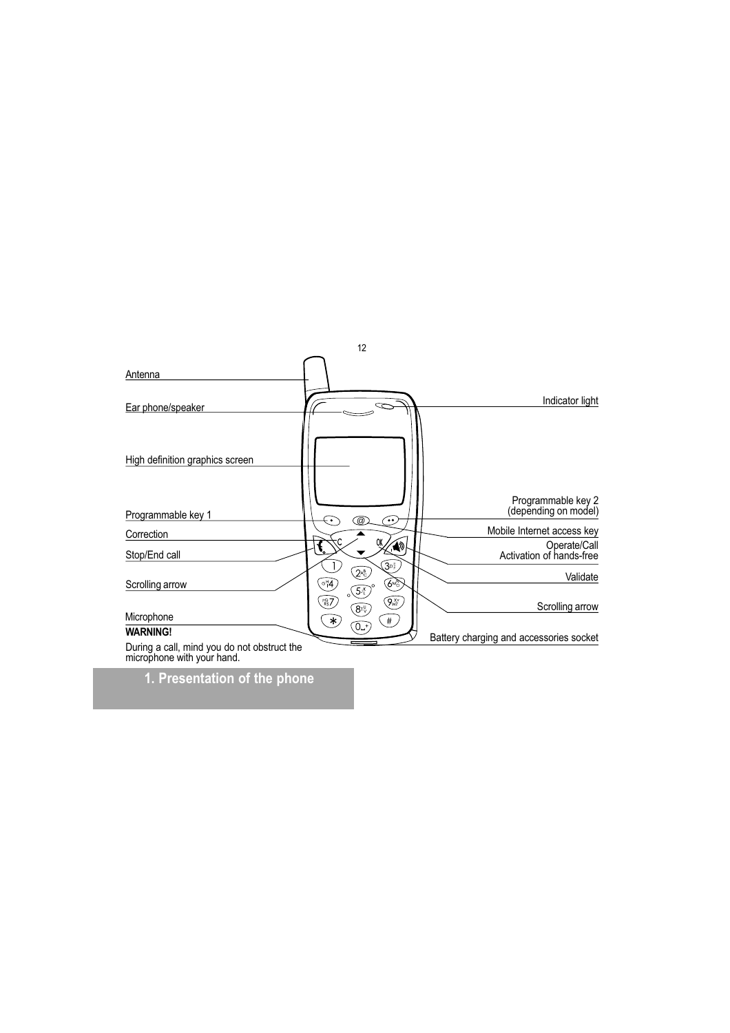# 1. Presentation of the phone

Antenna

Ear phone/speaker

High definition graphics screen

Programmable key 1

Correction

Stop/End call

Scrolling arrow

Microphone

**WARNING!**

During a call, mind you do not obstruct the microphone with your hand.

Indicator light

Programmable key 2 (depending on model)

Mobile Internet access key

Operate/Call
Activation of hands-free

Validate

Scrolling arrow

Battery charging and accessories socket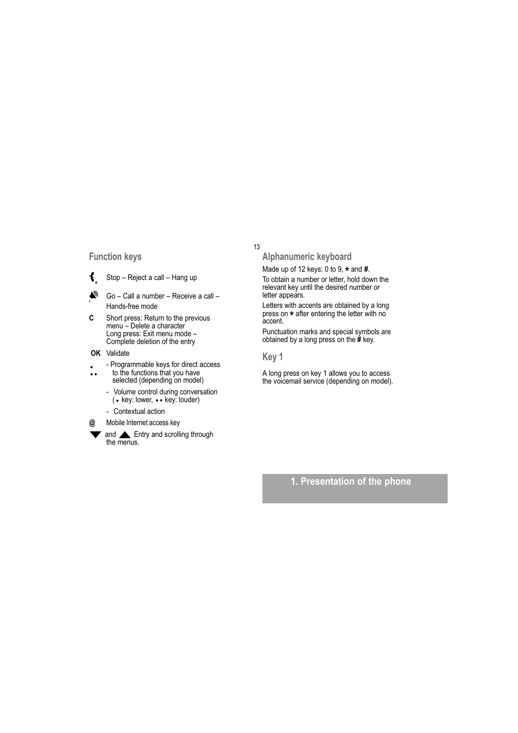## Function keys

Stop – Reject a call – Hang up

Go – Call a number – Receive a call – Hands-free mode

**C** Short press: Return to the previous menu – Delete a character
Long press: Exit menu mode – Complete deletion of the entry

**OK** Validate

- Programmable keys for direct access to the functions that you have selected (depending on model)
- Volume control during conversation (• key: lower, •• key: louder)
- Contextual action

**@** Mobile Internet access key

▼ and ▲ Entry and scrolling through the menus.

## Alphanumeric keyboard

Made up of 12 keys: 0 to 9, **\*** and **#**.

To obtain a number or letter, hold down the relevant key until the desired number or letter appears.

Letters with accents are obtained by a long press on **\*** after entering the letter with no accent.

Punctuation marks and special symbols are obtained by a long press on the **#** key.

## Key 1

A long press on key 1 allows you to access the voicemail service (depending on model).

**1. Presentation of the phone**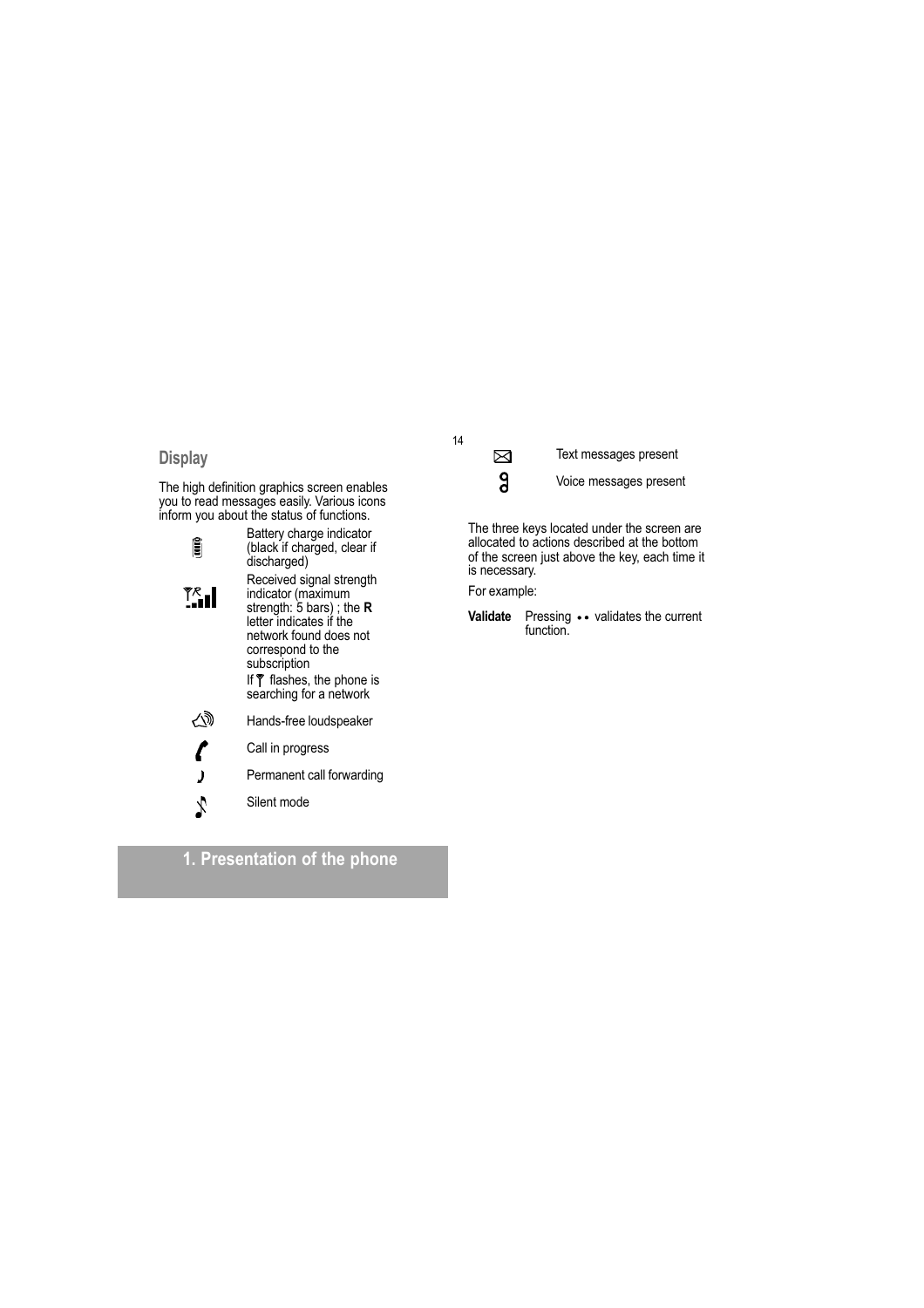## Display

The high definition graphics screen enables you to read messages easily. Various icons inform you about the status of functions.

| Icon | Description |
|---|---|
| Battery icon | Battery charge indicator (black if charged, clear if discharged) |
| Signal icon | Received signal strength indicator (maximum strength: 5 bars) ; the **R** letter indicates if the network found does not correspond to the subscription. If the antenna icon flashes, the phone is searching for a network |
| Loudspeaker icon | Hands-free loudspeaker |
| Handset icon | Call in progress |
| Forwarding icon | Permanent call forwarding |
| Silent icon | Silent mode |
| Envelope icon | Text messages present |
| Voicemail icon | Voice messages present |

The three keys located under the screen are allocated to actions described at the bottom of the screen just above the key, each time it is necessary.

For example:

**Validate** Pressing •• validates the current function.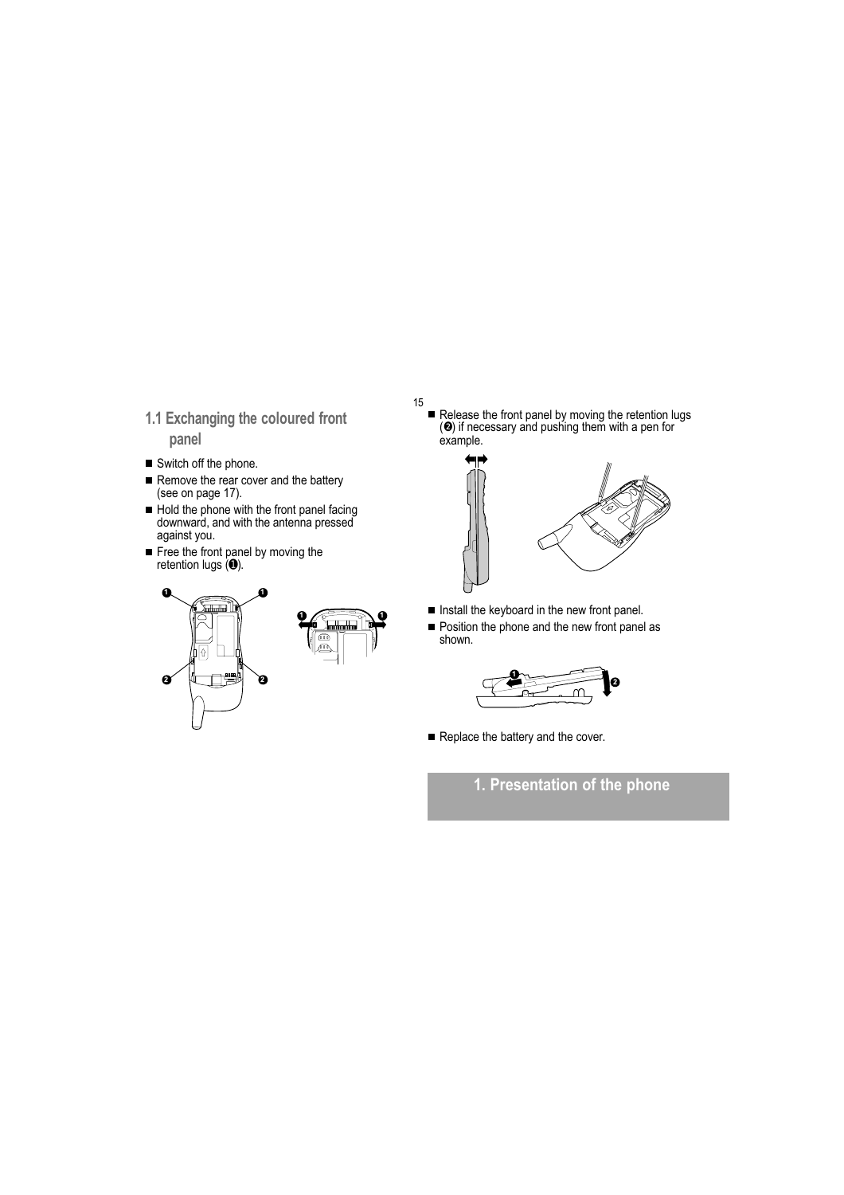## 1.1 Exchanging the coloured front panel

- Switch off the phone.
- Remove the rear cover and the battery (see on page 17).
- Hold the phone with the front panel facing downward, and with the antenna pressed against you.
- Free the front panel by moving the retention lugs (❶).
- Release the front panel by moving the retention lugs (❷) if necessary and pushing them with a pen for example.
- Install the keyboard in the new front panel.
- Position the phone and the new front panel as shown.
- Replace the battery and the cover.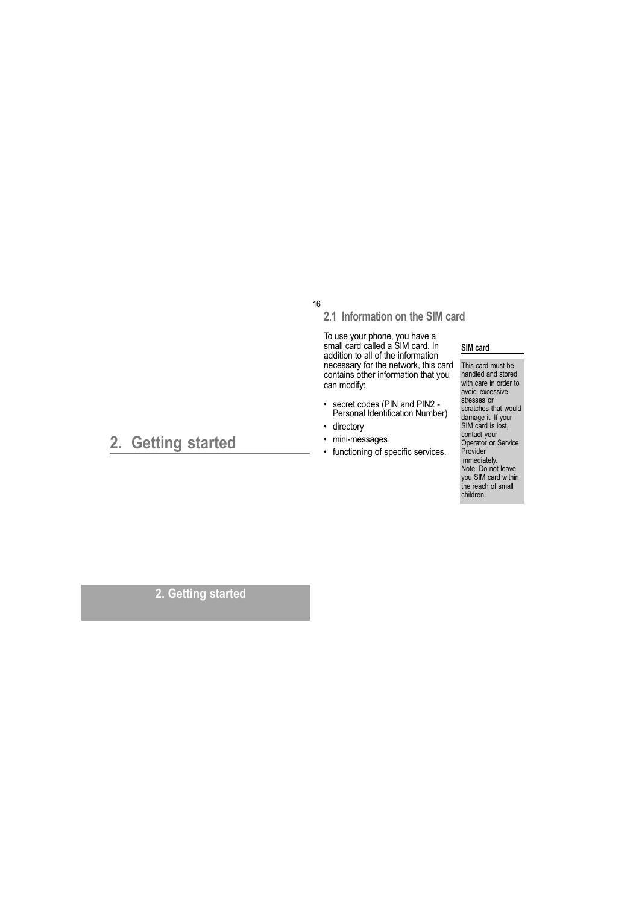# 2. Getting started

## 2.1 Information on the SIM card

To use your phone, you have a small card called a SIM card. In addition to all of the information necessary for the network, this card contains other information that you can modify:

- secret codes (PIN and PIN2 - Personal Identification Number)
- directory
- mini-messages
- functioning of specific services.

**SIM card**

This card must be handled and stored with care in order to avoid excessive stresses or scratches that would damage it. If your SIM card is lost, contact your Operator or Service Provider immediately.
Note: Do not leave you SIM card within the reach of small children.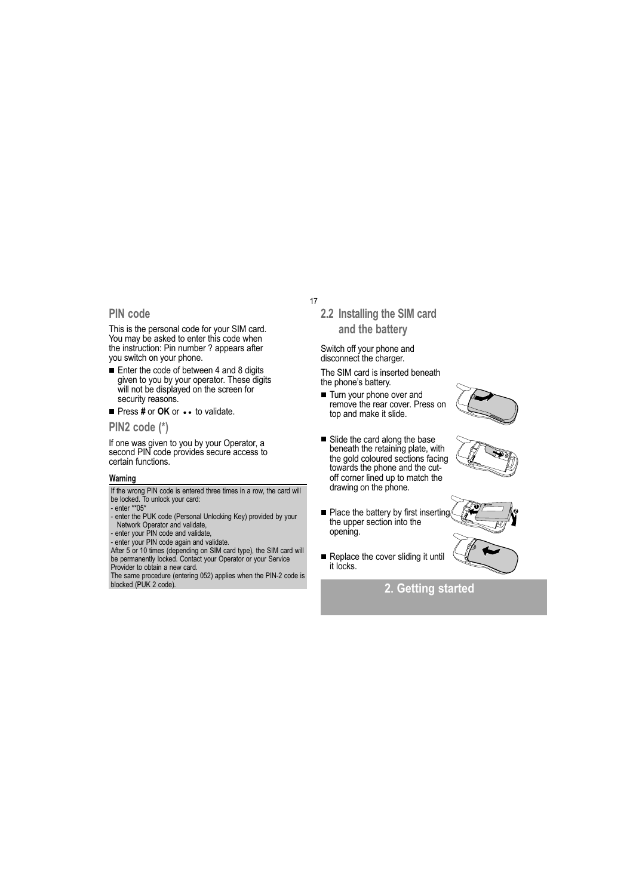## PIN code

This is the personal code for your SIM card. You may be asked to enter this code when the instruction: Pin number ? appears after you switch on your phone.

- Enter the code of between 4 and 8 digits given to you by your operator. These digits will not be displayed on the screen for security reasons.
- Press **#** or **OK** or •• to validate.

## PIN2 code (*)

If one was given to you by your Operator, a second PIN code provides secure access to certain functions.

**Warning**

If the wrong PIN code is entered three times in a row, the card will be locked. To unlock your card:
- enter **05*
- enter the PUK code (Personal Unlocking Key) provided by your Network Operator and validate,
- enter your PIN code and validate,
- enter your PIN code again and validate.

After 5 or 10 times (depending on SIM card type), the SIM card will be permanently locked. Contact your Operator or your Service Provider to obtain a new card.
The same procedure (entering 052) applies when the PIN-2 code is blocked (PUK 2 code).

## 2.2 Installing the SIM card and the battery

Switch off your phone and disconnect the charger.

The SIM card is inserted beneath the phone's battery.

- Turn your phone over and remove the rear cover. Press on top and make it slide.
- Slide the card along the base beneath the retaining plate, with the gold coloured sections facing towards the phone and the cut-off corner lined up to match the drawing on the phone.
- Place the battery by first inserting the upper section into the opening.
- Replace the cover sliding it until it locks.

# 2. Getting started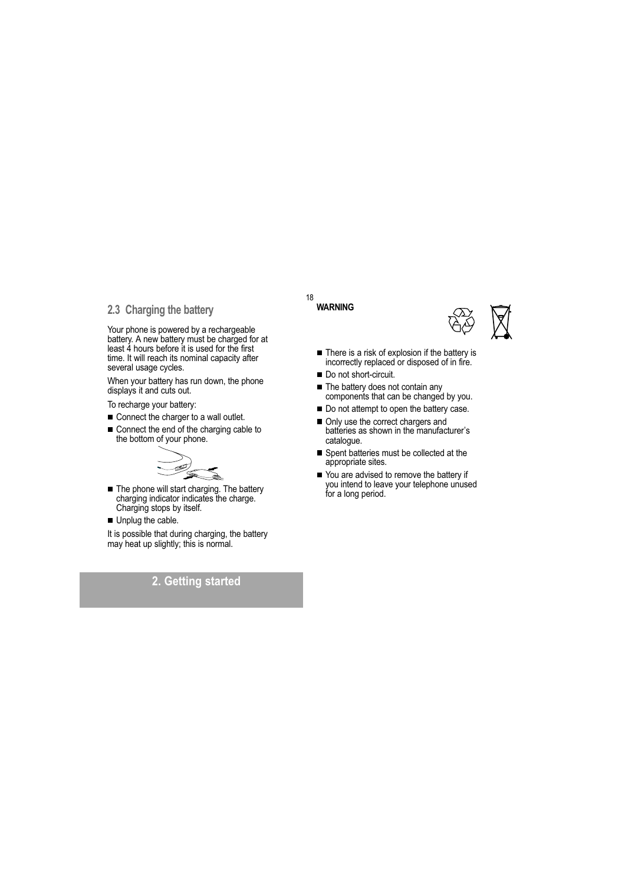## 2.3 Charging the battery

Your phone is powered by a rechargeable battery. A new battery must be charged for at least 4 hours before it is used for the first time. It will reach its nominal capacity after several usage cycles.

When your battery has run down, the phone displays it and cuts out.

To recharge your battery:

- Connect the charger to a wall outlet.
- Connect the end of the charging cable to the bottom of your phone.
- The phone will start charging. The battery charging indicator indicates the charge. Charging stops by itself.
- Unplug the cable.

It is possible that during charging, the battery may heat up slightly; this is normal.

**WARNING**

- There is a risk of explosion if the battery is incorrectly replaced or disposed of in fire.
- Do not short-circuit.
- The battery does not contain any components that can be changed by you.
- Do not attempt to open the battery case.
- Only use the correct chargers and batteries as shown in the manufacturer's catalogue.
- Spent batteries must be collected at the appropriate sites.
- You are advised to remove the battery if you intend to leave your telephone unused for a long period.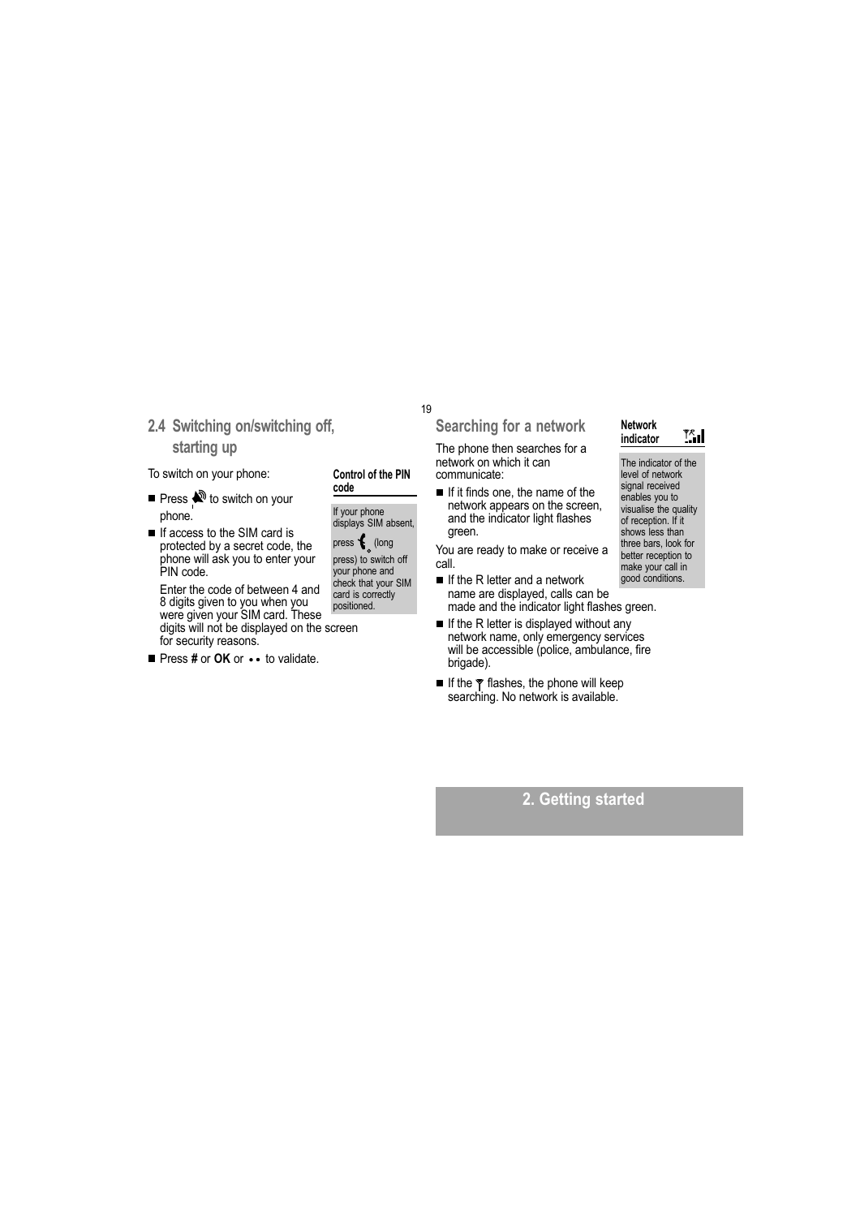## 2.4 Switching on/switching off, starting up

To switch on your phone:

- Press  to switch on your phone.
- If access to the SIM card is protected by a secret code, the phone will ask you to enter your PIN code.

  Enter the code of between 4 and 8 digits given to you when you were given your SIM card. These digits will not be displayed on the screen for security reasons.
- Press **#** or **OK** or •• to validate.

**Control of the PIN code**

If your phone displays SIM absent, press  (long press) to switch off your phone and check that your SIM card is correctly positioned.

## Searching for a network

The phone then searches for a network on which it can communicate:

- If it finds one, the name of the network appears on the screen, and the indicator light flashes green.

You are ready to make or receive a call.

- If the R letter and a network name are displayed, calls can be made and the indicator light flashes green.
- If the R letter is displayed without any network name, only emergency services will be accessible (police, ambulance, fire brigade).
- If the  flashes, the phone will keep searching. No network is available.

**Network indicator**

The indicator of the level of network signal received enables you to visualise the quality of reception. If it shows less than three bars, look for better reception to make your call in good conditions.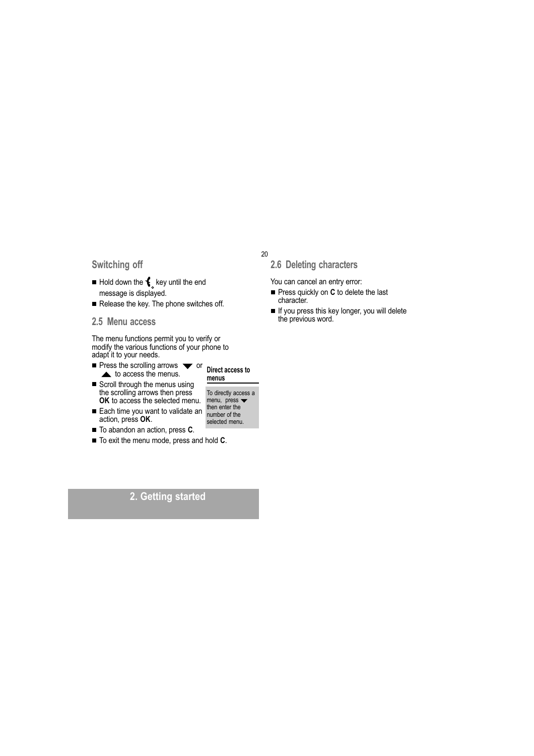## Switching off

- Hold down the key until the end message is displayed.
- Release the key. The phone switches off.

## 2.5 Menu access

The menu functions permit you to verify or modify the various functions of your phone to adapt it to your needs.

- Press the scrolling arrows ▼ or ▲ to access the menus.
- Scroll through the menus using the scrolling arrows then press **OK** to access the selected menu.
- Each time you want to validate an action, press **OK**.
- To abandon an action, press **C**.
- To exit the menu mode, press and hold **C**.

**Direct access to menus**

To directly access a menu, press ▼ then enter the number of the selected menu.

## 2.6 Deleting characters

You can cancel an entry error:

- Press quickly on **C** to delete the last character.
- If you press this key longer, you will delete the previous word.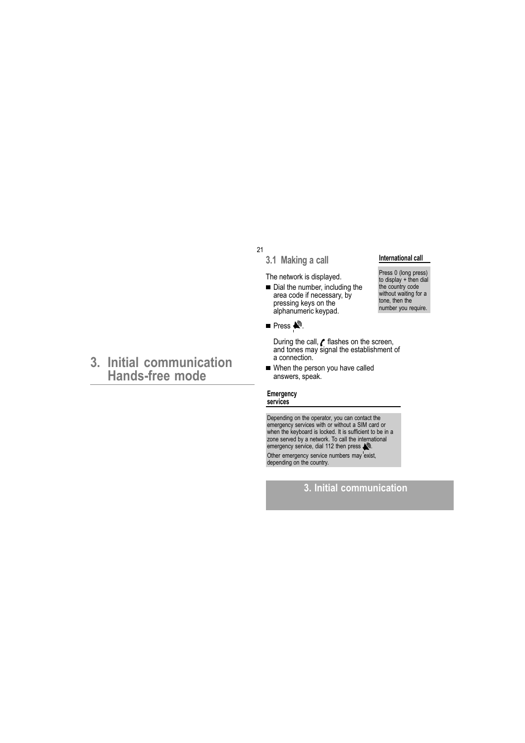# 3. Initial communication Hands-free mode

## 3.1 Making a call

The network is displayed.

- Dial the number, including the area code if necessary, by pressing keys on the alphanumeric keypad.

**International call**

Press 0 (long press) to display + then dial the country code without waiting for a tone, then the number you require.

- Press .

  During the call, flashes on the screen, and tones may signal the establishment of a connection.

- When the person you have called answers, speak.

**Emergency services**

Depending on the operator, you can contact the emergency services with or without a SIM card or when the keyboard is locked. It is sufficient to be in a zone served by a network. To call the international emergency service, dial 112 then press .

Other emergency service numbers may exist, depending on the country.

# 3. Initial communication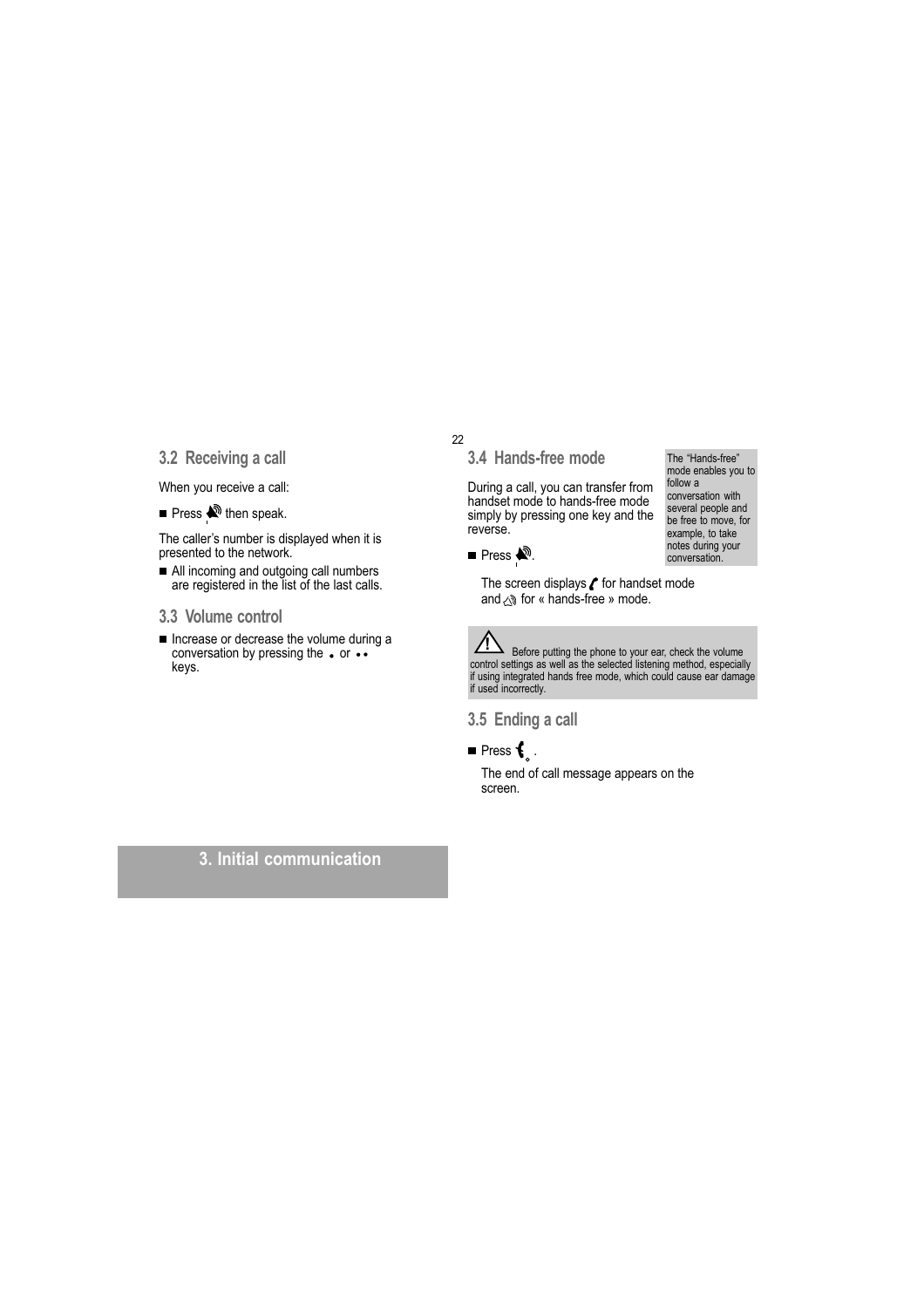## 3.2 Receiving a call

When you receive a call:

- Press then speak.

The caller's number is displayed when it is presented to the network.

- All incoming and outgoing call numbers are registered in the list of the last calls.

## 3.3 Volume control

- Increase or decrease the volume during a conversation by pressing the • or •• keys.

## 3.4 Hands-free mode

The "Hands-free" mode enables you to follow a conversation with several people and be free to move, for example, to take notes during your conversation.

During a call, you can transfer from handset mode to hands-free mode simply by pressing one key and the reverse.

- Press .

The screen displays for handset mode and for « hands-free » mode.

Before putting the phone to your ear, check the volume control settings as well as the selected listening method, especially if using integrated hands free mode, which could cause ear damage if used incorrectly.

## 3.5 Ending a call

- Press .

The end of call message appears on the screen.

# 3. Initial communication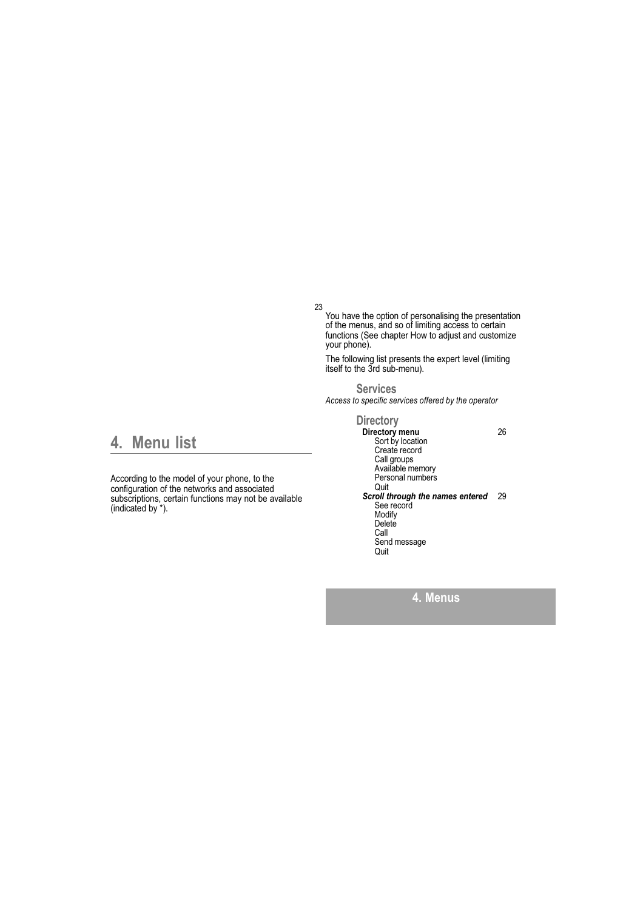# 4. Menu list

According to the model of your phone, to the configuration of the networks and associated subscriptions, certain functions may not be available (indicated by *).

You have the option of personalising the presentation of the menus, and so of limiting access to certain functions (See chapter How to adjust and customize your phone).

The following list presents the expert level (limiting itself to the 3rd sub-menu).

## Services

*Access to specific services offered by the operator*

## Directory

**Directory menu** 26
- Sort by location
- Create record
- Call groups
- Available memory
- Personal numbers
- Quit

***Scroll through the names entered*** 29
- See record
- Modify
- Delete
- Call
- Send message
- Quit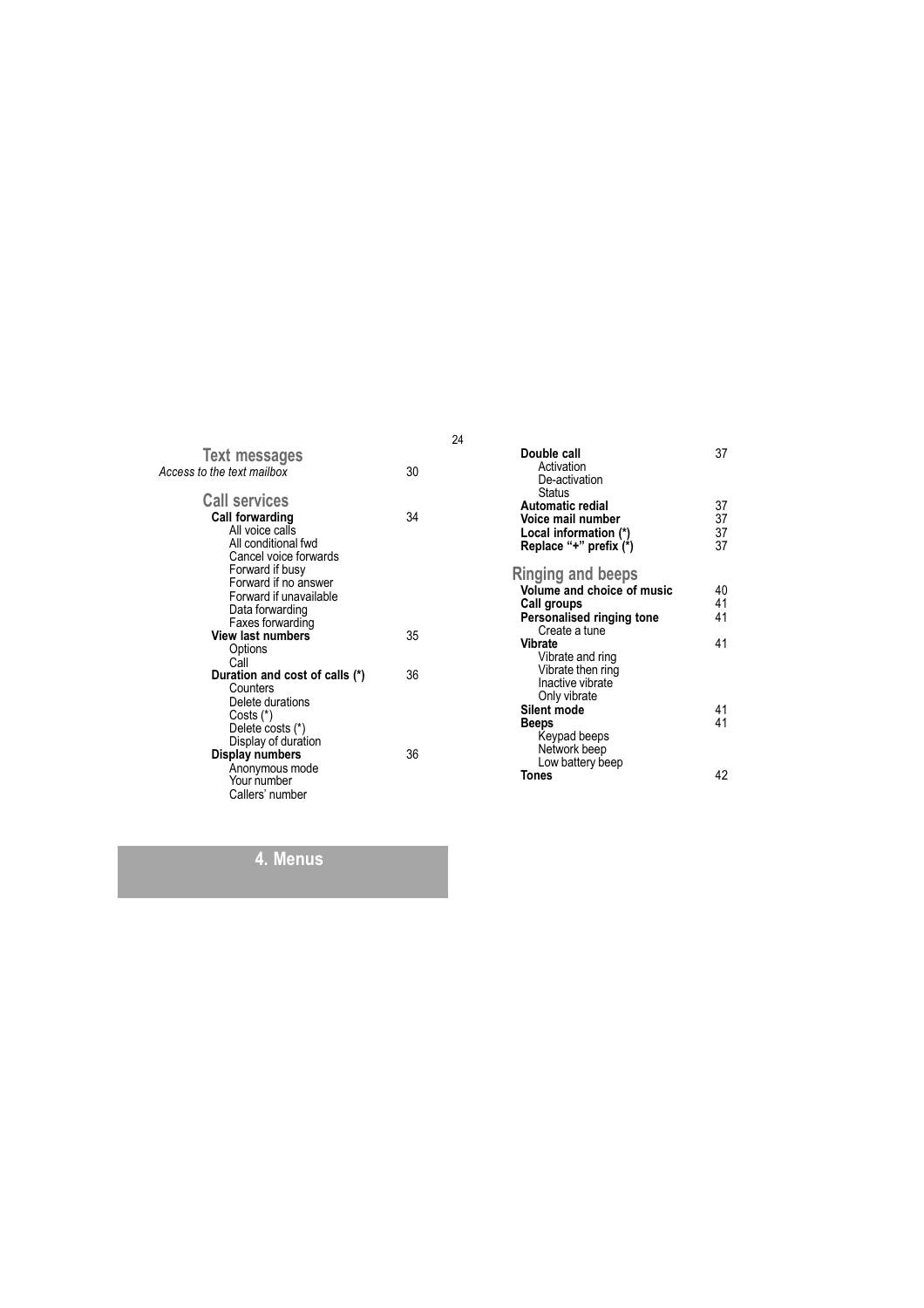## Text messages

| | |
|---|---|
| *Access to the text mailbox* | 30 |

## Call services

| | |
|---|---|
| **Call forwarding** | 34 |
| All voice calls | |
| All conditional fwd | |
| Cancel voice forwards | |
| Forward if busy | |
| Forward if no answer | |
| Forward if unavailable | |
| Data forwarding | |
| Faxes forwarding | |
| **View last numbers** | 35 |
| Options | |
| Call | |
| **Duration and cost of calls (*)** | 36 |
| Counters | |
| Delete durations | |
| Costs (*) | |
| Delete costs (*) | |
| Display of duration | |
| **Display numbers** | 36 |
| Anonymous mode | |
| Your number | |
| Callers' number | |
| **Double call** | 37 |
| Activation | |
| De-activation | |
| Status | |
| **Automatic redial** | 37 |
| **Voice mail number** | 37 |
| **Local information (*)** | 37 |
| **Replace "+" prefix (*)** | 37 |

## Ringing and beeps

| | |
|---|---|
| **Volume and choice of music** | 40 |
| **Call groups** | 41 |
| **Personalised ringing tone** | 41 |
| Create a tune | |
| **Vibrate** | 41 |
| Vibrate and ring | |
| Vibrate then ring | |
| Inactive vibrate | |
| Only vibrate | |
| **Silent mode** | 41 |
| **Beeps** | 41 |
| Keypad beeps | |
| Network beep | |
| Low battery beep | |
| **Tones** | 42 |

# 4. Menus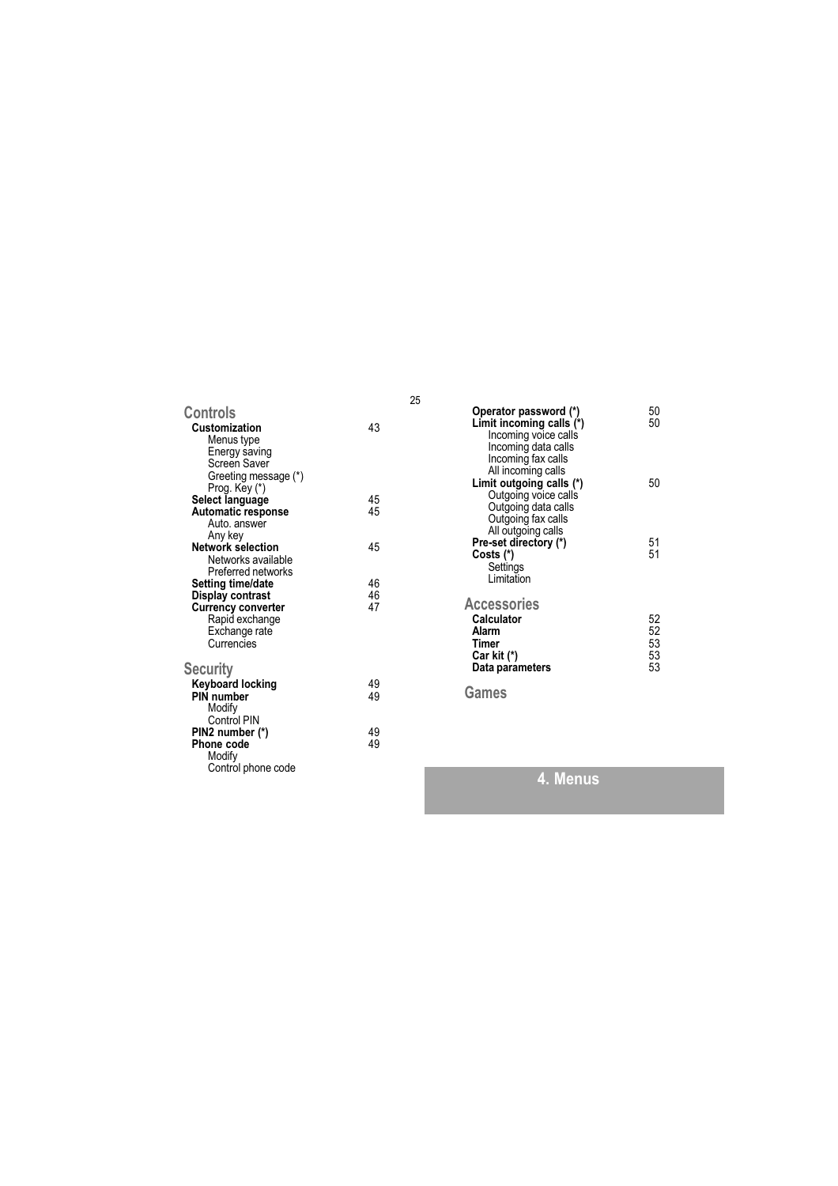## Controls

| | |
|---|---|
| **Customization** | 43 |
| Menus type | |
| Energy saving | |
| Screen Saver | |
| Greeting message (*) | |
| Prog. Key (*) | |
| **Select language** | 45 |
| **Automatic response** | 45 |
| Auto. answer | |
| Any key | |
| **Network selection** | 45 |
| Networks available | |
| Preferred networks | |
| **Setting time/date** | 46 |
| **Display contrast** | 46 |
| **Currency converter** | 47 |
| Rapid exchange | |
| Exchange rate | |
| Currencies | |

## Security

| | |
|---|---|
| **Keyboard locking** | 49 |
| **PIN number** | 49 |
| Modify | |
| Control PIN | |
| **PIN2 number (*)** | 49 |
| **Phone code** | 49 |
| Modify | |
| Control phone code | |
| **Operator password (*)** | 50 |
| **Limit incoming calls (*)** | 50 |
| Incoming voice calls | |
| Incoming data calls | |
| Incoming fax calls | |
| All incoming calls | |
| **Limit outgoing calls (*)** | 50 |
| Outgoing voice calls | |
| Outgoing data calls | |
| Outgoing fax calls | |
| All outgoing calls | |
| **Pre-set directory (*)** | 51 |
| **Costs (*)** | 51 |
| Settings | |
| Limitation | |

## Accessories

| | |
|---|---|
| **Calculator** | 52 |
| **Alarm** | 52 |
| **Timer** | 53 |
| **Car kit (*)** | 53 |
| **Data parameters** | 53 |

## Games

# 4. Menus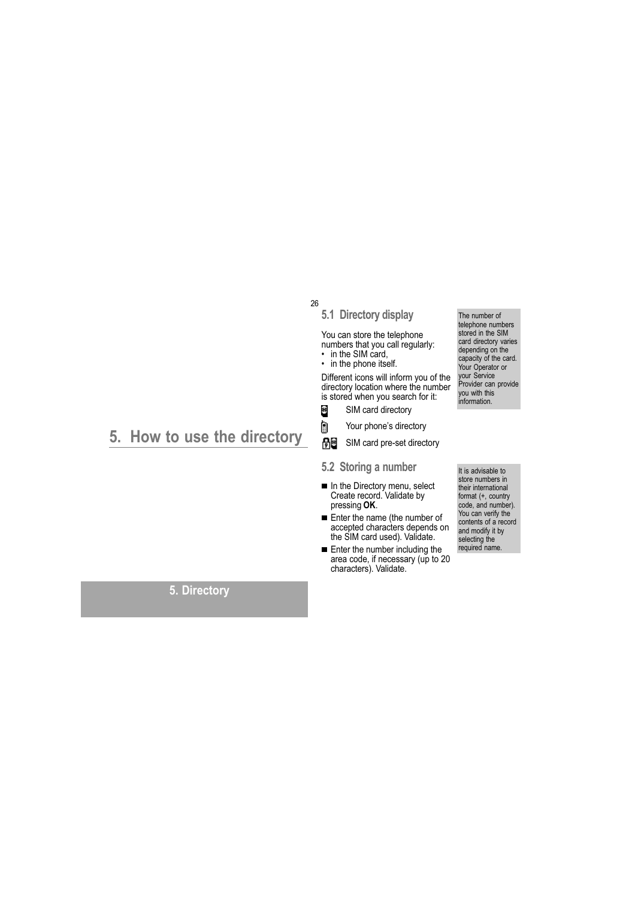# 5. How to use the directory

## 5.1 Directory display

You can store the telephone numbers that you call regularly:
- in the SIM card,
- in the phone itself.

Different icons will inform you of the directory location where the number is stored when you search for it:

SIM card directory

Your phone's directory

SIM card pre-set directory

The number of telephone numbers stored in the SIM card directory varies depending on the capacity of the card. Your Operator or your Service Provider can provide you with this information.

## 5.2 Storing a number

- In the Directory menu, select Create record. Validate by pressing **OK**.
- Enter the name (the number of accepted characters depends on the SIM card used). Validate.
- Enter the number including the area code, if necessary (up to 20 characters). Validate.

It is advisable to store numbers in their international format (+, country code, and number). You can verify the contents of a record and modify it by selecting the required name.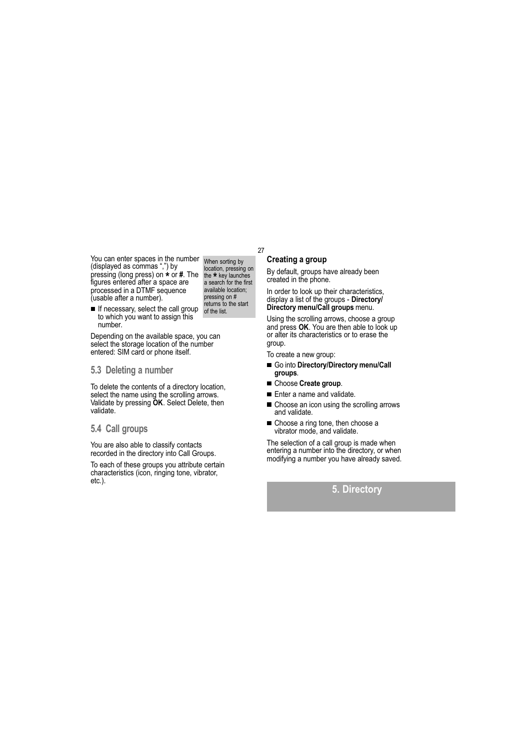You can enter spaces in the number (displayed as commas ",") by pressing (long press) on * or **#**. The figures entered after a space are processed in a DTMF sequence (usable after a number).

When sorting by location, pressing on the * key launches a search for the first available location; pressing on # returns to the start of the list.

- If necessary, select the call group to which you want to assign this number.

Depending on the available space, you can select the storage location of the number entered: SIM card or phone itself.

## 5.3 Deleting a number

To delete the contents of a directory location, select the name using the scrolling arrows. Validate by pressing **OK**. Select Delete, then validate.

## 5.4 Call groups

You are also able to classify contacts recorded in the directory into Call Groups.

To each of these groups you attribute certain characteristics (icon, ringing tone, vibrator, etc.).

### Creating a group

By default, groups have already been created in the phone.

In order to look up their characteristics, display a list of the groups - **Directory/Directory menu/Call groups** menu.

Using the scrolling arrows, choose a group and press **OK**. You are then able to look up or alter its characteristics or to erase the group.

To create a new group:

- Go into **Directory/Directory menu/Call groups**.
- Choose **Create group**.
- Enter a name and validate.
- Choose an icon using the scrolling arrows and validate.
- Choose a ring tone, then choose a vibrator mode, and validate.

The selection of a call group is made when entering a number into the directory, or when modifying a number you have already saved.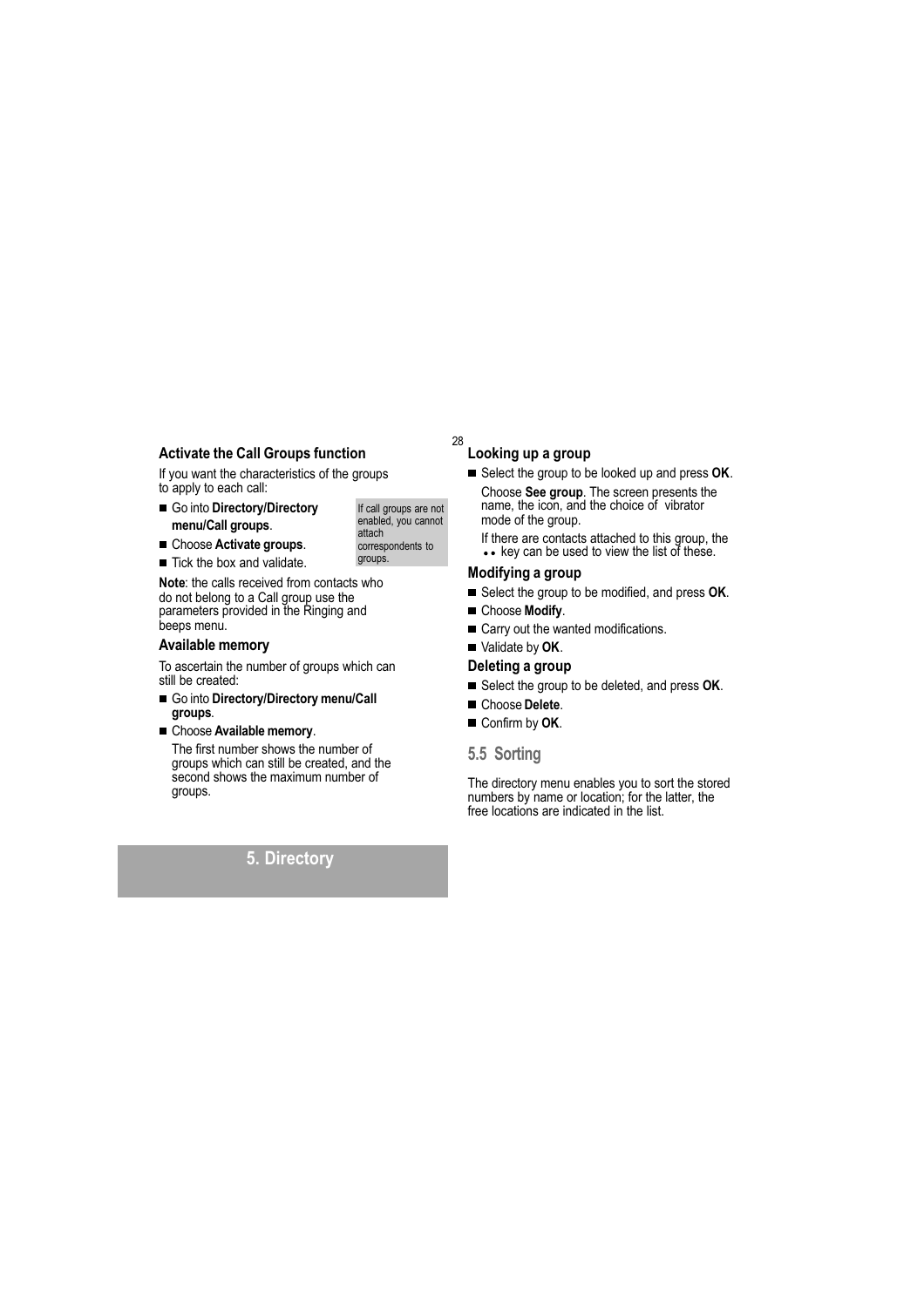### Activate the Call Groups function

If you want the characteristics of the groups to apply to each call:

- Go into **Directory/Directory menu/Call groups**.
- Choose **Activate groups**.
- Tick the box and validate.

If call groups are not enabled, you cannot attach correspondents to groups.

**Note**: the calls received from contacts who do not belong to a Call group use the parameters provided in the Ringing and beeps menu.

### Available memory

To ascertain the number of groups which can still be created:

- Go into **Directory/Directory menu/Call groups**.
- Choose **Available memory**.

  The first number shows the number of groups which can still be created, and the second shows the maximum number of groups.

### Looking up a group

- Select the group to be looked up and press **OK**.

  Choose **See group**. The screen presents the name, the icon, and the choice of vibrator mode of the group.

  If there are contacts attached to this group, the •• key can be used to view the list of these.

### Modifying a group

- Select the group to be modified, and press **OK**.
- Choose **Modify**.
- Carry out the wanted modifications.
- Validate by **OK**.

### Deleting a group

- Select the group to be deleted, and press **OK**.
- Choose **Delete**.
- Confirm by **OK**.

## 5.5 Sorting

The directory menu enables you to sort the stored numbers by name or location; for the latter, the free locations are indicated in the list.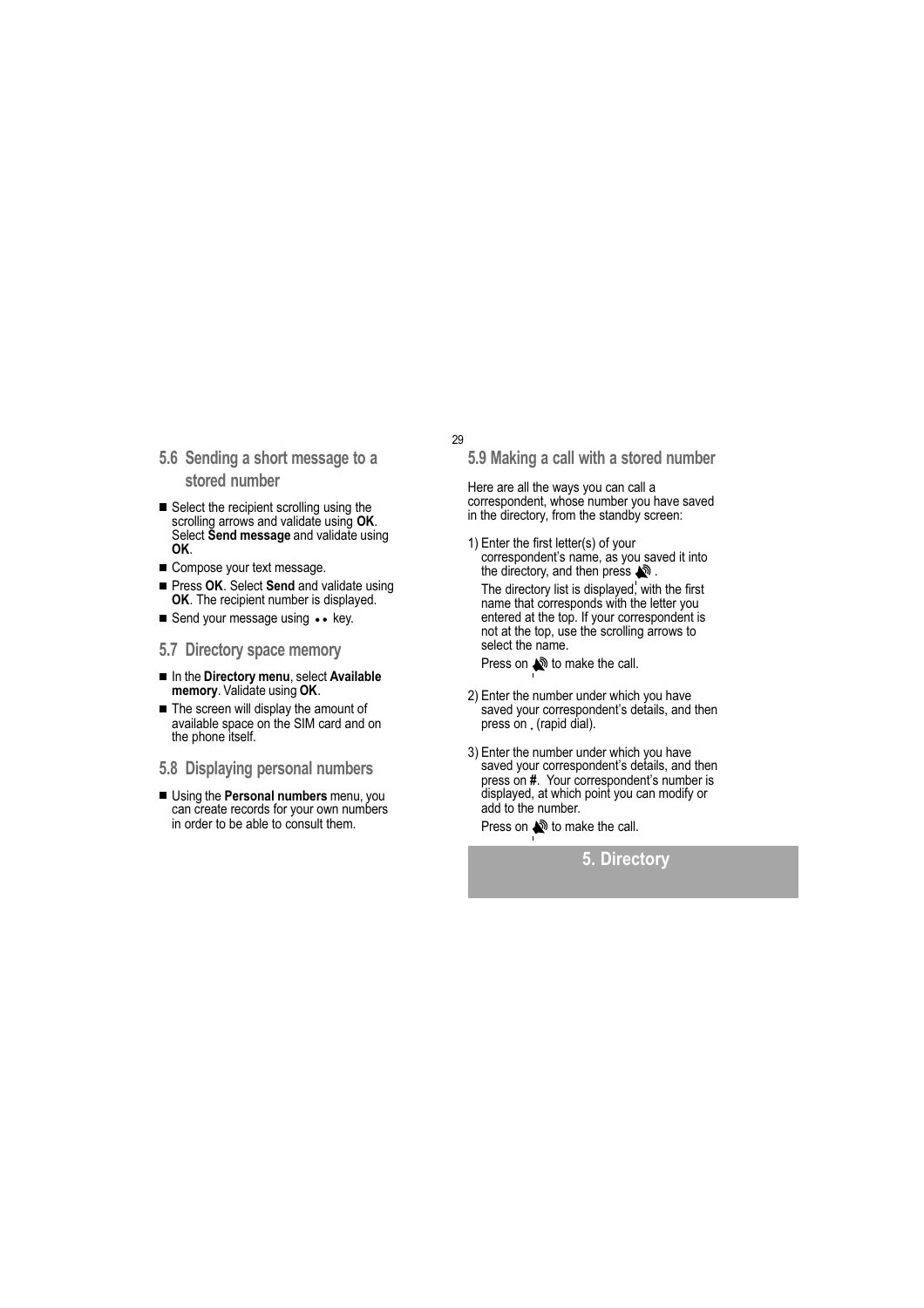## 5.6 Sending a short message to a stored number

- Select the recipient scrolling using the scrolling arrows and validate using **OK**. Select **Send message** and validate using **OK**.
- Compose your text message.
- Press **OK**. Select **Send** and validate using **OK**. The recipient number is displayed.
- Send your message using •• key.

## 5.7 Directory space memory

- In the **Directory menu**, select **Available memory**. Validate using **OK**.
- The screen will display the amount of available space on the SIM card and on the phone itself.

## 5.8 Displaying personal numbers

- Using the **Personal numbers** menu, you can create records for your own numbers in order to be able to consult them.

## 5.9 Making a call with a stored number

Here are all the ways you can call a correspondent, whose number you have saved in the directory, from the standby screen:

1) Enter the first letter(s) of your correspondent's name, as you saved it into the directory, and then press .

   The directory list is displayed, with the first name that corresponds with the letter you entered at the top. If your correspondent is not at the top, use the scrolling arrows to select the name.

   Press on to make the call.

2) Enter the number under which you have saved your correspondent's details, and then press on (rapid dial).

3) Enter the number under which you have saved your correspondent's details, and then press on **#**. Your correspondent's number is displayed, at which point you can modify or add to the number.

   Press on to make the call.

**5. Directory**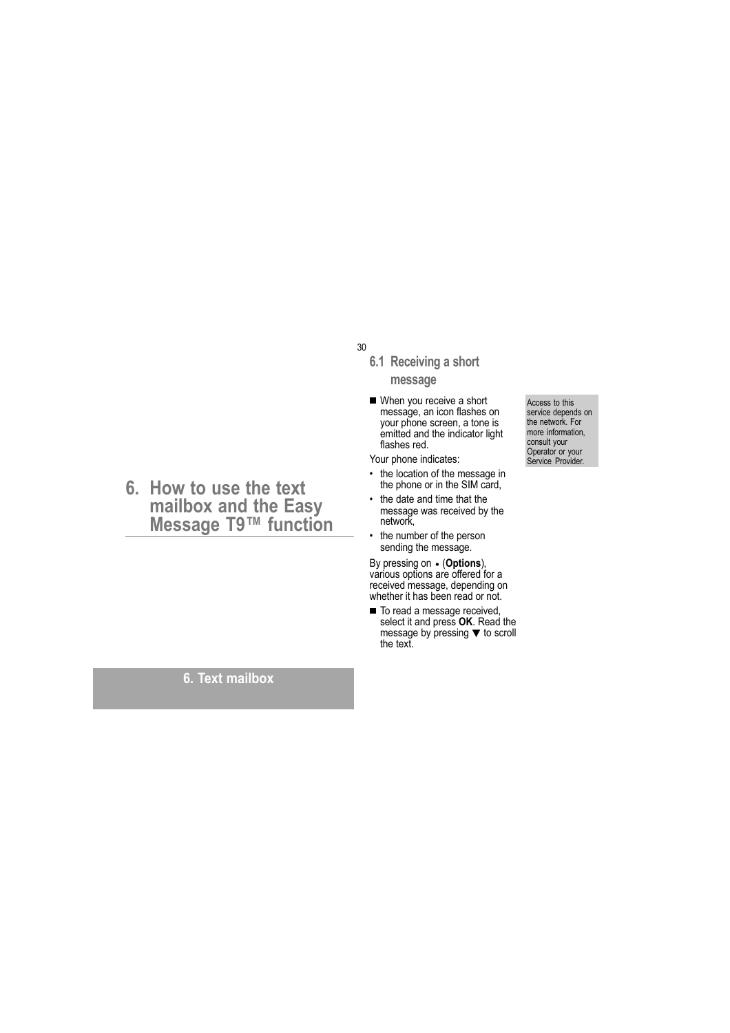# 6. How to use the text mailbox and the Easy Message T9™ function

## 6.1 Receiving a short message

■ When you receive a short message, an icon flashes on your phone screen, a tone is emitted and the indicator light flashes red.

Access to this service depends on the network. For more information, consult your Operator or your Service Provider.

Your phone indicates:

- the location of the message in the phone or in the SIM card,
- the date and time that the message was received by the network,
- the number of the person sending the message.

By pressing on • (**Options**), various options are offered for a received message, depending on whether it has been read or not.

■ To read a message received, select it and press **OK**. Read the message by pressing ▼ to scroll the text.

6. Text mailbox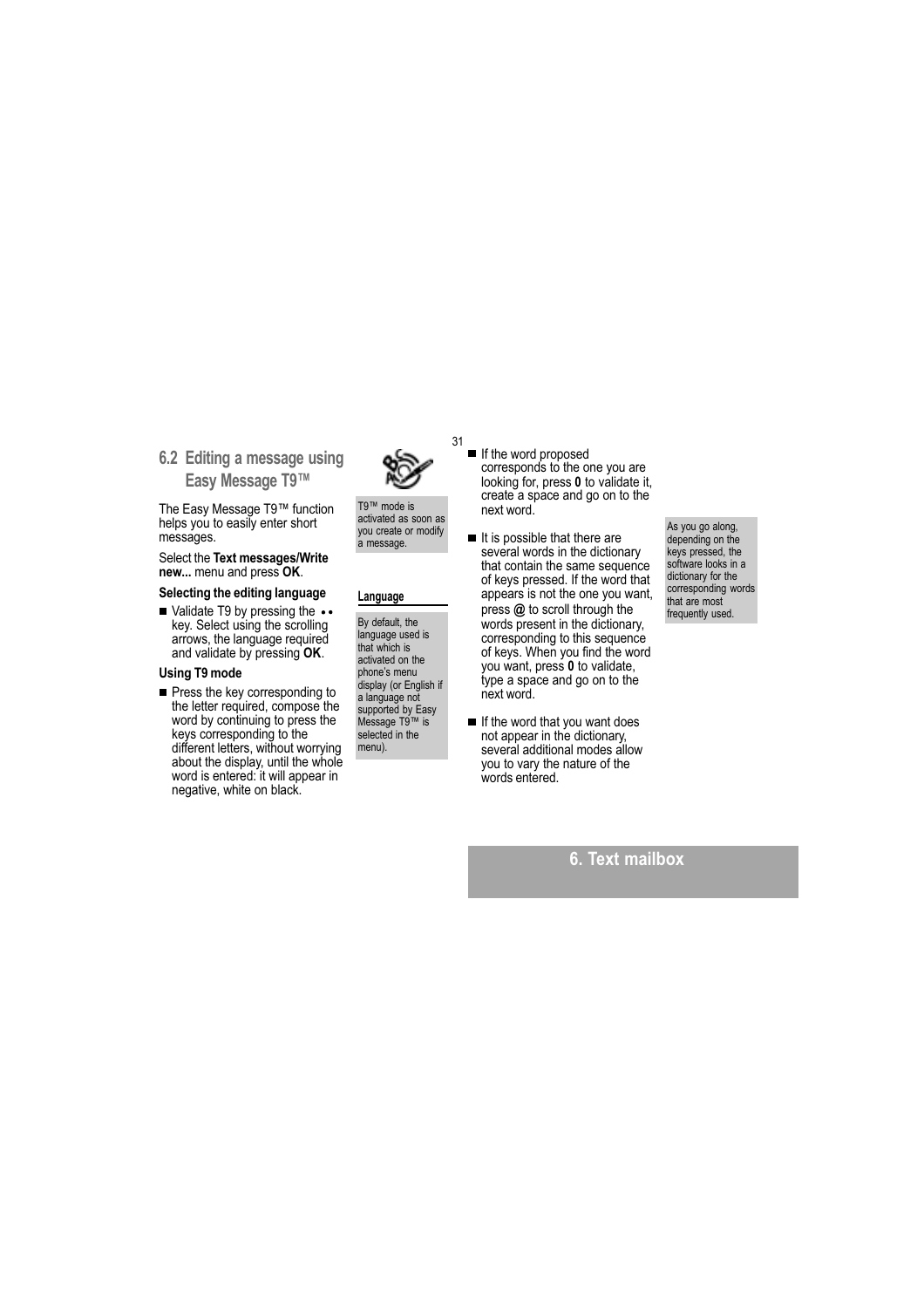## 6.2 Editing a message using Easy Message T9™

T9™ mode is activated as soon as you create or modify a message.

The Easy Message T9™ function helps you to easily enter short messages.

Select the **Text messages/Write new...** menu and press **OK**.

### Selecting the editing language

- Validate T9 by pressing the •• key. Select using the scrolling arrows, the language required and validate by pressing **OK**.

**Language**

By default, the language used is that which is activated on the phone's menu display (or English if a language not supported by Easy Message T9™ is selected in the menu).

### Using T9 mode

- Press the key corresponding to the letter required, compose the word by continuing to press the keys corresponding to the different letters, without worrying about the display, until the whole word is entered: it will appear in negative, white on black.
- If the word proposed corresponds to the one you are looking for, press **0** to validate it, create a space and go on to the next word.
- It is possible that there are several words in the dictionary that contain the same sequence of keys pressed. If the word that appears is not the one you want, press **@** to scroll through the words present in the dictionary, corresponding to this sequence of keys. When you find the word you want, press **0** to validate, type a space and go on to the next word.
- If the word that you want does not appear in the dictionary, several additional modes allow you to vary the nature of the words entered.

As you go along, depending on the keys pressed, the software looks in a dictionary for the corresponding words that are most frequently used.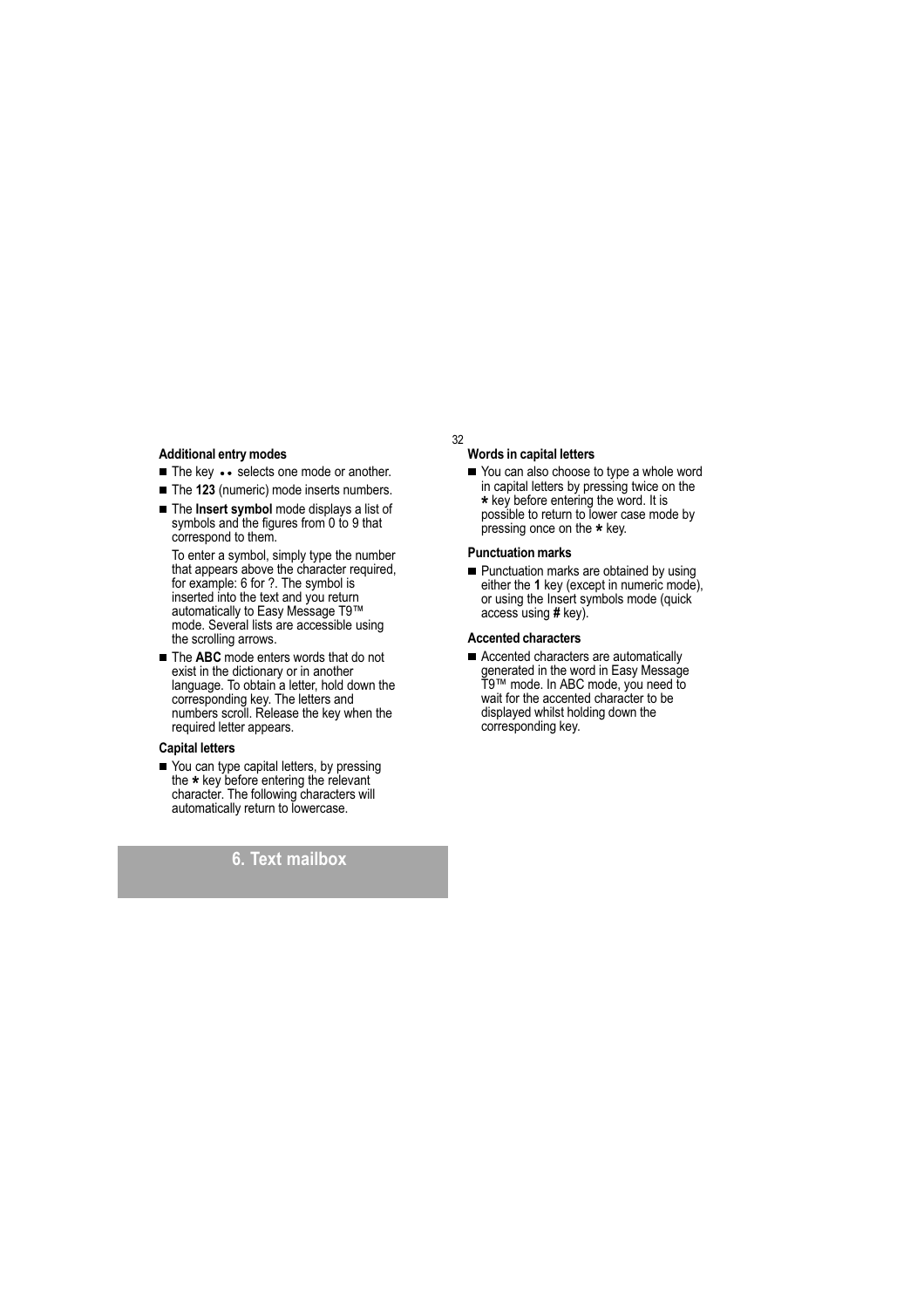### Additional entry modes

- The key •• selects one mode or another.
- The **123** (numeric) mode inserts numbers.
- The **Insert symbol** mode displays a list of symbols and the figures from 0 to 9 that correspond to them.

  To enter a symbol, simply type the number that appears above the character required, for example: 6 for ?. The symbol is inserted into the text and you return automatically to Easy Message T9™ mode. Several lists are accessible using the scrolling arrows.
- The **ABC** mode enters words that do not exist in the dictionary or in another language. To obtain a letter, hold down the corresponding key. The letters and numbers scroll. Release the key when the required letter appears.

### Capital letters

- You can type capital letters, by pressing the * key before entering the relevant character. The following characters will automatically return to lowercase.

### Words in capital letters

- You can also choose to type a whole word in capital letters by pressing twice on the * key before entering the word. It is possible to return to lower case mode by pressing once on the * key.

### Punctuation marks

- Punctuation marks are obtained by using either the **1** key (except in numeric mode), or using the Insert symbols mode (quick access using **#** key).

### Accented characters

- Accented characters are automatically generated in the word in Easy Message T9™ mode. In ABC mode, you need to wait for the accented character to be displayed whilst holding down the corresponding key.

## 6. Text mailbox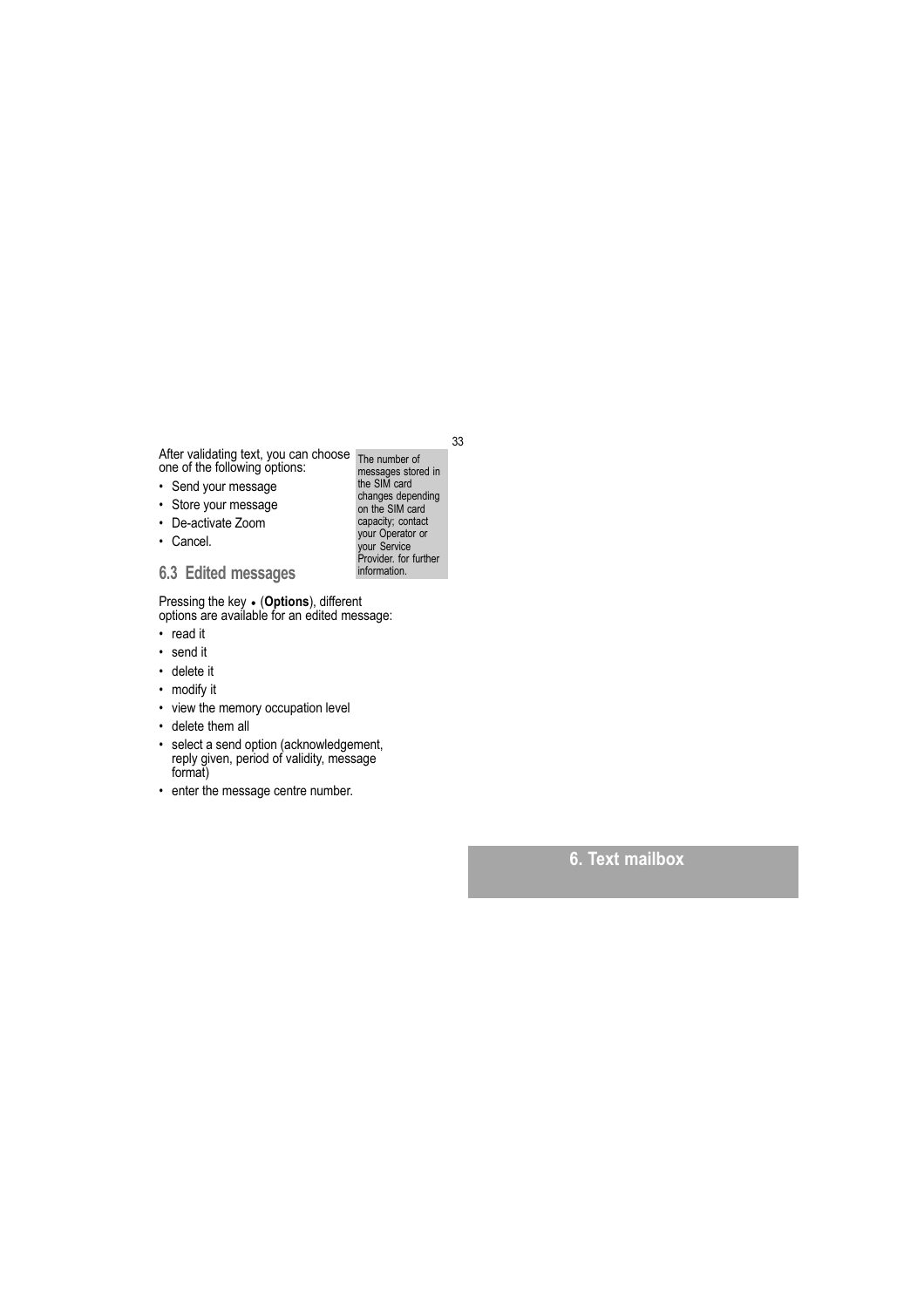After validating text, you can choose one of the following options:

- Send your message
- Store your message
- De-activate Zoom
- Cancel.

The number of messages stored in the SIM card changes depending on the SIM card capacity; contact your Operator or your Service Provider. for further information.

## 6.3 Edited messages

Pressing the key • (**Options**), different options are available for an edited message:

- read it
- send it
- delete it
- modify it
- view the memory occupation level
- delete them all
- select a send option (acknowledgement, reply given, period of validity, message format)
- enter the message centre number.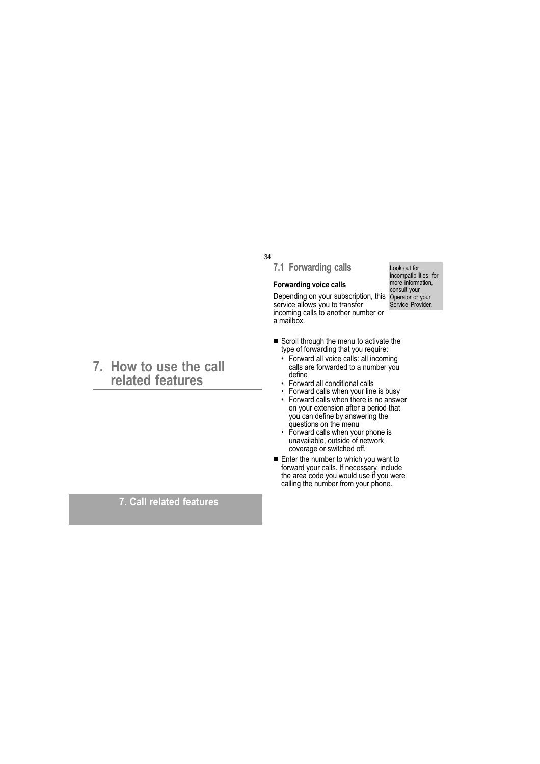# 7. How to use the call related features

7. Call related features

## 7.1 Forwarding calls

### Forwarding voice calls

Depending on your subscription, this service allows you to transfer incoming calls to another number or a mailbox.

Look out for incompatibilities; for more information, consult your Operator or your Service Provider.

- Scroll through the menu to activate the type of forwarding that you require:
  - Forward all voice calls: all incoming calls are forwarded to a number you define
  - Forward all conditional calls
  - Forward calls when your line is busy
  - Forward calls when there is no answer on your extension after a period that you can define by answering the questions on the menu
  - Forward calls when your phone is unavailable, outside of network coverage or switched off.
- Enter the number to which you want to forward your calls. If necessary, include the area code you would use if you were calling the number from your phone.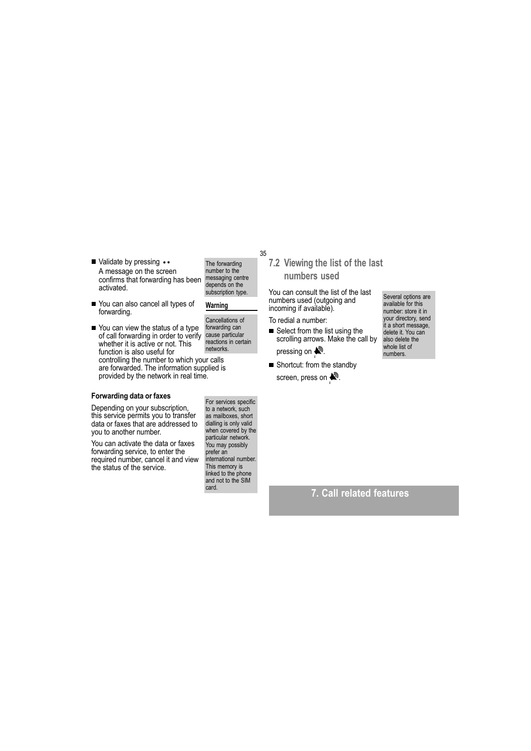- Validate by pressing ••
  A message on the screen confirms that forwarding has been activated.

The forwarding number to the messaging centre depends on the subscription type.

- You can also cancel all types of forwarding.

**Warning**

Cancellations of forwarding can cause particular reactions in certain networks.

- You can view the status of a type of call forwarding in order to verify whether it is active or not. This function is also useful for controlling the number to which your calls are forwarded. The information supplied is provided by the network in real time.

#### Forwarding data or faxes

Depending on your subscription, this service permits you to transfer data or faxes that are addressed to you to another number.

You can activate the data or faxes forwarding service, to enter the required number, cancel it and view the status of the service.

For services specific to a network, such as mailboxes, short dialling is only valid when covered by the particular network. You may possibly prefer an international number. This memory is linked to the phone and not to the SIM card.

## 7.2 Viewing the list of the last numbers used

You can consult the list of the last numbers used (outgoing and incoming if available).

Several options are available for this number: store it in your directory, send it a short message, delete it. You can also delete the whole list of numbers.

To redial a number:

- Select from the list using the scrolling arrows. Make the call by pressing on .
- Shortcut: from the standby screen, press on .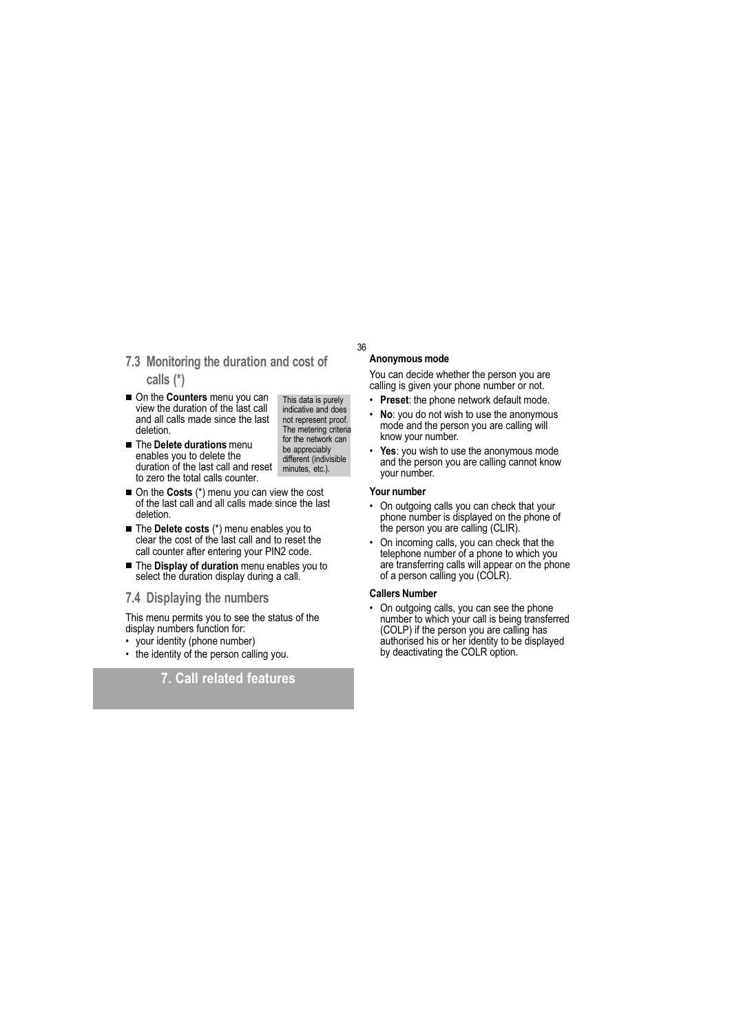## 7.3 Monitoring the duration and cost of calls (*)

- On the **Counters** menu you can view the duration of the last call and all calls made since the last deletion.
- The **Delete durations** menu enables you to delete the duration of the last call and reset to zero the total calls counter.

This data is purely indicative and does not represent proof. The metering criteria for the network can be appreciably different (indivisible minutes, etc.).

- On the **Costs** (*) menu you can view the cost of the last call and all calls made since the last deletion.
- The **Delete costs** (*) menu enables you to clear the cost of the last call and to reset the call counter after entering your PIN2 code.
- The **Display of duration** menu enables you to select the duration display during a call.

## 7.4 Displaying the numbers

This menu permits you to see the status of the display numbers function for:

- your identity (phone number)
- the identity of the person calling you.

**Anonymous mode**

You can decide whether the person you are calling is given your phone number or not.

- **Preset**: the phone network default mode.
- **No**: you do not wish to use the anonymous mode and the person you are calling will know your number.
- **Yes**: you wish to use the anonymous mode and the person you are calling cannot know your number.

**Your number**

- On outgoing calls you can check that your phone number is displayed on the phone of the person you are calling (CLIR).
- On incoming calls, you can check that the telephone number of a phone to which you are transferring calls will appear on the phone of a person calling you (COLR).

**Callers Number**

- On outgoing calls, you can see the phone number to which your call is being transferred (COLP) if the person you are calling has authorised his or her identity to be displayed by deactivating the COLR option.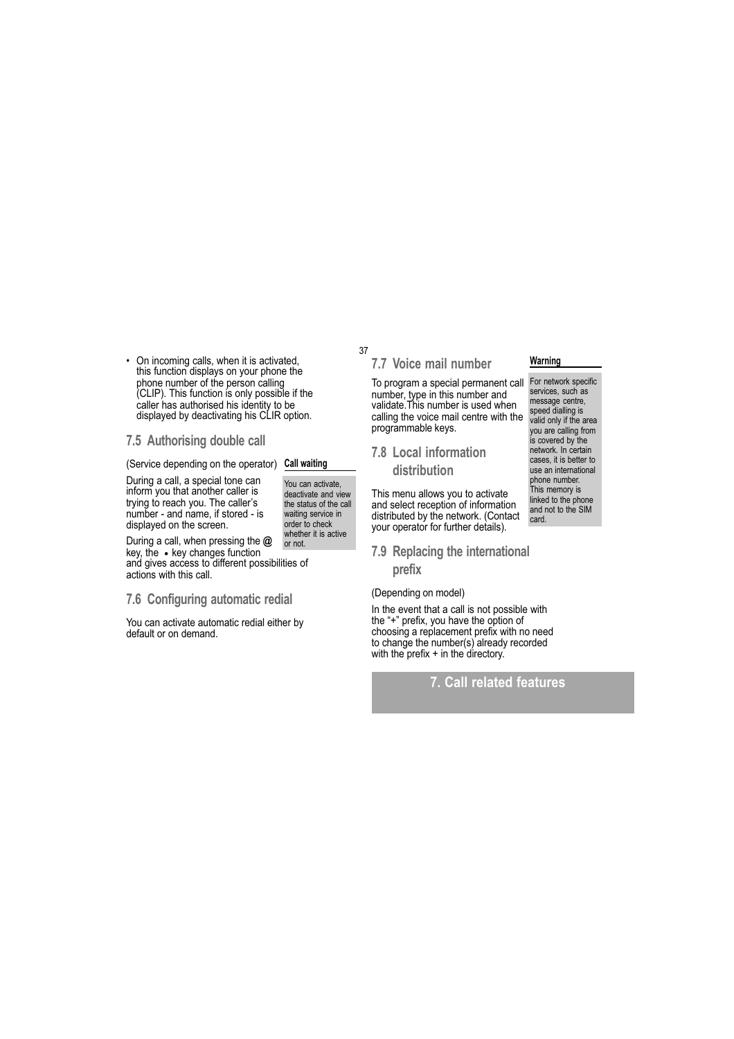- On incoming calls, when it is activated, this function displays on your phone the phone number of the person calling (CLIP). This function is only possible if the caller has authorised his identity to be displayed by deactivating his CLIR option.

## 7.5 Authorising double call

(Service depending on the operator)

During a call, a special tone can inform you that another caller is trying to reach you. The caller's number - and name, if stored - is displayed on the screen.

During a call, when pressing the **@** key, the • key changes function and gives access to different possibilities of actions with this call.

**Call waiting**

You can activate, deactivate and view the status of the call waiting service in order to check whether it is active or not.

## 7.6 Configuring automatic redial

You can activate automatic redial either by default or on demand.

## 7.7 Voice mail number

To program a special permanent call number, type in this number and validate.This number is used when calling the voice mail centre with the programmable keys.

**Warning**

For network specific services, such as message centre, speed dialling is valid only if the area you are calling from is covered by the network. In certain cases, it is better to use an international phone number. This memory is linked to the phone and not to the SIM card.

## 7.8 Local information distribution

This menu allows you to activate and select reception of information distributed by the network. (Contact your operator for further details).

## 7.9 Replacing the international prefix

(Depending on model)

In the event that a call is not possible with the "+" prefix, you have the option of choosing a replacement prefix with no need to change the number(s) already recorded with the prefix + in the directory.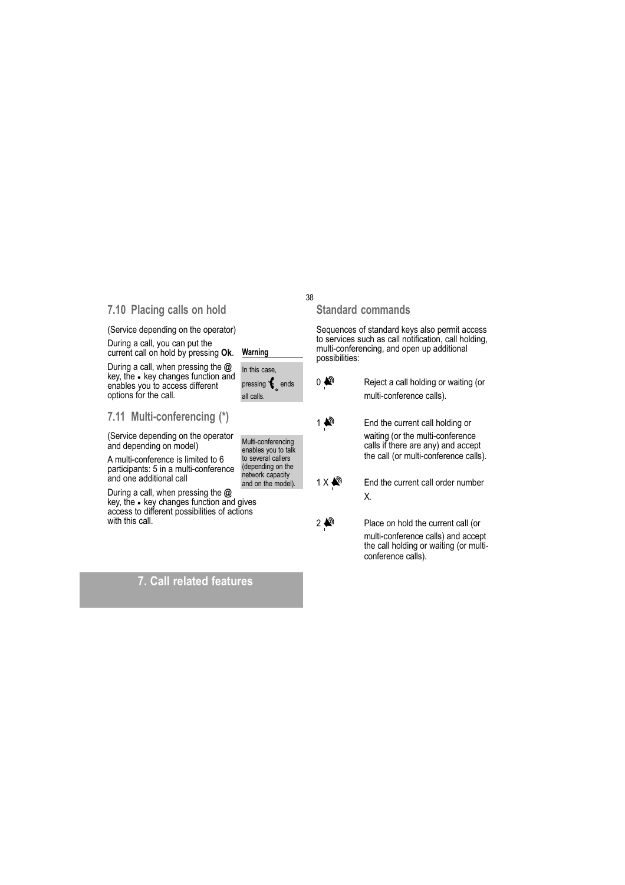## 7.10 Placing calls on hold

(Service depending on the operator)

During a call, you can put the current call on hold by pressing **Ok**.

During a call, when pressing the **@** key, the • key changes function and enables you to access different options for the call.

**Warning**

In this case, pressing the end-call key ends all calls.

## 7.11 Multi-conferencing (*)

(Service depending on the operator and depending on model)

A multi-conference is limited to 6 participants: 5 in a multi-conference and one additional call

During a call, when pressing the **@** key, the • key changes function and gives access to different possibilities of actions with this call.

Multi-conferencing enables you to talk to several callers (depending on the network capacity and on the model).

## Standard commands

Sequences of standard keys also permit access to services such as call notification, call holding, multi-conferencing, and open up additional possibilities:

| Keys | Action |
|---|---|
| 0 + call key | Reject a call holding or waiting (or multi-conference calls). |
| 1 + call key | End the current call holding or waiting (or the multi-conference calls if there are any) and accept the call (or multi-conference calls). |
| 1 X + call key | End the current call order number X. |
| 2 + call key | Place on hold the current call (or multi-conference calls) and accept the call holding or waiting (or multi-conference calls). |

# 7. Call related features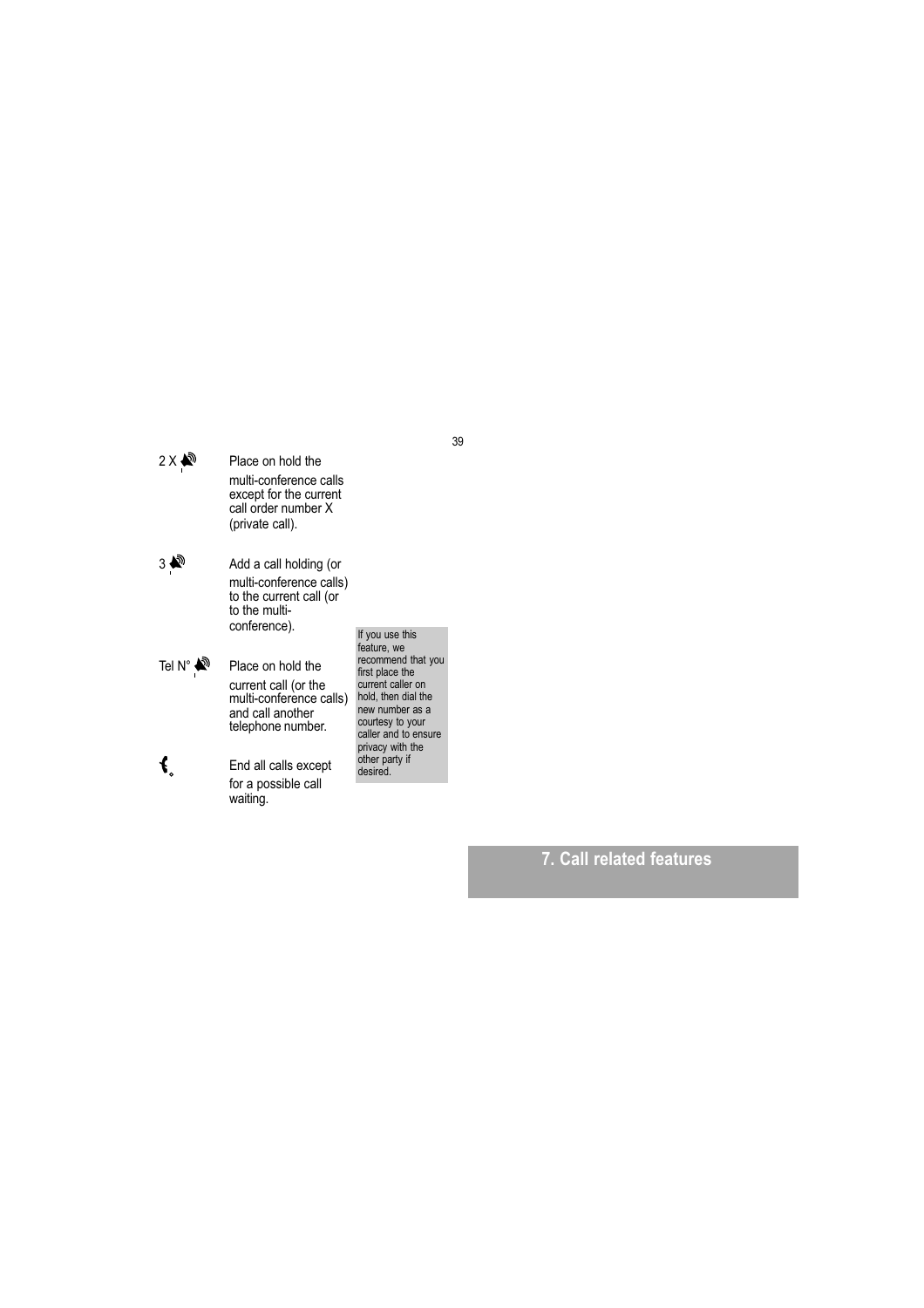| | |
|---|---|
| 2 X | Place on hold the multi-conference calls except for the current call order number X (private call). |
| 3 | Add a call holding (or multi-conference calls) to the current call (or to the multi-conference). |
| Tel N° | Place on hold the current call (or the multi-conference calls) and call another telephone number. |
| | End all calls except for a possible call waiting. |

If you use this feature, we recommend that you first place the current caller on hold, then dial the new number as a courtesy to your caller and to ensure privacy with the other party if desired.

## 7. Call related features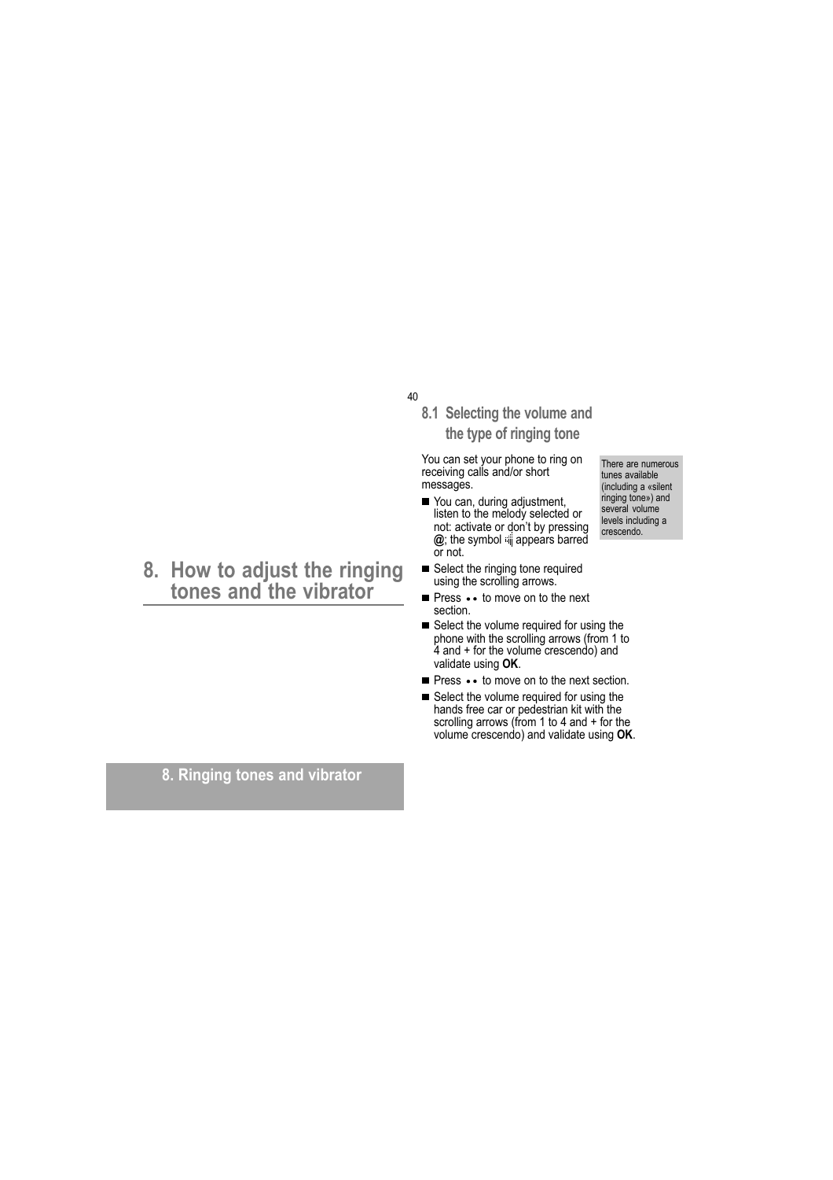# 8. How to adjust the ringing tones and the vibrator

## 8.1 Selecting the volume and the type of ringing tone

You can set your phone to ring on receiving calls and/or short messages.

- You can, during adjustment, listen to the melody selected or not: activate or don't by pressing **@**; the symbol appears barred or not.
- Select the ringing tone required using the scrolling arrows.
- Press •• to move on to the next section.
- Select the volume required for using the phone with the scrolling arrows (from 1 to 4 and + for the volume crescendo) and validate using **OK**.
- Press •• to move on to the next section.
- Select the volume required for using the hands free car or pedestrian kit with the scrolling arrows (from 1 to 4 and + for the volume crescendo) and validate using **OK**.

There are numerous tunes available (including a «silent ringing tone») and several volume levels including a crescendo.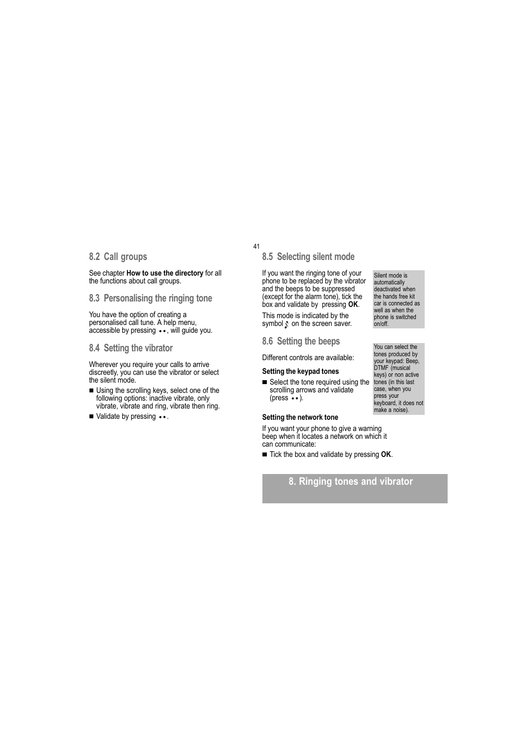## 8.2 Call groups

See chapter **How to use the directory** for all the functions about call groups.

## 8.3 Personalising the ringing tone

You have the option of creating a personalised call tune. A help menu, accessible by pressing ••, will guide you.

## 8.4 Setting the vibrator

Wherever you require your calls to arrive discreetly, you can use the vibrator or select the silent mode.

- Using the scrolling keys, select one of the following options: inactive vibrate, only vibrate, vibrate and ring, vibrate then ring.
- Validate by pressing ••.

## 8.5 Selecting silent mode

If you want the ringing tone of your phone to be replaced by the vibrator and the beeps to be suppressed (except for the alarm tone), tick the box and validate by pressing **OK**.

This mode is indicated by the symbol on the screen saver.

Silent mode is automatically deactivated when the hands free kit car is connected as well as when the phone is switched on/off.

## 8.6 Setting the beeps

Different controls are available:

**Setting the keypad tones**

- Select the tone required using the scrolling arrows and validate (press ••).

You can select the tones produced by your keypad: Beep, DTMF (musical keys) or non active tones (in this last case, when you press your keyboard, it does not make a noise).

**Setting the network tone**

If you want your phone to give a warning beep when it locates a network on which it can communicate:

- Tick the box and validate by pressing **OK**.

# 8. Ringing tones and vibrator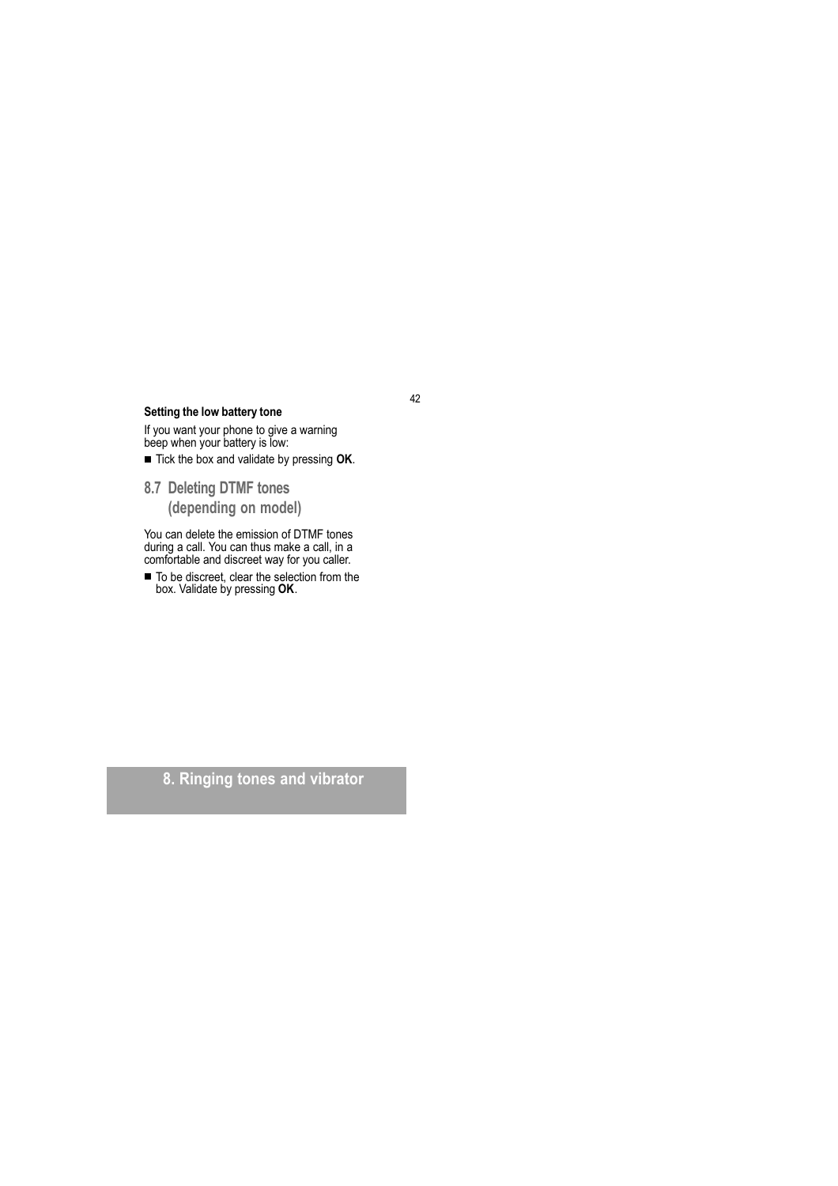**Setting the low battery tone**

If you want your phone to give a warning beep when your battery is low:

- Tick the box and validate by pressing **OK**.

## 8.7 Deleting DTMF tones (depending on model)

You can delete the emission of DTMF tones during a call. You can thus make a call, in a comfortable and discreet way for you caller.

- To be discreet, clear the selection from the box. Validate by pressing **OK**.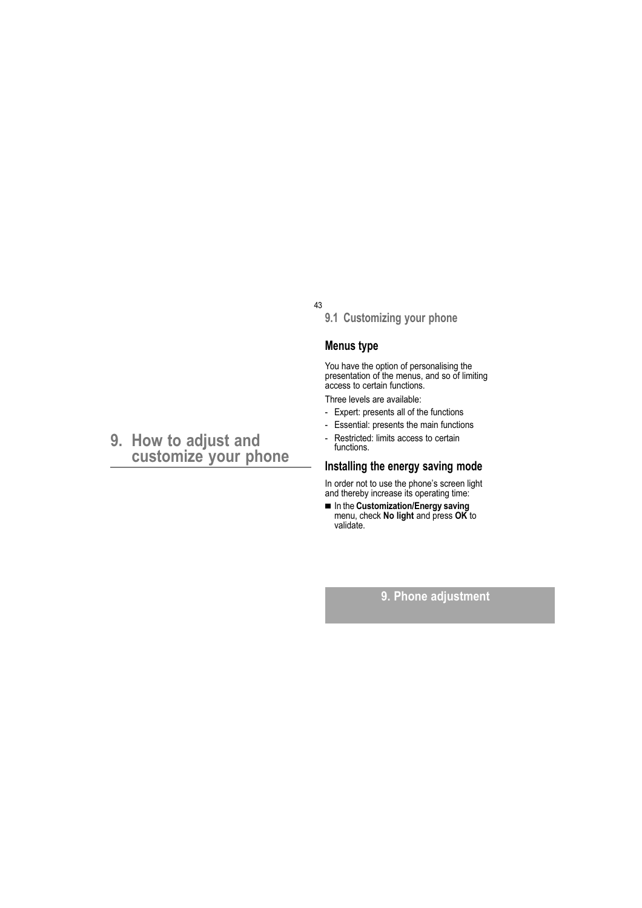# 9. How to adjust and customize your phone

## 9.1 Customizing your phone

### Menus type

You have the option of personalising the presentation of the menus, and so of limiting access to certain functions.

Three levels are available:

- Expert: presents all of the functions
- Essential: presents the main functions
- Restricted: limits access to certain functions.

### Installing the energy saving mode

In order not to use the phone's screen light and thereby increase its operating time:

- In the **Customization/Energy saving** menu, check **No light** and press **OK** to validate.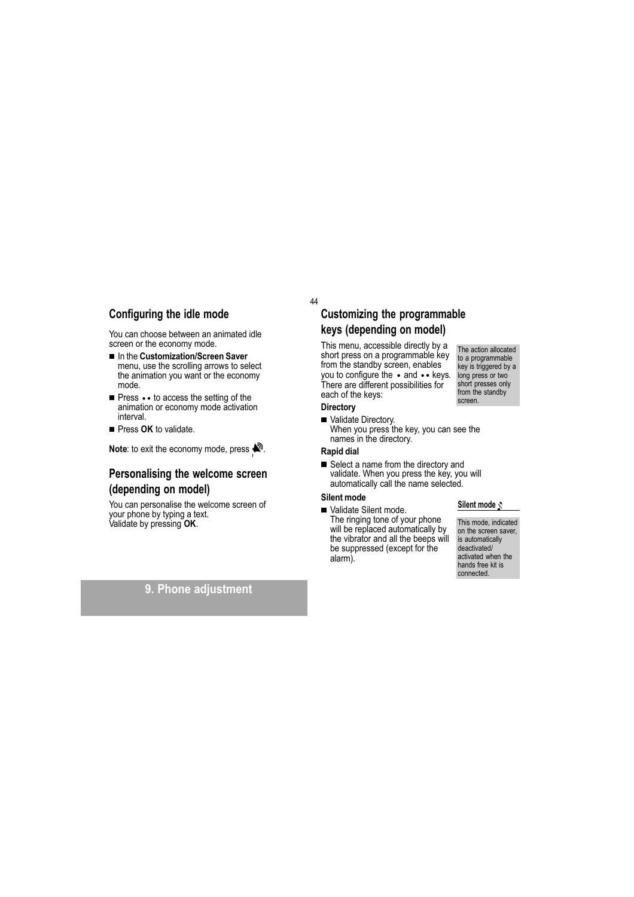## Configuring the idle mode

You can choose between an animated idle screen or the economy mode.

- In the **Customization/Screen Saver** menu, use the scrolling arrows to select the animation you want or the economy mode.
- Press •• to access the setting of the animation or economy mode activation interval.
- Press **OK** to validate.

**Note**: to exit the economy mode, press .

## Personalising the welcome screen (depending on model)

You can personalise the welcome screen of your phone by typing a text.
Validate by pressing **OK**.

## Customizing the programmable keys (depending on model)

This menu, accessible directly by a short press on a programmable key from the standby screen, enables you to configure the • and •• keys. There are different possibilities for each of the keys:

The action allocated to a programmable key is triggered by a long press or two short presses only from the standby screen.

**Directory**

- Validate Directory.
  When you press the key, you can see the names in the directory.

**Rapid dial**

- Select a name from the directory and validate. When you press the key, you will automatically call the name selected.

**Silent mode**

- Validate Silent mode.
  The ringing tone of your phone will be replaced automatically by the vibrator and all the beeps will be suppressed (except for the alarm).

**Silent mode**

This mode, indicated on the screen saver, is automatically deactivated/ activated when the hands free kit is connected.

9. Phone adjustment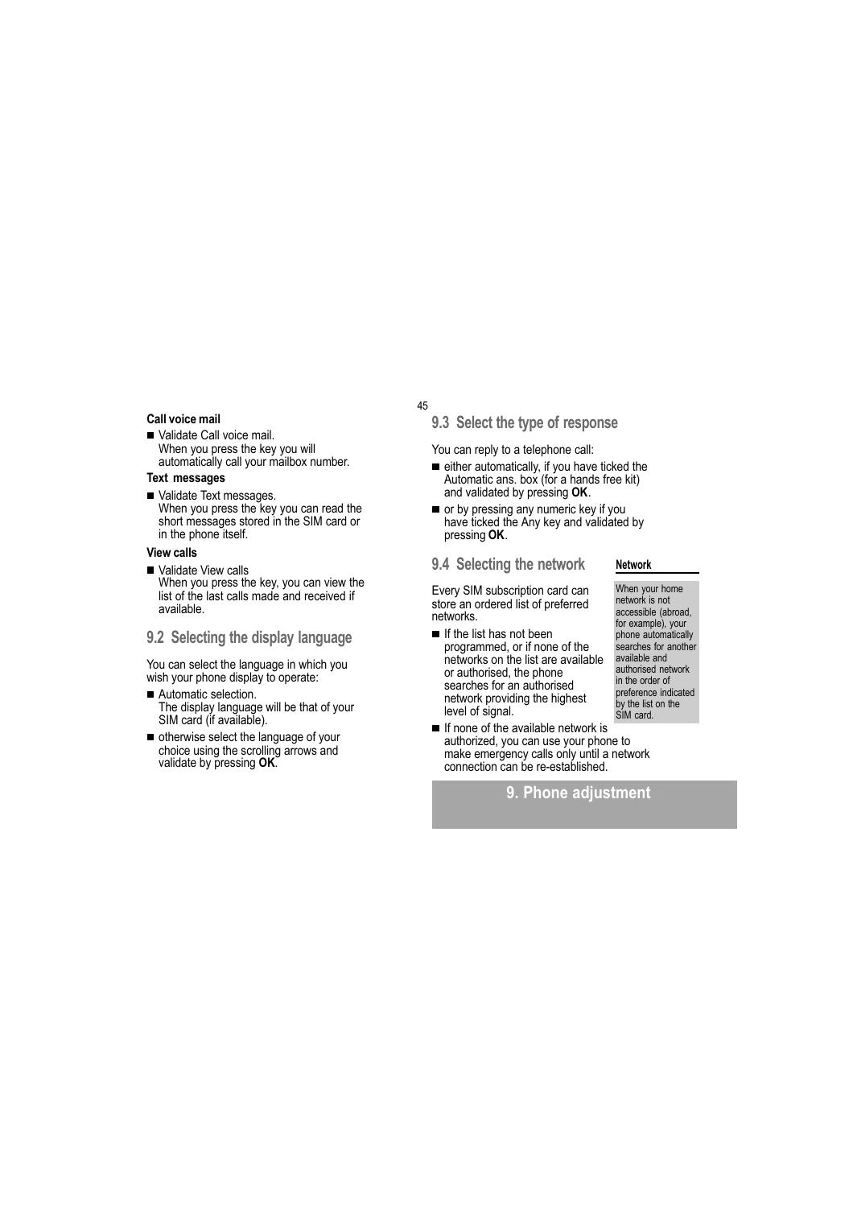**Call voice mail**

- Validate Call voice mail.
  When you press the key you will automatically call your mailbox number.

**Text messages**

- Validate Text messages.
  When you press the key you can read the short messages stored in the SIM card or in the phone itself.

**View calls**

- Validate View calls
  When you press the key, you can view the list of the last calls made and received if available.

## 9.2 Selecting the display language

You can select the language in which you wish your phone display to operate:

- Automatic selection.
  The display language will be that of your SIM card (if available).
- otherwise select the language of your choice using the scrolling arrows and validate by pressing **OK**.

## 9.3 Select the type of response

You can reply to a telephone call:

- either automatically, if you have ticked the Automatic ans. box (for a hands free kit) and validated by pressing **OK**.
- or by pressing any numeric key if you have ticked the Any key and validated by pressing **OK**.

## 9.4 Selecting the network

Every SIM subscription card can store an ordered list of preferred networks.

- If the list has not been programmed, or if none of the networks on the list are available or authorised, the phone searches for an authorised network providing the highest level of signal.
- If none of the available network is authorized, you can use your phone to make emergency calls only until a network connection can be re-established.

**Network**

When your home network is not accessible (abroad, for example), your phone automatically searches for another available and authorised network in the order of preference indicated by the list on the SIM card.

# 9. Phone adjustment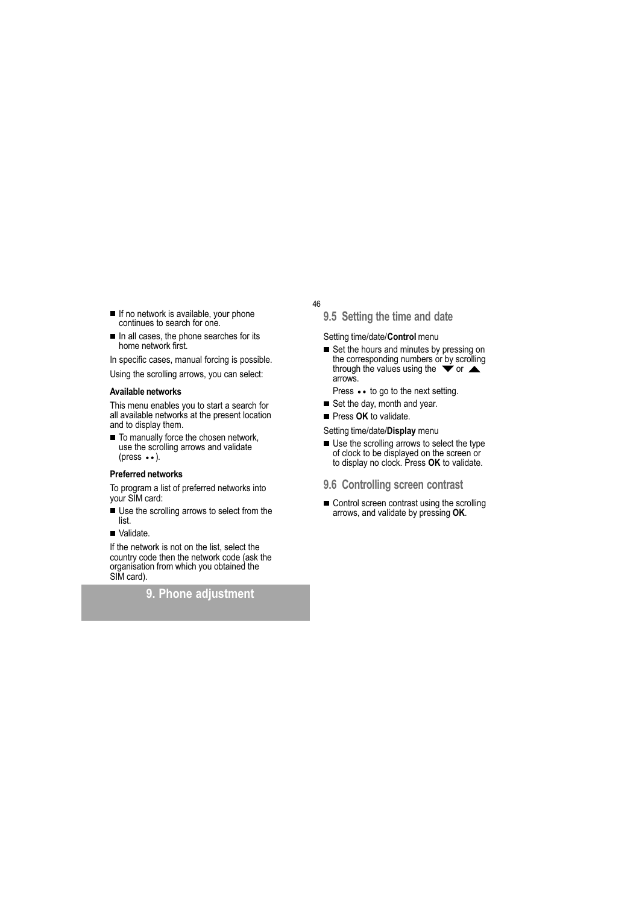- If no network is available, your phone continues to search for one.
- In all cases, the phone searches for its home network first.

In specific cases, manual forcing is possible.

Using the scrolling arrows, you can select:

**Available networks**

This menu enables you to start a search for all available networks at the present location and to display them.

- To manually force the chosen network, use the scrolling arrows and validate (press ••).

**Preferred networks**

To program a list of preferred networks into your SIM card:

- Use the scrolling arrows to select from the list.
- Validate.

If the network is not on the list, select the country code then the network code (ask the organisation from which you obtained the SIM card).

## 9.5 Setting the time and date

Setting time/date/**Control** menu

- Set the hours and minutes by pressing on the corresponding numbers or by scrolling through the values using the ▼ or ▲ arrows.

  Press •• to go to the next setting.
- Set the day, month and year.
- Press **OK** to validate.

Setting time/date/**Display** menu

- Use the scrolling arrows to select the type of clock to be displayed on the screen or to display no clock. Press **OK** to validate.

## 9.6 Controlling screen contrast

- Control screen contrast using the scrolling arrows, and validate by pressing **OK**.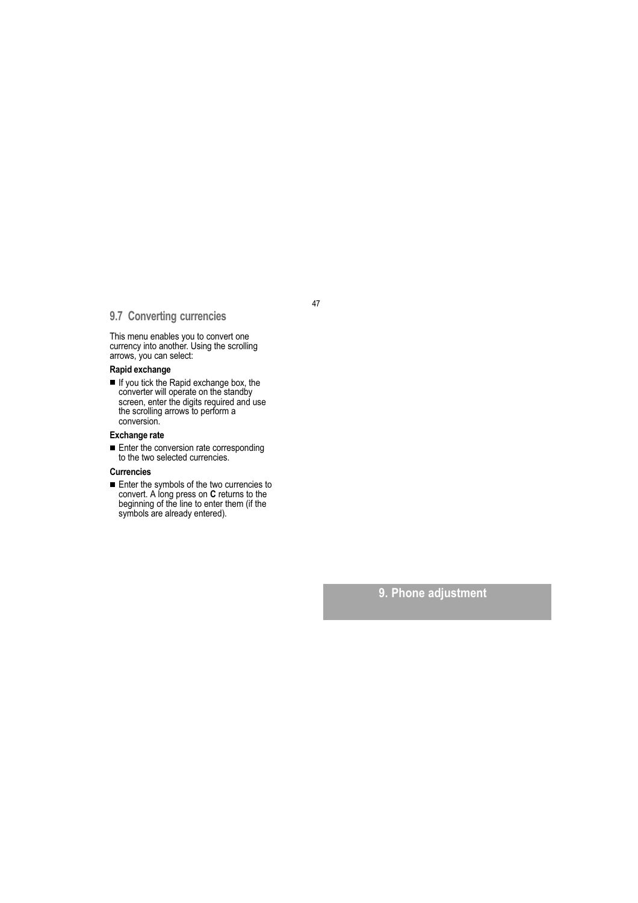## 9.7 Converting currencies

This menu enables you to convert one currency into another. Using the scrolling arrows, you can select:

**Rapid exchange**

- If you tick the Rapid exchange box, the converter will operate on the standby screen, enter the digits required and use the scrolling arrows to perform a conversion.

**Exchange rate**

- Enter the conversion rate corresponding to the two selected currencies.

**Currencies**

- Enter the symbols of the two currencies to convert. A long press on **C** returns to the beginning of the line to enter them (if the symbols are already entered).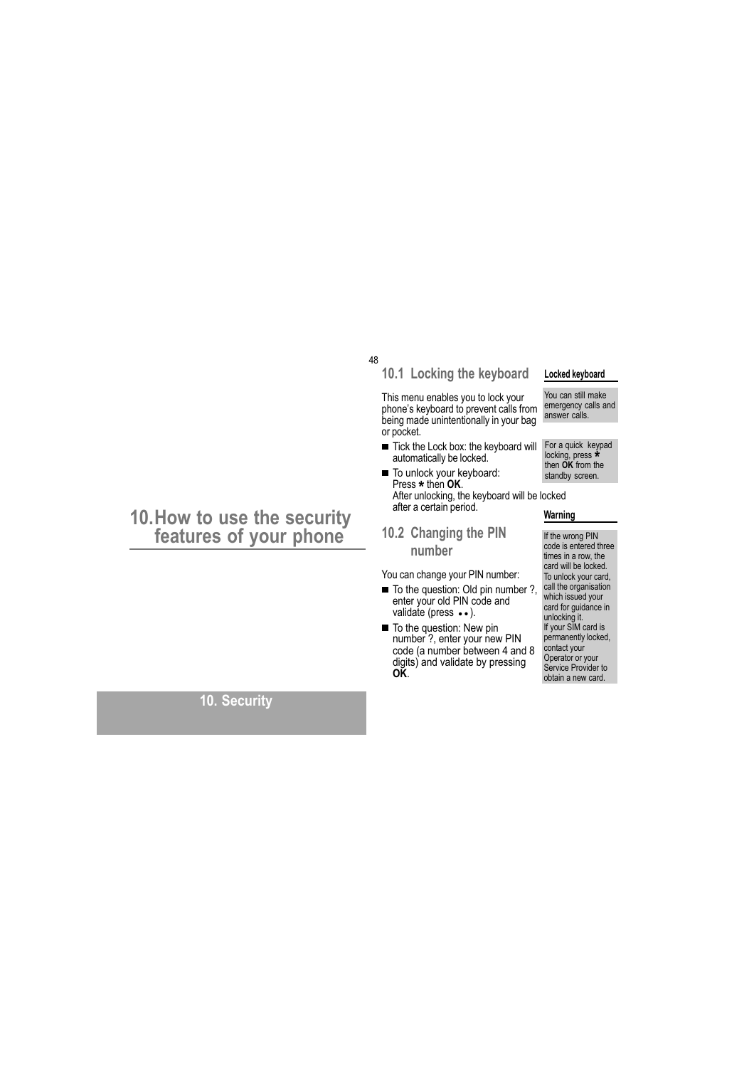# 10. How to use the security features of your phone

## 10. Security

### 10.1 Locking the keyboard

This menu enables you to lock your phone's keyboard to prevent calls from being made unintentionally in your bag or pocket.

- Tick the Lock box: the keyboard will automatically be locked.
- To unlock your keyboard:
  Press * then **OK**.
  After unlocking, the keyboard will be locked after a certain period.

**Locked keyboard**

You can still make emergency calls and answer calls.

For a quick keypad locking, press * then **OK** from the standby screen.

### 10.2 Changing the PIN number

You can change your PIN number:

- To the question: Old pin number ?, enter your old PIN code and validate (press ••).
- To the question: New pin number ?, enter your new PIN code (a number between 4 and 8 digits) and validate by pressing **OK**.

**Warning**

If the wrong PIN code is entered three times in a row, the card will be locked. To unlock your card, call the organisation which issued your card for guidance in unlocking it.
If your SIM card is permanently locked, contact your Operator or your Service Provider to obtain a new card.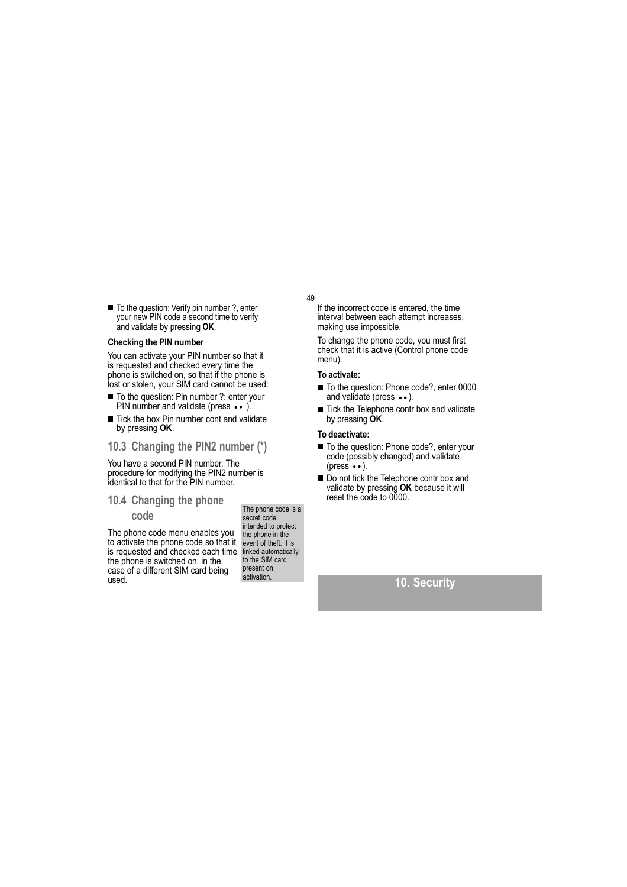- To the question: Verify pin number ?, enter your new PIN code a second time to verify and validate by pressing **OK**.

**Checking the PIN number**

You can activate your PIN number so that it is requested and checked every time the phone is switched on, so that if the phone is lost or stolen, your SIM card cannot be used:

- To the question: Pin number ?: enter your PIN number and validate (press •• ).
- Tick the box Pin number cont and validate by pressing **OK**.

## 10.3 Changing the PIN2 number (*)

You have a second PIN number. The procedure for modifying the PIN2 number is identical to that for the PIN number.

## 10.4 Changing the phone code

The phone code menu enables you to activate the phone code so that it is requested and checked each time the phone is switched on, in the case of a different SIM card being used.

The phone code is a secret code, intended to protect the phone in the event of theft. It is linked automatically to the SIM card present on activation.

If the incorrect code is entered, the time interval between each attempt increases, making use impossible.

To change the phone code, you must first check that it is active (Control phone code menu).

**To activate:**

- To the question: Phone code?, enter 0000 and validate (press ••).
- Tick the Telephone contr box and validate by pressing **OK**.

**To deactivate:**

- To the question: Phone code?, enter your code (possibly changed) and validate (press ••).
- Do not tick the Telephone contr box and validate by pressing **OK** because it will reset the code to 0000.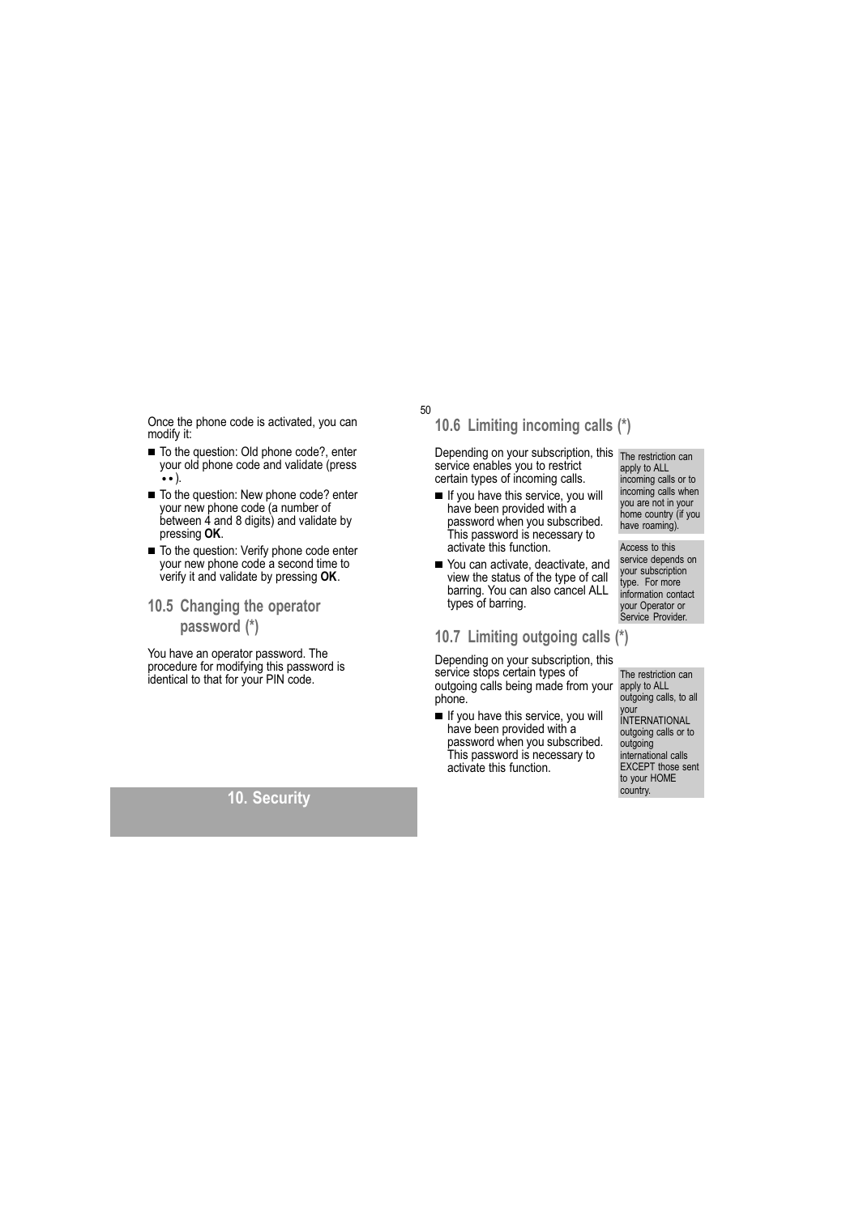Once the phone code is activated, you can modify it:

- To the question: Old phone code?, enter your old phone code and validate (press ••).
- To the question: New phone code? enter your new phone code (a number of between 4 and 8 digits) and validate by pressing **OK**.
- To the question: Verify phone code enter your new phone code a second time to verify it and validate by pressing **OK**.

## 10.5 Changing the operator password (*)

You have an operator password. The procedure for modifying this password is identical to that for your PIN code.

## 10.6 Limiting incoming calls (*)

Depending on your subscription, this service enables you to restrict certain types of incoming calls.

- If you have this service, you will have been provided with a password when you subscribed. This password is necessary to activate this function.
- You can activate, deactivate, and view the status of the type of call barring. You can also cancel ALL types of barring.

The restriction can apply to ALL incoming calls or to incoming calls when you are not in your home country (if you have roaming).

Access to this service depends on your subscription type. For more information contact your Operator or Service Provider.

## 10.7 Limiting outgoing calls (*)

Depending on your subscription, this service stops certain types of outgoing calls being made from your phone.

- If you have this service, you will have been provided with a password when you subscribed. This password is necessary to activate this function.

The restriction can apply to ALL outgoing calls, to all your INTERNATIONAL outgoing calls or to outgoing international calls EXCEPT those sent to your HOME country.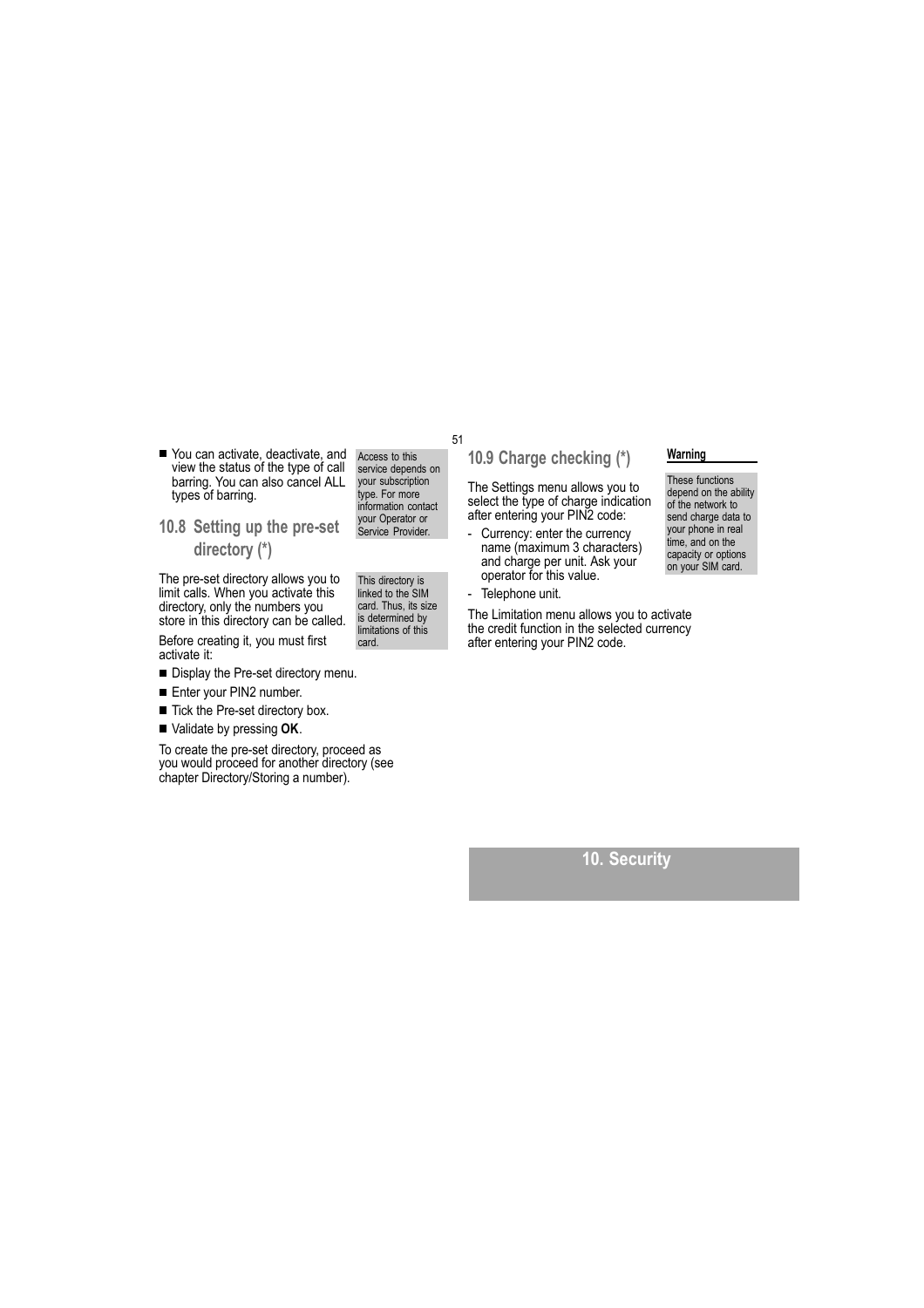- You can activate, deactivate, and view the status of the type of call barring. You can also cancel ALL types of barring.

Access to this service depends on your subscription type. For more information contact your Operator or Service Provider.

## 10.8 Setting up the pre-set directory (*)

The pre-set directory allows you to limit calls. When you activate this directory, only the numbers you store in this directory can be called.

This directory is linked to the SIM card. Thus, its size is determined by limitations of this card.

Before creating it, you must first activate it:

- Display the Pre-set directory menu.
- Enter your PIN2 number.
- Tick the Pre-set directory box.
- Validate by pressing **OK**.

To create the pre-set directory, proceed as you would proceed for another directory (see chapter Directory/Storing a number).

## 10.9 Charge checking (*)

The Settings menu allows you to select the type of charge indication after entering your PIN2 code:

- Currency: enter the currency name (maximum 3 characters) and charge per unit. Ask your operator for this value.
- Telephone unit.

The Limitation menu allows you to activate the credit function in the selected currency after entering your PIN2 code.

**Warning**

These functions depend on the ability of the network to send charge data to your phone in real time, and on the capacity or options on your SIM card.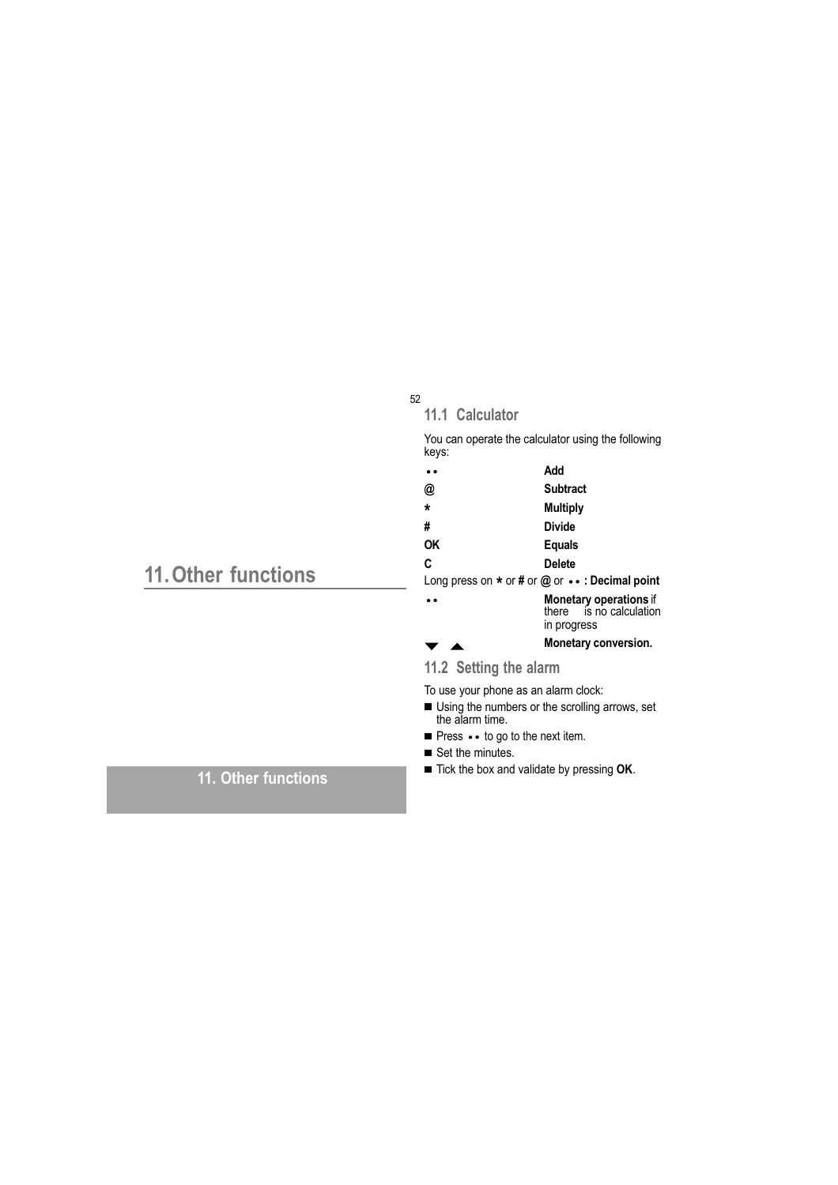# 11. Other functions

## 11.1 Calculator

You can operate the calculator using the following keys:

| Key | Function |
| --- | --- |
| •• | **Add** |
| @ | **Subtract** |
| * | **Multiply** |
| # | **Divide** |
| OK | **Equals** |
| C | **Delete** |

Long press on * or # or @ or •• **: Decimal point**

| Key | Function |
| --- | --- |
| •• | **Monetary operations** if there is no calculation in progress |
| ▼ ▲ | **Monetary conversion.** |

## 11.2 Setting the alarm

To use your phone as an alarm clock:

- Using the numbers or the scrolling arrows, set the alarm time.
- Press •• to go to the next item.
- Set the minutes.
- Tick the box and validate by pressing **OK**.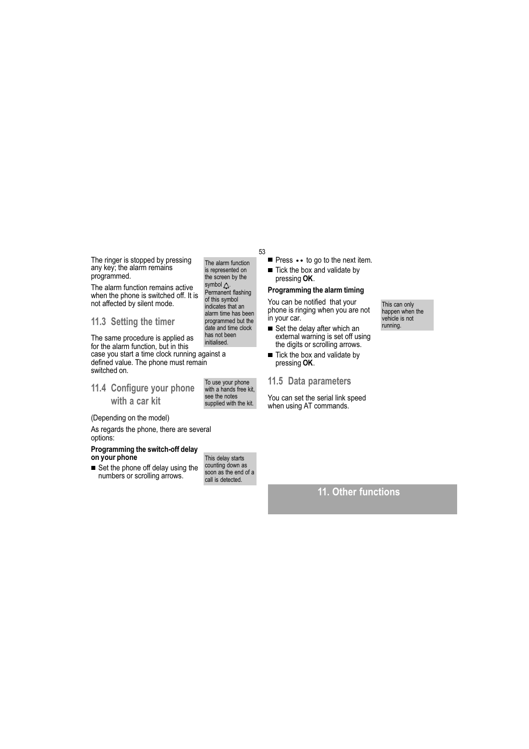The ringer is stopped by pressing any key; the alarm remains programmed.

The alarm function remains active when the phone is switched off. It is not affected by silent mode.

The alarm function is represented on the screen by the symbol △. Permanent flashing of this symbol indicates that an alarm time has been programmed but the date and time clock has not been initialised.

## 11.3 Setting the timer

The same procedure is applied as for the alarm function, but in this case you start a time clock running against a defined value. The phone must remain switched on.

## 11.4 Configure your phone with a car kit

To use your phone with a hands free kit, see the notes supplied with the kit.

(Depending on the model)

As regards the phone, there are several options:

**Programming the switch-off delay on your phone**

- Set the phone off delay using the numbers or scrolling arrows.

This delay starts counting down as soon as the end of a call is detected.

- Press •• to go to the next item.
- Tick the box and validate by pressing **OK**.

**Programming the alarm timing**

You can be notified that your phone is ringing when you are not in your car.

This can only happen when the vehicle is not running.

- Set the delay after which an external warning is set off using the digits or scrolling arrows.
- Tick the box and validate by pressing **OK**.

## 11.5 Data parameters

You can set the serial link speed when using AT commands.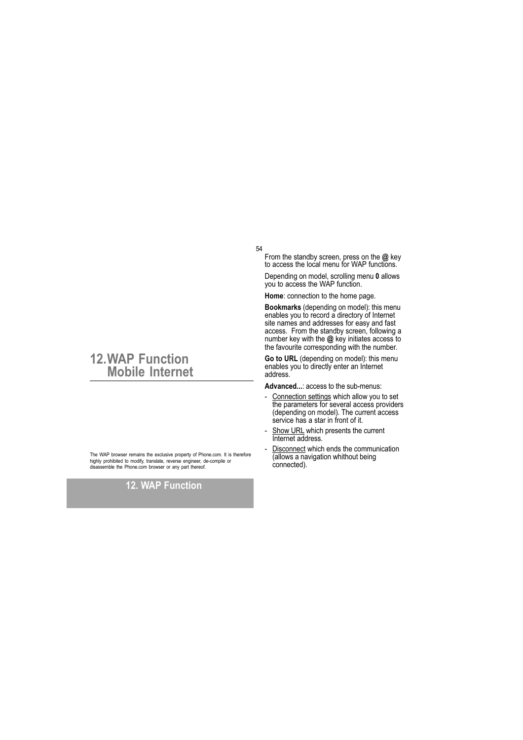# 12. WAP Function Mobile Internet

The WAP browser remains the exclusive property of Phone.com. It is therefore highly prohibited to modify, translate, reverse engineer, de-compile or disassemble the Phone.com browser or any part thereof.

From the standby screen, press on the **@** key to access the local menu for WAP functions.

Depending on model, scrolling menu **0** allows you to access the WAP function.

**Home**: connection to the home page.

**Bookmarks** (depending on model): this menu enables you to record a directory of Internet site names and addresses for easy and fast access. From the standby screen, following a number key with the **@** key initiates access to the favourite corresponding with the number.

**Go to URL** (depending on model): this menu enables you to directly enter an Internet address.

**Advanced...**: access to the sub-menus:

- Connection settings which allow you to set the parameters for several access providers (depending on model). The current access service has a star in front of it.
- Show URL which presents the current Internet address.
- Disconnect which ends the communication (allows a navigation whithout being connected).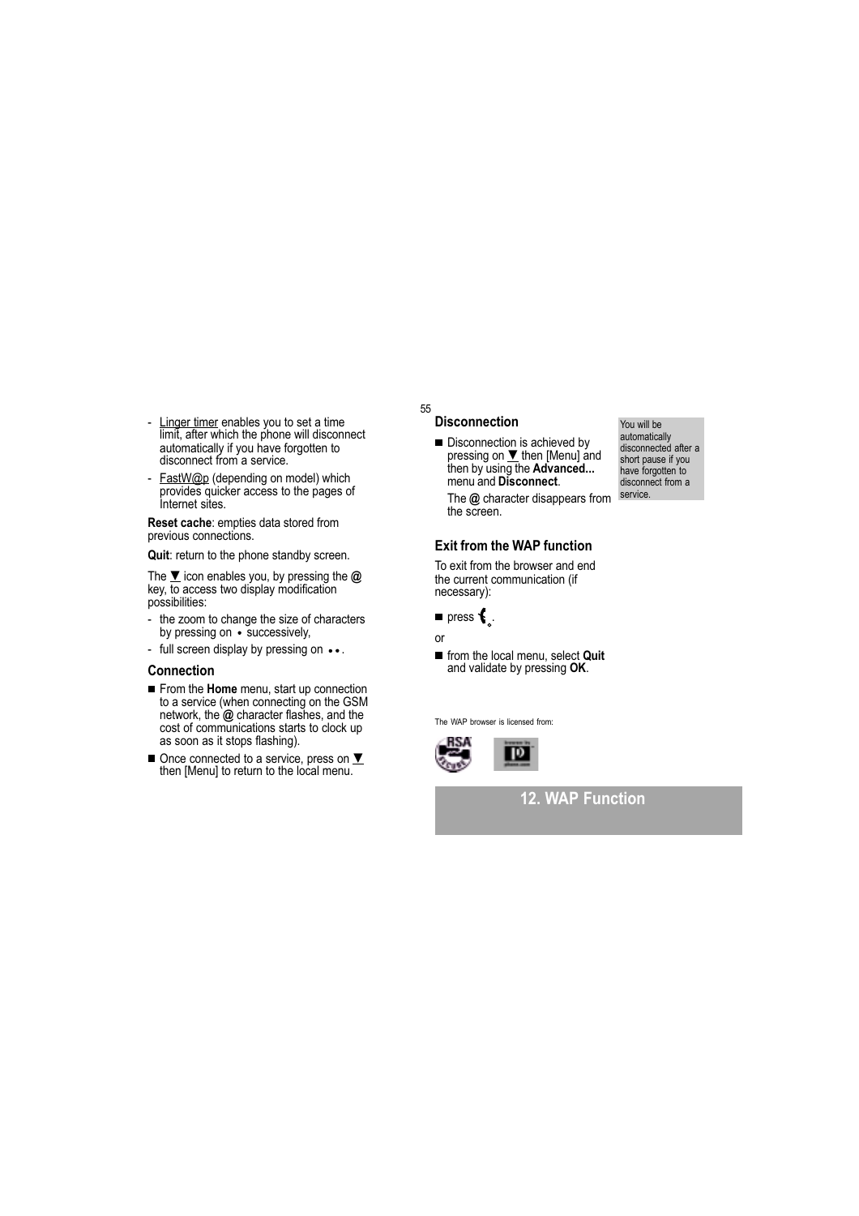- Linger timer enables you to set a time limit, after which the phone will disconnect automatically if you have forgotten to disconnect from a service.
- FastW@p (depending on model) which provides quicker access to the pages of Internet sites.

**Reset cache**: empties data stored from previous connections.

**Quit**: return to the phone standby screen.

The ▼ icon enables you, by pressing the **@** key, to access two display modification possibilities:

- the zoom to change the size of characters by pressing on • successively,
- full screen display by pressing on ••.

### Connection

- From the **Home** menu, start up connection to a service (when connecting on the GSM network, the **@** character flashes, and the cost of communications starts to clock up as soon as it stops flashing).
- Once connected to a service, press on ▼ then [Menu] to return to the local menu.

### Disconnection

- Disconnection is achieved by pressing on ▼ then [Menu] and then by using the **Advanced...** menu and **Disconnect**.

  The **@** character disappears from the screen.

You will be automatically disconnected after a short pause if you have forgotten to disconnect from a service.

### Exit from the WAP function

To exit from the browser and end the current communication (if necessary):

- press ⟨.

or

- from the local menu, select **Quit** and validate by pressing **OK**.

The WAP browser is licensed from:

## 12. WAP Function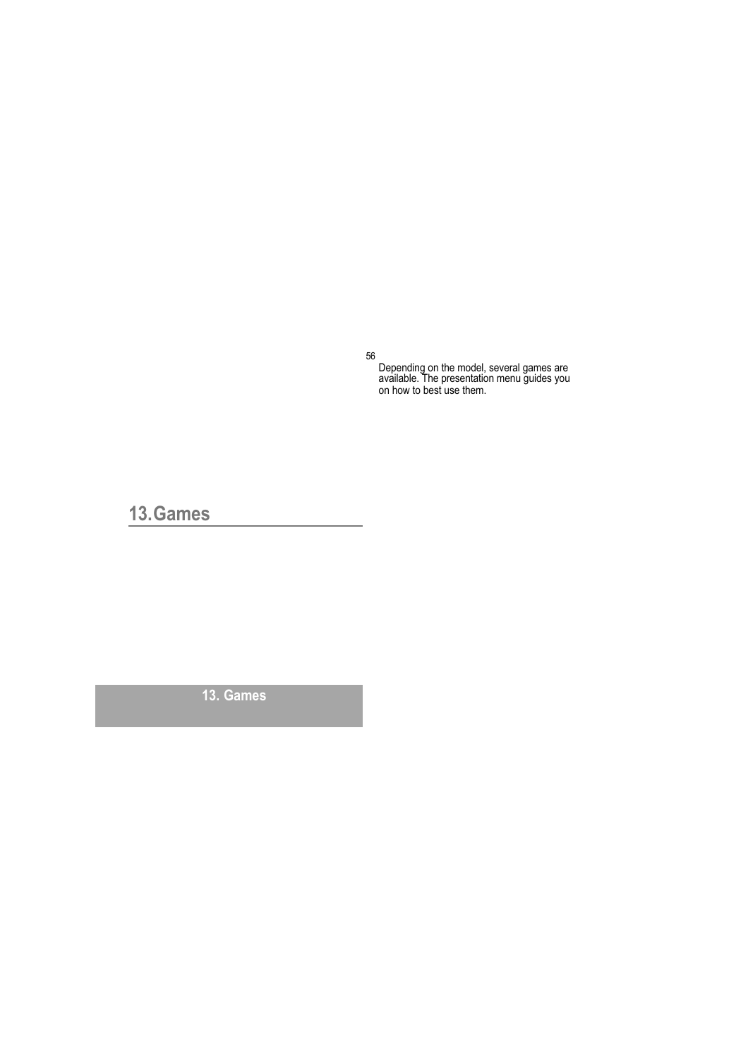# 13. Games

Depending on the model, several games are available. The presentation menu guides you on how to best use them.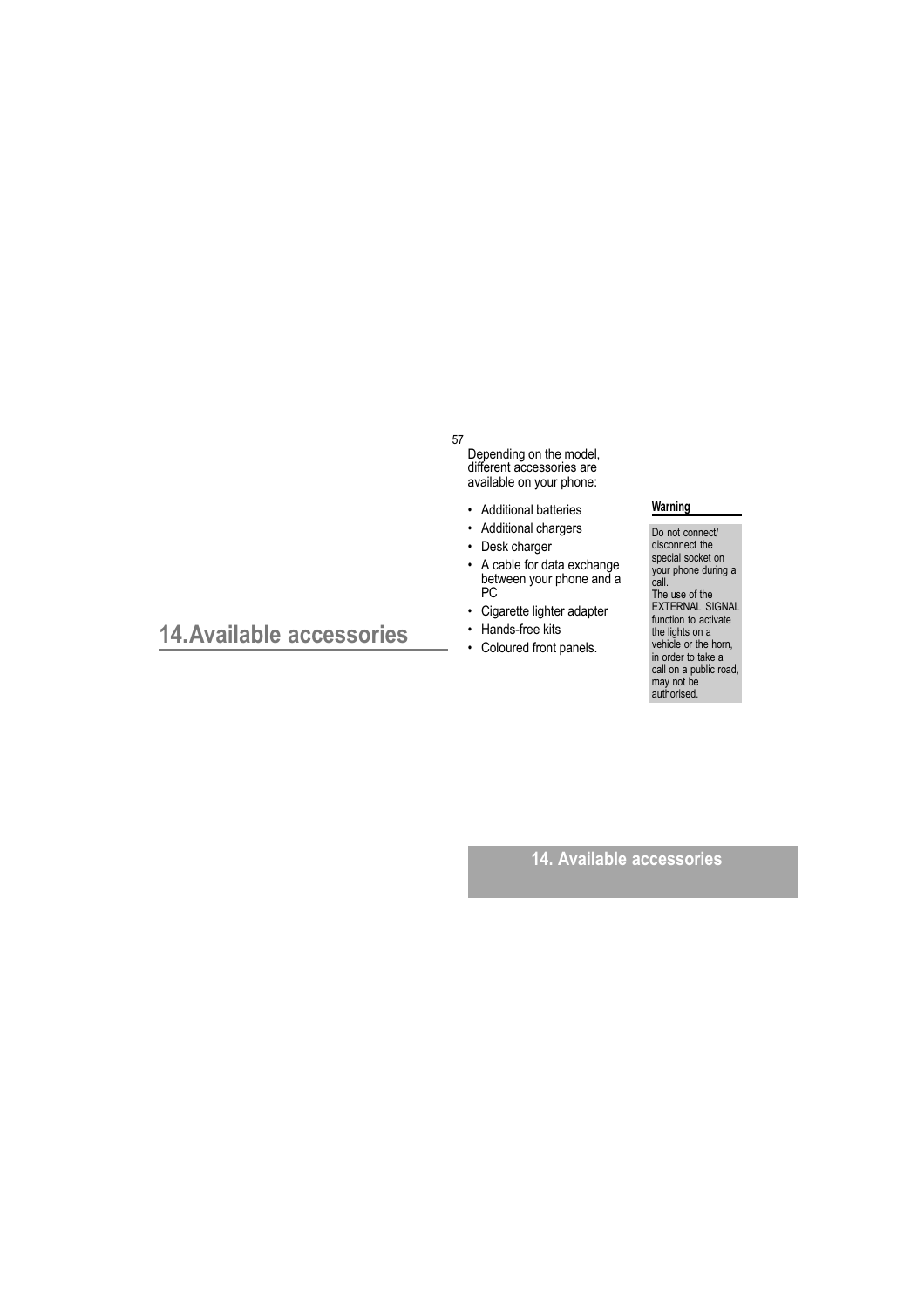# 14. Available accessories

Depending on the model, different accessories are available on your phone:

- Additional batteries
- Additional chargers
- Desk charger
- A cable for data exchange between your phone and a PC
- Cigarette lighter adapter
- Hands-free kits
- Coloured front panels.

**Warning**

Do not connect/ disconnect the special socket on your phone during a call.
The use of the EXTERNAL SIGNAL function to activate the lights on a vehicle or the horn, in order to take a call on a public road, may not be authorised.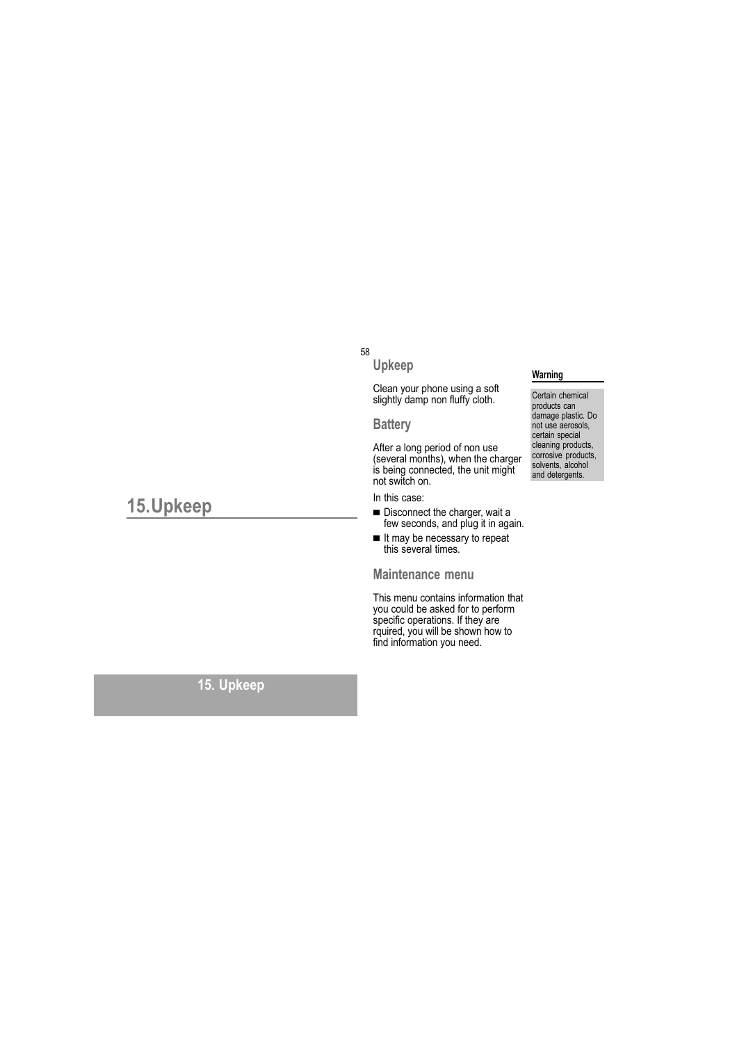# 15. Upkeep

## Upkeep

Clean your phone using a soft slightly damp non fluffy cloth.

**Warning**

Certain chemical products can damage plastic. Do not use aerosols, certain special cleaning products, corrosive products, solvents, alcohol and detergents.

## Battery

After a long period of non use (several months), when the charger is being connected, the unit might not switch on.

In this case:

- Disconnect the charger, wait a few seconds, and plug it in again.
- It may be necessary to repeat this several times.

## Maintenance menu

This menu contains information that you could be asked for to perform specific operations. If they are rquired, you will be shown how to find information you need.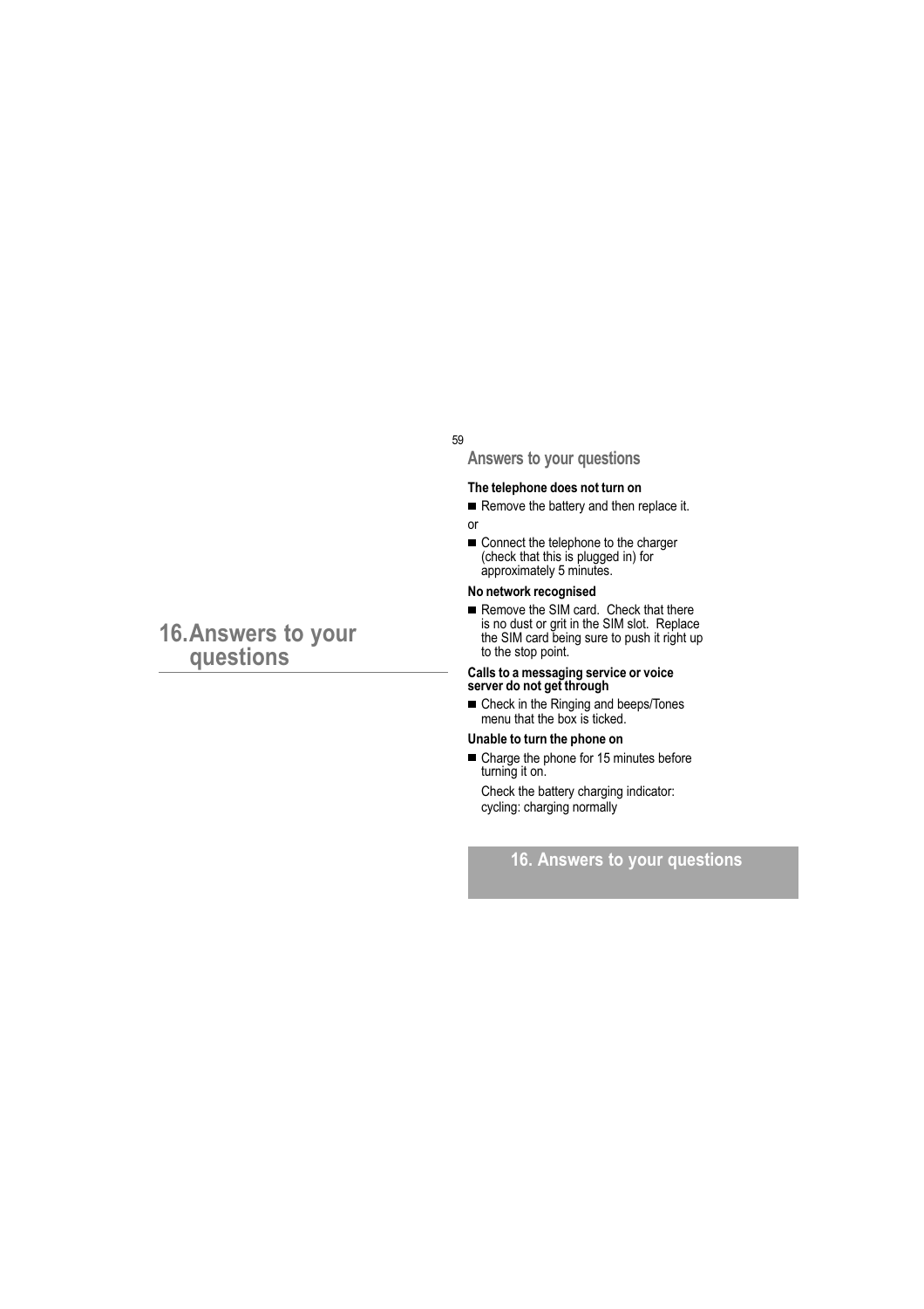# 16. Answers to your questions

## Answers to your questions

### The telephone does not turn on

- Remove the battery and then replace it.

or

- Connect the telephone to the charger (check that this is plugged in) for approximately 5 minutes.

### No network recognised

- Remove the SIM card. Check that there is no dust or grit in the SIM slot. Replace the SIM card being sure to push it right up to the stop point.

### Calls to a messaging service or voice server do not get through

- Check in the Ringing and beeps/Tones menu that the box is ticked.

### Unable to turn the phone on

- Charge the phone for 15 minutes before turning it on.

  Check the battery charging indicator:
  cycling: charging normally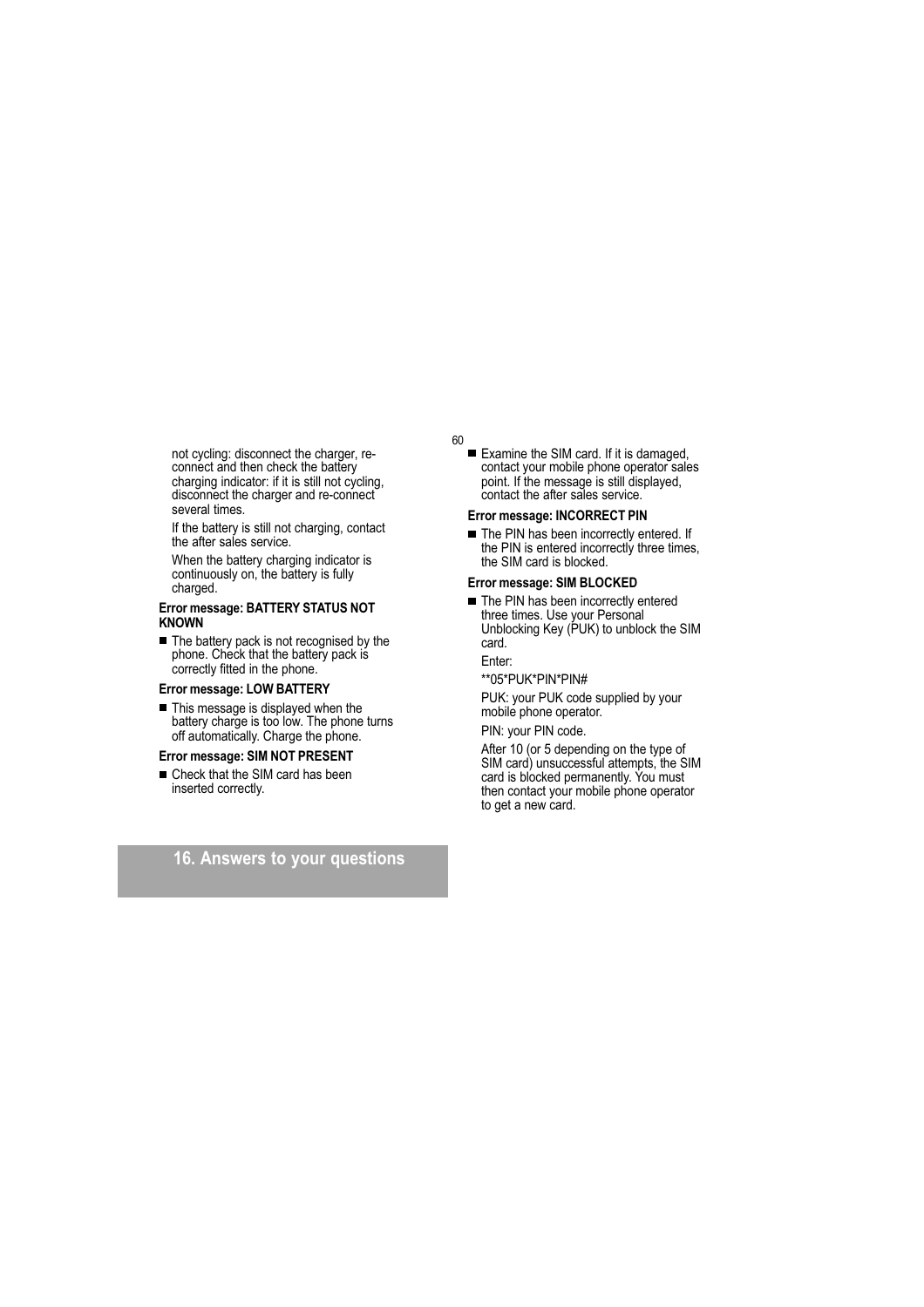not cycling: disconnect the charger, re-connect and then check the battery charging indicator: if it is still not cycling, disconnect the charger and re-connect several times.

If the battery is still not charging, contact the after sales service.

When the battery charging indicator is continuously on, the battery is fully charged.

**Error message: BATTERY STATUS NOT KNOWN**

- The battery pack is not recognised by the phone. Check that the battery pack is correctly fitted in the phone.

**Error message: LOW BATTERY**

- This message is displayed when the battery charge is too low. The phone turns off automatically. Charge the phone.

**Error message: SIM NOT PRESENT**

- Check that the SIM card has been inserted correctly.
- Examine the SIM card. If it is damaged, contact your mobile phone operator sales point. If the message is still displayed, contact the after sales service.

**Error message: INCORRECT PIN**

- The PIN has been incorrectly entered. If the PIN is entered incorrectly three times, the SIM card is blocked.

**Error message: SIM BLOCKED**

- The PIN has been incorrectly entered three times. Use your Personal Unblocking Key (PUK) to unblock the SIM card.

  Enter:

  **05*PUK*PIN*PIN#

  PUK: your PUK code supplied by your mobile phone operator.

  PIN: your PIN code.

  After 10 (or 5 depending on the type of SIM card) unsuccessful attempts, the SIM card is blocked permanently. You must then contact your mobile phone operator to get a new card.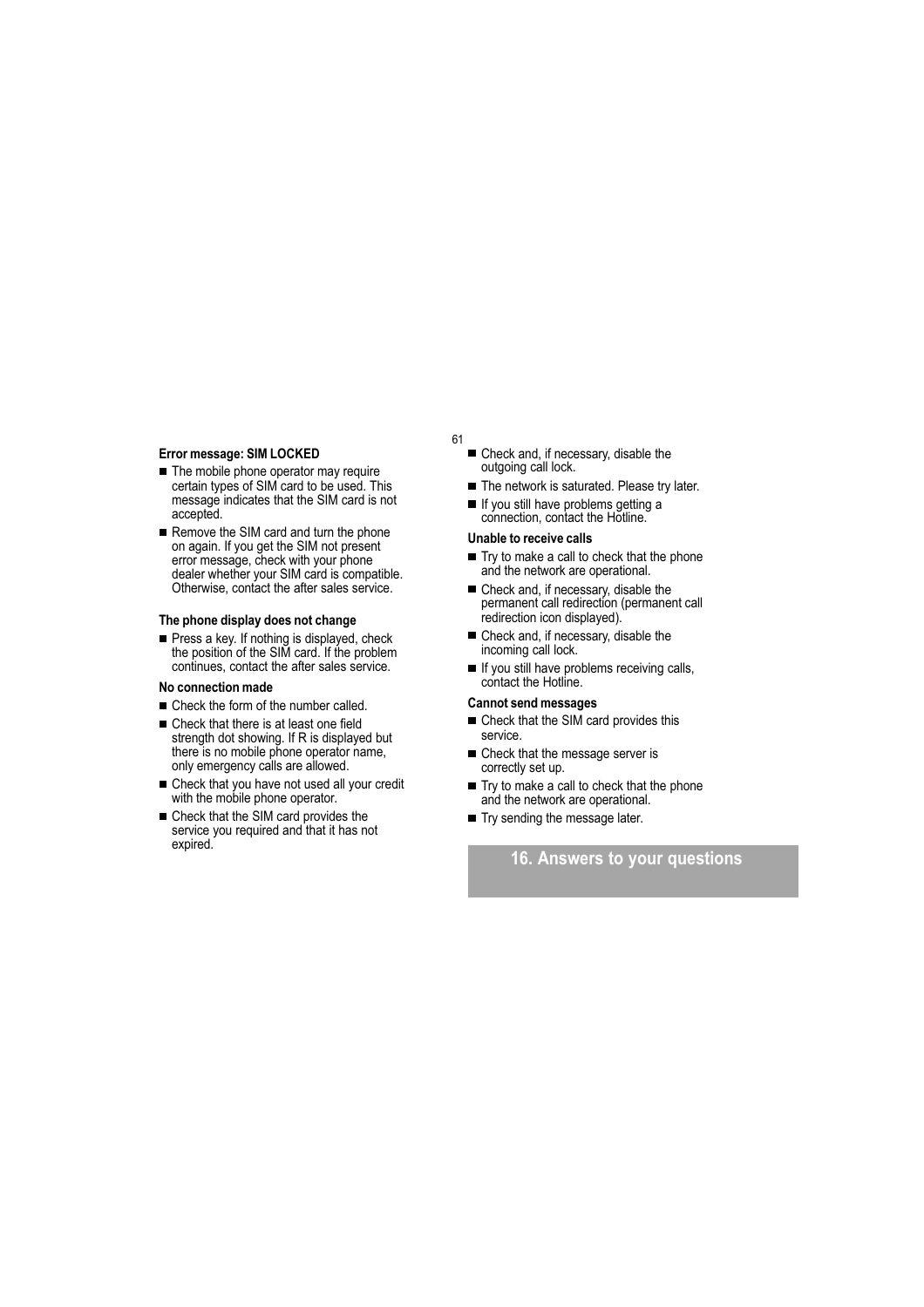**Error message: SIM LOCKED**

- The mobile phone operator may require certain types of SIM card to be used. This message indicates that the SIM card is not accepted.
- Remove the SIM card and turn the phone on again. If you get the SIM not present error message, check with your phone dealer whether your SIM card is compatible. Otherwise, contact the after sales service.

**The phone display does not change**

- Press a key. If nothing is displayed, check the position of the SIM card. If the problem continues, contact the after sales service.

**No connection made**

- Check the form of the number called.
- Check that there is at least one field strength dot showing. If R is displayed but there is no mobile phone operator name, only emergency calls are allowed.
- Check that you have not used all your credit with the mobile phone operator.
- Check that the SIM card provides the service you required and that it has not expired.
- Check and, if necessary, disable the outgoing call lock.
- The network is saturated. Please try later.
- If you still have problems getting a connection, contact the Hotline.

**Unable to receive calls**

- Try to make a call to check that the phone and the network are operational.
- Check and, if necessary, disable the permanent call redirection (permanent call redirection icon displayed).
- Check and, if necessary, disable the incoming call lock.
- If you still have problems receiving calls, contact the Hotline.

**Cannot send messages**

- Check that the SIM card provides this service.
- Check that the message server is correctly set up.
- Try to make a call to check that the phone and the network are operational.
- Try sending the message later.

## 16. Answers to your questions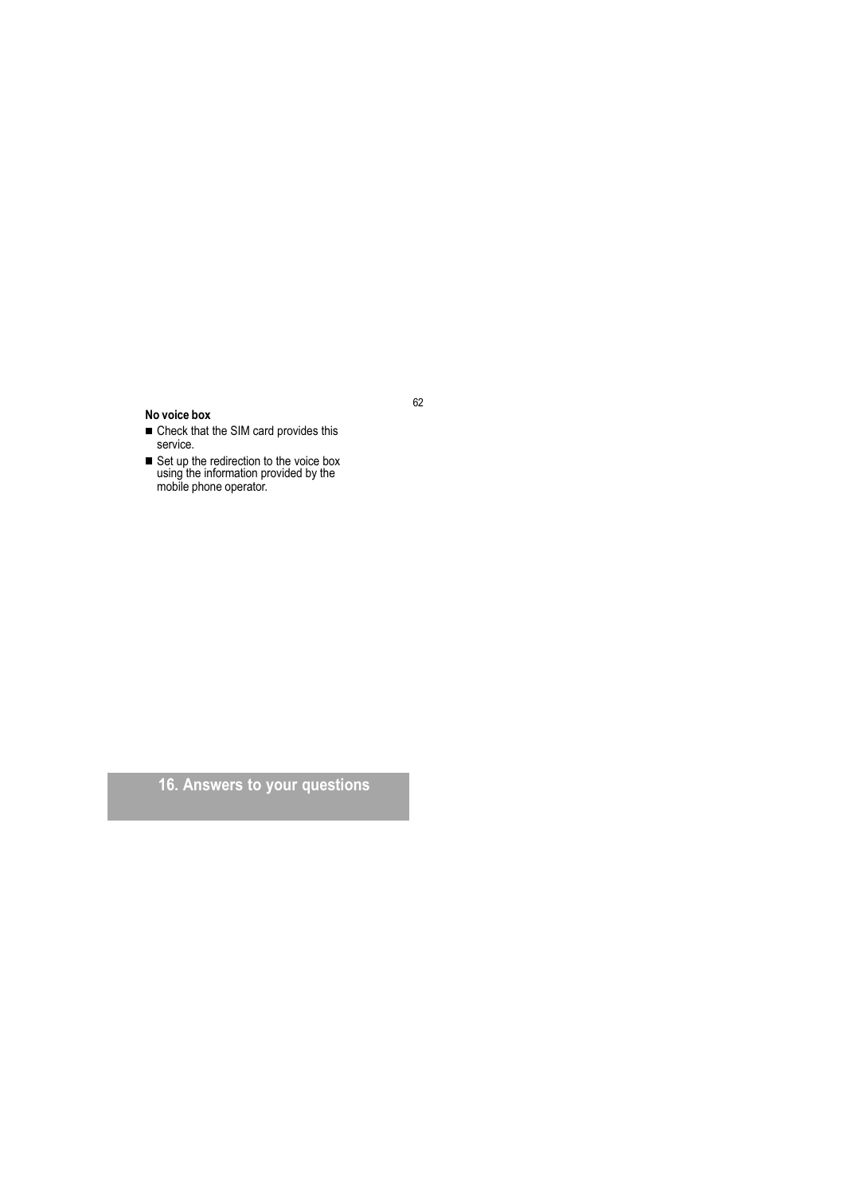**No voice box**

- Check that the SIM card provides this service.
- Set up the redirection to the voice box using the information provided by the mobile phone operator.

# 16. Answers to your questions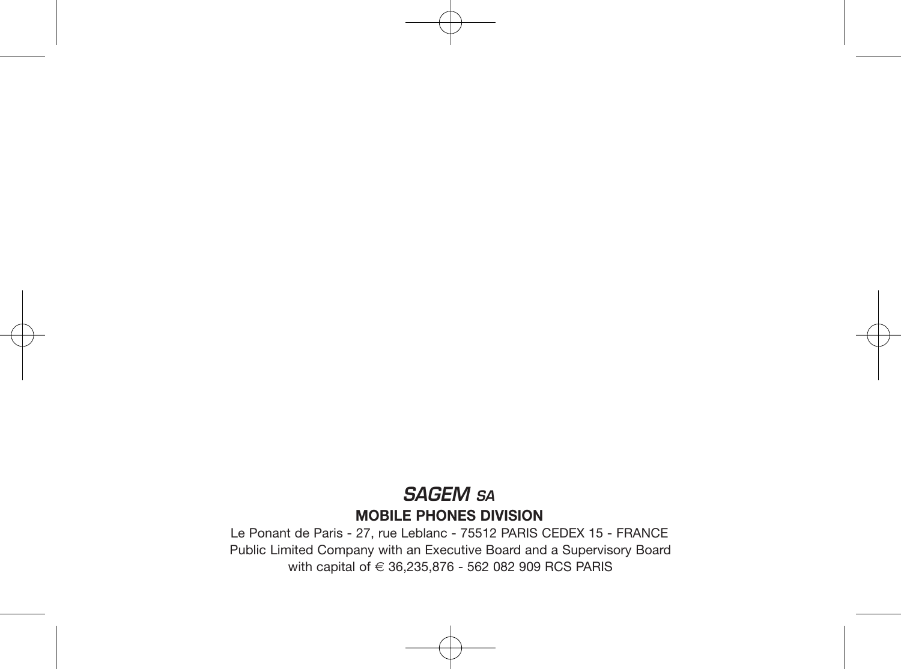***SAGEM SA***

**MOBILE PHONES DIVISION**

Le Ponant de Paris - 27, rue Leblanc - 75512 PARIS CEDEX 15 - FRANCE

Public Limited Company with an Executive Board and a Supervisory Board

with capital of € 36,235,876 - 562 082 909 RCS PARIS